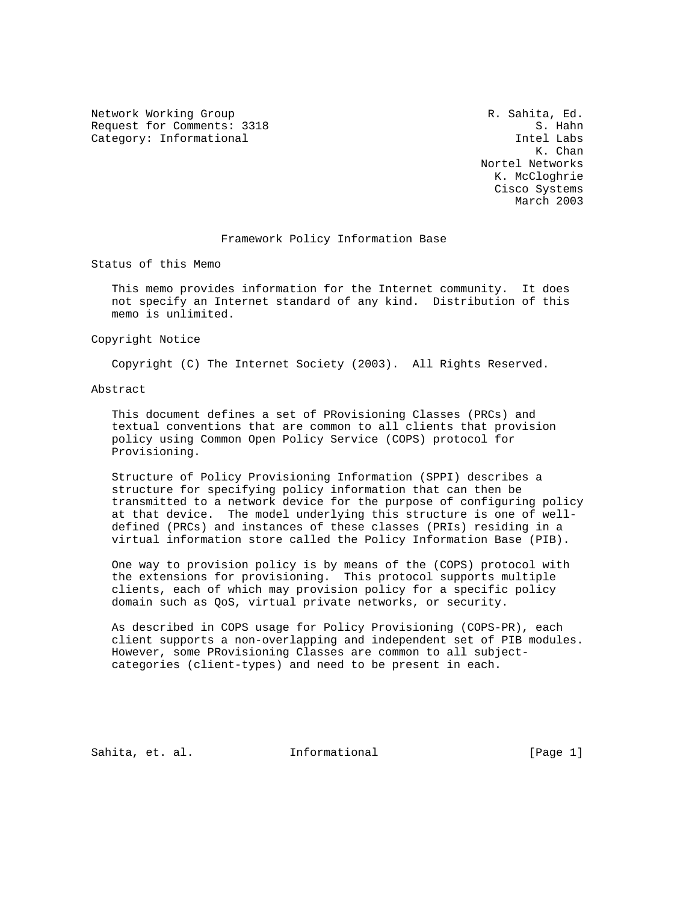Network Working Group R. Sahita, Ed.
Request for Comments: 3318 S. Hahn
Category: Informational Intel Labs
K. Chan
Nortel Networks
K. McCloghrie
Cisco Systems
March 2003

# Framework Policy Information Base

## Status of this Memo

This memo provides information for the Internet community. It does not specify an Internet standard of any kind. Distribution of this memo is unlimited.

## Copyright Notice

Copyright (C) The Internet Society (2003). All Rights Reserved.

## Abstract

This document defines a set of PRovisioning Classes (PRCs) and textual conventions that are common to all clients that provision policy using Common Open Policy Service (COPS) protocol for Provisioning.

Structure of Policy Provisioning Information (SPPI) describes a structure for specifying policy information that can then be transmitted to a network device for the purpose of configuring policy at that device. The model underlying this structure is one of well-defined (PRCs) and instances of these classes (PRIs) residing in a virtual information store called the Policy Information Base (PIB).

One way to provision policy is by means of the (COPS) protocol with the extensions for provisioning. This protocol supports multiple clients, each of which may provision policy for a specific policy domain such as QoS, virtual private networks, or security.

As described in COPS usage for Policy Provisioning (COPS-PR), each client supports a non-overlapping and independent set of PIB modules. However, some PRovisioning Classes are common to all subject-categories (client-types) and need to be present in each.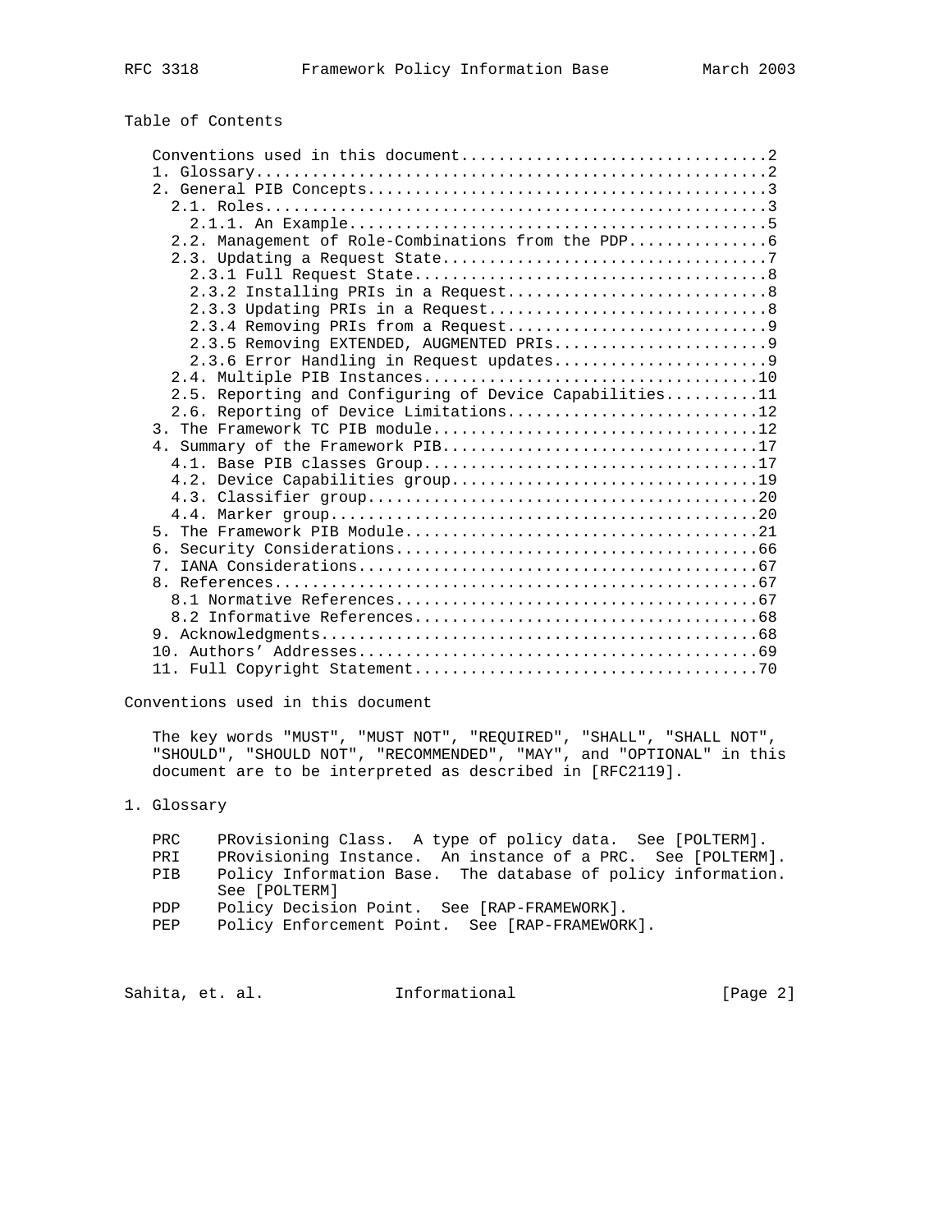Table of Contents

```
Conventions used in this document.................................2
1. Glossary.......................................................2
2. General PIB Concepts...........................................3
  2.1. Roles......................................................3
    2.1.1. An Example.............................................5
  2.2. Management of Role-Combinations from the PDP...............6
  2.3. Updating a Request State...................................7
    2.3.1 Full Request State......................................8
    2.3.2 Installing PRIs in a Request............................8
    2.3.3 Updating PRIs in a Request..............................8
    2.3.4 Removing PRIs from a Request............................9
    2.3.5 Removing EXTENDED, AUGMENTED PRIs.......................9
    2.3.6 Error Handling in Request updates.......................9
  2.4. Multiple PIB Instances....................................10
  2.5. Reporting and Configuring of Device Capabilities..........11
  2.6. Reporting of Device Limitations...........................12
3. The Framework TC PIB module...................................12
4. Summary of the Framework PIB..................................17
  4.1. Base PIB classes Group....................................17
  4.2. Device Capabilities group.................................19
  4.3. Classifier group..........................................20
  4.4. Marker group..............................................20
5. The Framework PIB Module......................................21
6. Security Considerations.......................................66
7. IANA Considerations...........................................67
8. References....................................................67
  8.1 Normative References.......................................67
  8.2 Informative References.....................................68
9. Acknowledgments...............................................68
10. Authors' Addresses...........................................69
11. Full Copyright Statement.....................................70
```

## Conventions used in this document

The key words "MUST", "MUST NOT", "REQUIRED", "SHALL", "SHALL NOT", "SHOULD", "SHOULD NOT", "RECOMMENDED", "MAY", and "OPTIONAL" in this document are to be interpreted as described in [RFC2119].

## 1. Glossary

```
PRC    PRovisioning Class.  A type of policy data.  See [POLTERM].
PRI    PRovisioning Instance.  An instance of a PRC.  See [POLTERM].
PIB    Policy Information Base.  The database of policy information.
       See [POLTERM]
PDP    Policy Decision Point.  See [RAP-FRAMEWORK].
PEP    Policy Enforcement Point.  See [RAP-FRAMEWORK].
```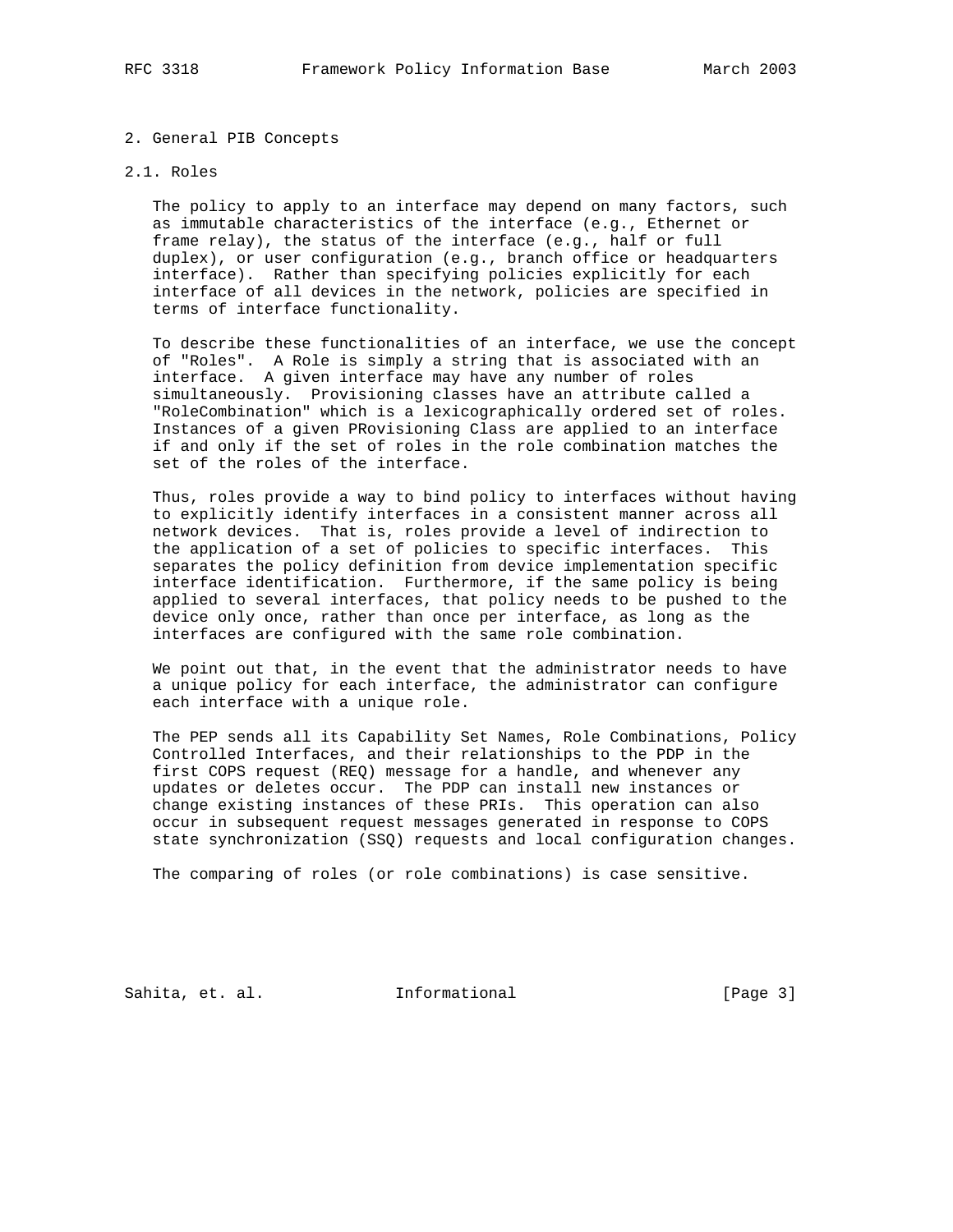## 2. General PIB Concepts

### 2.1. Roles

The policy to apply to an interface may depend on many factors, such as immutable characteristics of the interface (e.g., Ethernet or frame relay), the status of the interface (e.g., half or full duplex), or user configuration (e.g., branch office or headquarters interface). Rather than specifying policies explicitly for each interface of all devices in the network, policies are specified in terms of interface functionality.

To describe these functionalities of an interface, we use the concept of "Roles". A Role is simply a string that is associated with an interface. A given interface may have any number of roles simultaneously. Provisioning classes have an attribute called a "RoleCombination" which is a lexicographically ordered set of roles. Instances of a given PRovisioning Class are applied to an interface if and only if the set of roles in the role combination matches the set of the roles of the interface.

Thus, roles provide a way to bind policy to interfaces without having to explicitly identify interfaces in a consistent manner across all network devices. That is, roles provide a level of indirection to the application of a set of policies to specific interfaces. This separates the policy definition from device implementation specific interface identification. Furthermore, if the same policy is being applied to several interfaces, that policy needs to be pushed to the device only once, rather than once per interface, as long as the interfaces are configured with the same role combination.

We point out that, in the event that the administrator needs to have a unique policy for each interface, the administrator can configure each interface with a unique role.

The PEP sends all its Capability Set Names, Role Combinations, Policy Controlled Interfaces, and their relationships to the PDP in the first COPS request (REQ) message for a handle, and whenever any updates or deletes occur. The PDP can install new instances or change existing instances of these PRIs. This operation can also occur in subsequent request messages generated in response to COPS state synchronization (SSQ) requests and local configuration changes.

The comparing of roles (or role combinations) is case sensitive.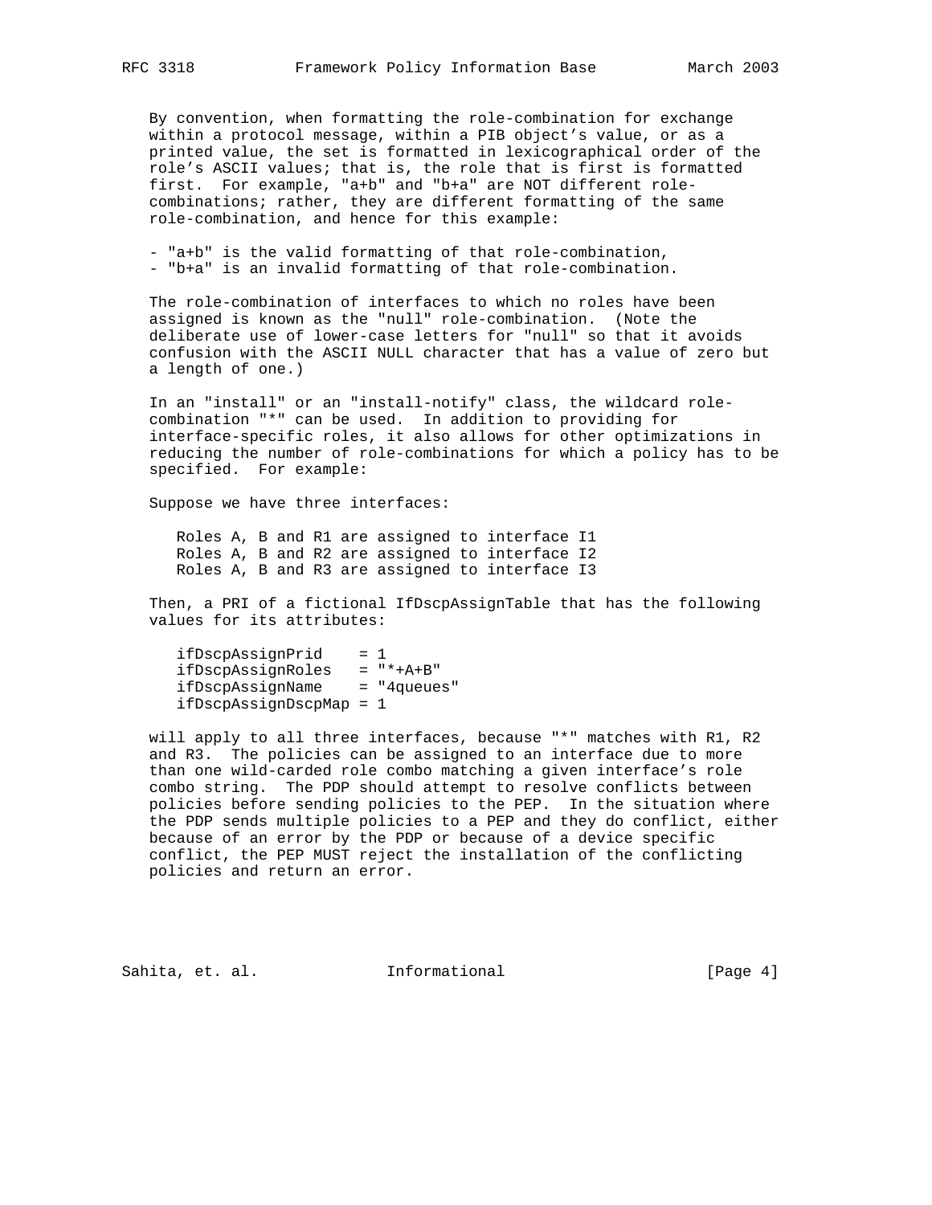By convention, when formatting the role-combination for exchange within a protocol message, within a PIB object's value, or as a printed value, the set is formatted in lexicographical order of the role's ASCII values; that is, the role that is first is formatted first. For example, "a+b" and "b+a" are NOT different role-combinations; rather, they are different formatting of the same role-combination, and hence for this example:

- "a+b" is the valid formatting of that role-combination,
- "b+a" is an invalid formatting of that role-combination.

The role-combination of interfaces to which no roles have been assigned is known as the "null" role-combination. (Note the deliberate use of lower-case letters for "null" so that it avoids confusion with the ASCII NULL character that has a value of zero but a length of one.)

In an "install" or an "install-notify" class, the wildcard role-combination "*" can be used. In addition to providing for interface-specific roles, it also allows for other optimizations in reducing the number of role-combinations for which a policy has to be specified. For example:

Suppose we have three interfaces:

```
Roles A, B and R1 are assigned to interface I1
Roles A, B and R2 are assigned to interface I2
Roles A, B and R3 are assigned to interface I3
```

Then, a PRI of a fictional IfDscpAssignTable that has the following values for its attributes:

```
ifDscpAssignPrid    = 1
ifDscpAssignRoles   = "*+A+B"
ifDscpAssignName    = "4queues"
ifDscpAssignDscpMap = 1
```

will apply to all three interfaces, because "*" matches with R1, R2 and R3. The policies can be assigned to an interface due to more than one wild-carded role combo matching a given interface's role combo string. The PDP should attempt to resolve conflicts between policies before sending policies to the PEP. In the situation where the PDP sends multiple policies to a PEP and they do conflict, either because of an error by the PDP or because of a device specific conflict, the PEP MUST reject the installation of the conflicting policies and return an error.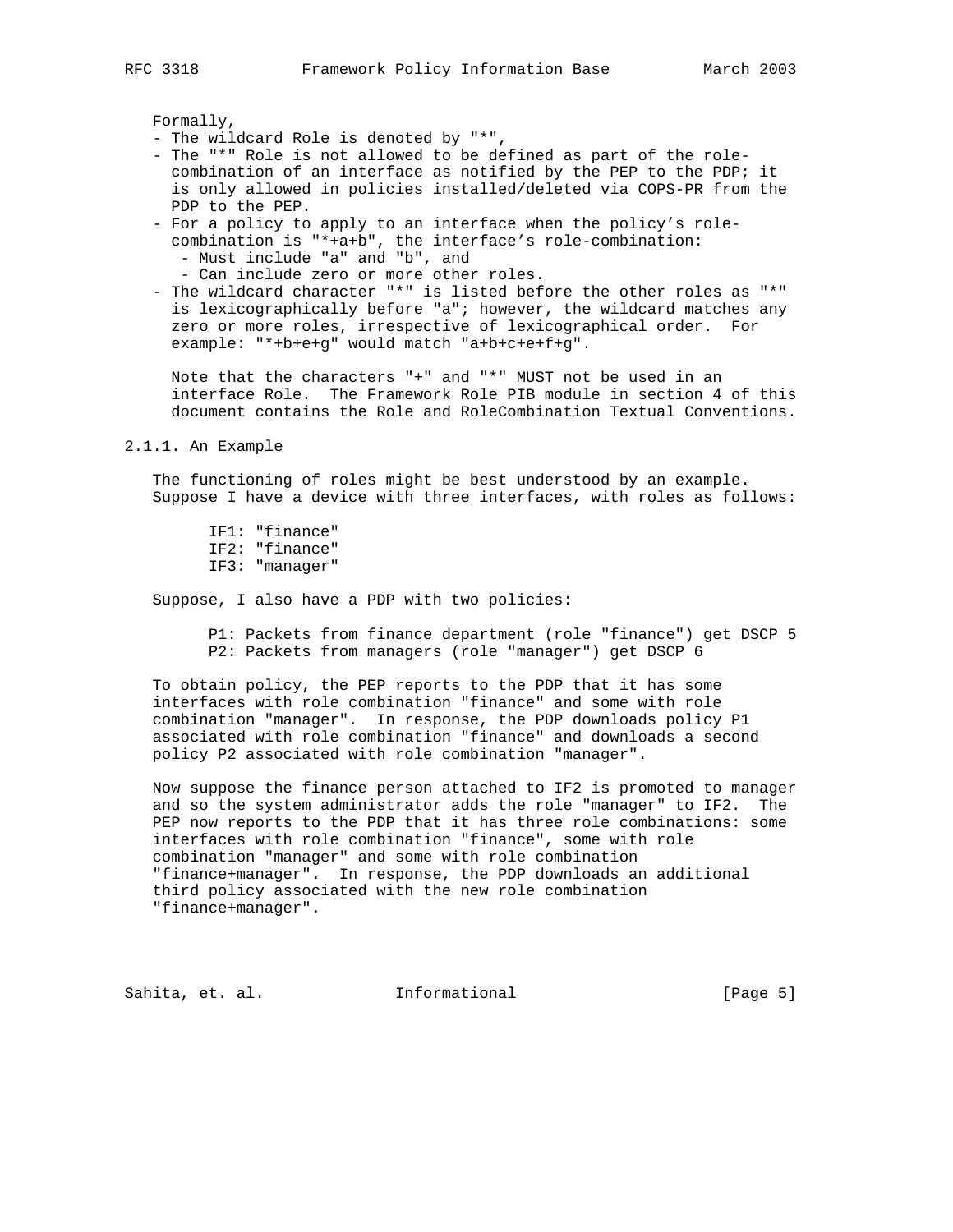Formally,

- The wildcard Role is denoted by "*",
- The "*" Role is not allowed to be defined as part of the role-combination of an interface as notified by the PEP to the PDP; it is only allowed in policies installed/deleted via COPS-PR from the PDP to the PEP.
- For a policy to apply to an interface when the policy's role-combination is "*+a+b", the interface's role-combination:
  - Must include "a" and "b", and
  - Can include zero or more other roles.
- The wildcard character "*" is listed before the other roles as "*" is lexicographically before "a"; however, the wildcard matches any zero or more roles, irrespective of lexicographical order. For example: "*+b+e+g" would match "a+b+c+e+f+g".

  Note that the characters "+" and "*" MUST not be used in an interface Role. The Framework Role PIB module in section 4 of this document contains the Role and RoleCombination Textual Conventions.

### 2.1.1. An Example

The functioning of roles might be best understood by an example. Suppose I have a device with three interfaces, with roles as follows:

```
IF1: "finance"
IF2: "finance"
IF3: "manager"
```

Suppose, I also have a PDP with two policies:

```
P1: Packets from finance department (role "finance") get DSCP 5
P2: Packets from managers (role "manager") get DSCP 6
```

To obtain policy, the PEP reports to the PDP that it has some interfaces with role combination "finance" and some with role combination "manager". In response, the PDP downloads policy P1 associated with role combination "finance" and downloads a second policy P2 associated with role combination "manager".

Now suppose the finance person attached to IF2 is promoted to manager and so the system administrator adds the role "manager" to IF2. The PEP now reports to the PDP that it has three role combinations: some interfaces with role combination "finance", some with role combination "manager" and some with role combination "finance+manager". In response, the PDP downloads an additional third policy associated with the new role combination "finance+manager".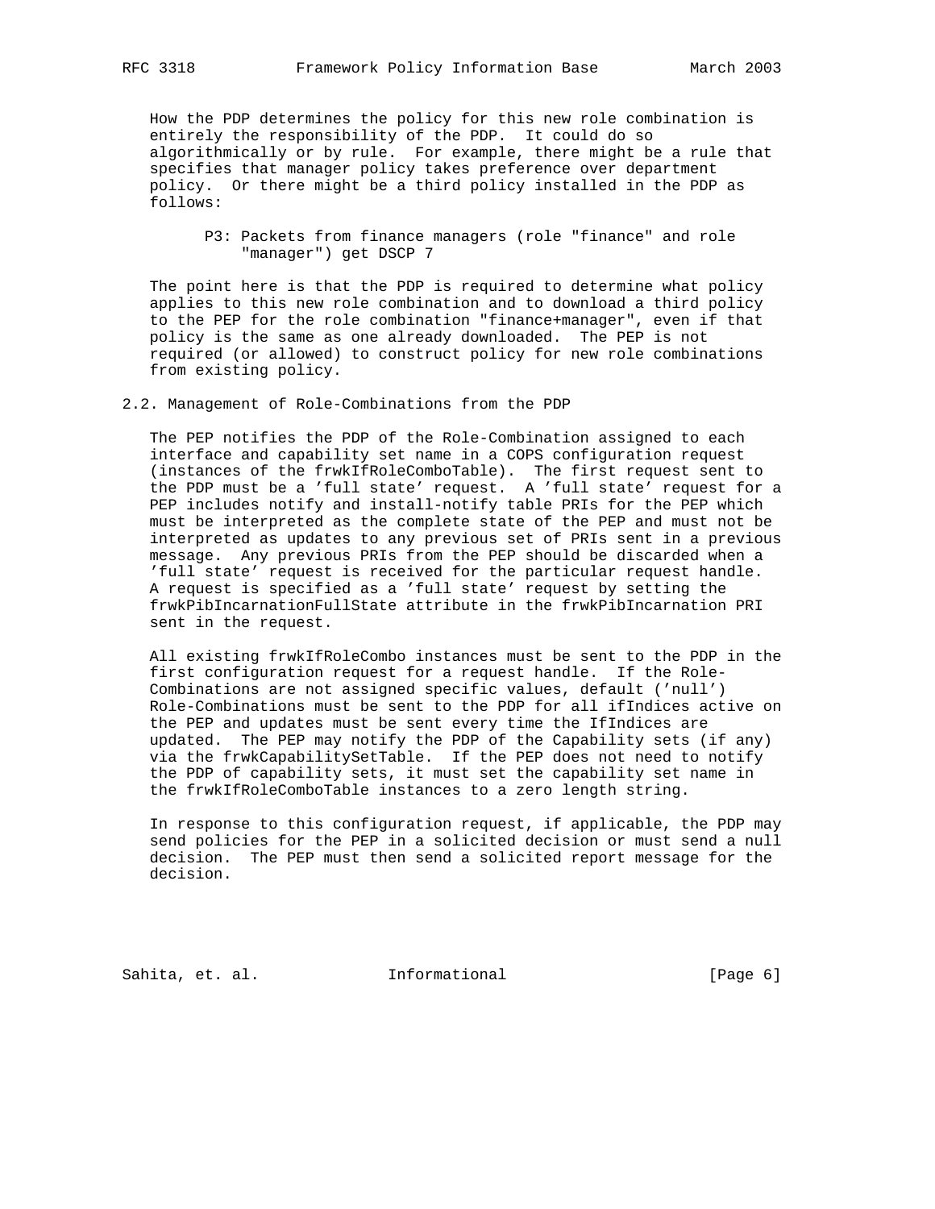How the PDP determines the policy for this new role combination is entirely the responsibility of the PDP. It could do so algorithmically or by rule. For example, there might be a rule that specifies that manager policy takes preference over department policy. Or there might be a third policy installed in the PDP as follows:

> P3: Packets from finance managers (role "finance" and role "manager") get DSCP 7

The point here is that the PDP is required to determine what policy applies to this new role combination and to download a third policy to the PEP for the role combination "finance+manager", even if that policy is the same as one already downloaded. The PEP is not required (or allowed) to construct policy for new role combinations from existing policy.

## 2.2. Management of Role-Combinations from the PDP

The PEP notifies the PDP of the Role-Combination assigned to each interface and capability set name in a COPS configuration request (instances of the frwkIfRoleComboTable). The first request sent to the PDP must be a 'full state' request. A 'full state' request for a PEP includes notify and install-notify table PRIs for the PEP which must be interpreted as the complete state of the PEP and must not be interpreted as updates to any previous set of PRIs sent in a previous message. Any previous PRIs from the PEP should be discarded when a 'full state' request is received for the particular request handle. A request is specified as a 'full state' request by setting the frwkPibIncarnationFullState attribute in the frwkPibIncarnation PRI sent in the request.

All existing frwkIfRoleCombo instances must be sent to the PDP in the first configuration request for a request handle. If the Role-Combinations are not assigned specific values, default ('null') Role-Combinations must be sent to the PDP for all ifIndices active on the PEP and updates must be sent every time the IfIndices are updated. The PEP may notify the PDP of the Capability sets (if any) via the frwkCapabilitySetTable. If the PEP does not need to notify the PDP of capability sets, it must set the capability set name in the frwkIfRoleComboTable instances to a zero length string.

In response to this configuration request, if applicable, the PDP may send policies for the PEP in a solicited decision or must send a null decision. The PEP must then send a solicited report message for the decision.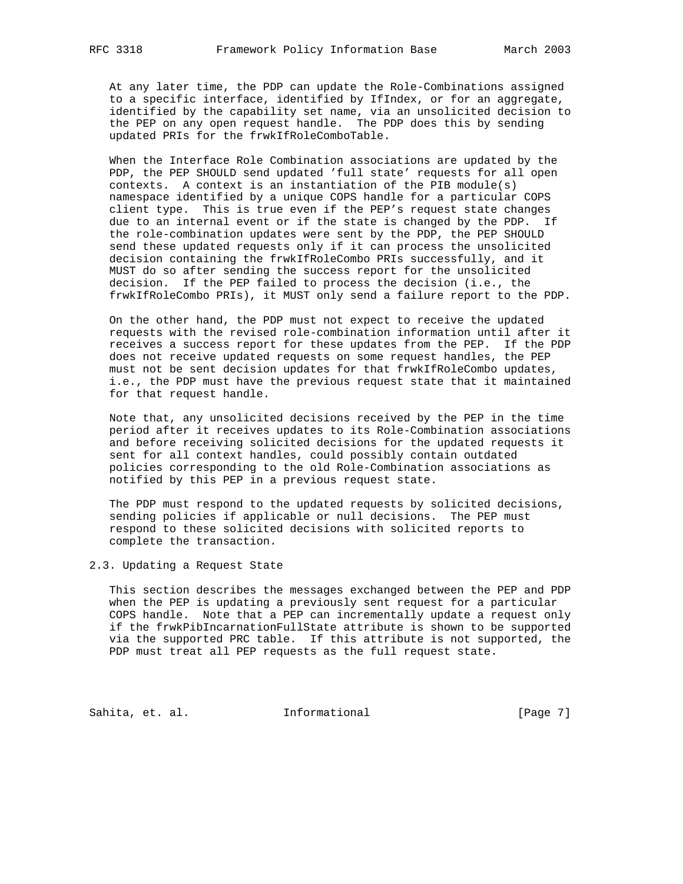At any later time, the PDP can update the Role-Combinations assigned to a specific interface, identified by IfIndex, or for an aggregate, identified by the capability set name, via an unsolicited decision to the PEP on any open request handle. The PDP does this by sending updated PRIs for the frwkIfRoleComboTable.

When the Interface Role Combination associations are updated by the PDP, the PEP SHOULD send updated 'full state' requests for all open contexts. A context is an instantiation of the PIB module(s) namespace identified by a unique COPS handle for a particular COPS client type. This is true even if the PEP's request state changes due to an internal event or if the state is changed by the PDP. If the role-combination updates were sent by the PDP, the PEP SHOULD send these updated requests only if it can process the unsolicited decision containing the frwkIfRoleCombo PRIs successfully, and it MUST do so after sending the success report for the unsolicited decision. If the PEP failed to process the decision (i.e., the frwkIfRoleCombo PRIs), it MUST only send a failure report to the PDP.

On the other hand, the PDP must not expect to receive the updated requests with the revised role-combination information until after it receives a success report for these updates from the PEP. If the PDP does not receive updated requests on some request handles, the PEP must not be sent decision updates for that frwkIfRoleCombo updates, i.e., the PDP must have the previous request state that it maintained for that request handle.

Note that, any unsolicited decisions received by the PEP in the time period after it receives updates to its Role-Combination associations and before receiving solicited decisions for the updated requests it sent for all context handles, could possibly contain outdated policies corresponding to the old Role-Combination associations as notified by this PEP in a previous request state.

The PDP must respond to the updated requests by solicited decisions, sending policies if applicable or null decisions. The PEP must respond to these solicited decisions with solicited reports to complete the transaction.

## 2.3. Updating a Request State

This section describes the messages exchanged between the PEP and PDP when the PEP is updating a previously sent request for a particular COPS handle. Note that a PEP can incrementally update a request only if the frwkPibIncarnationFullState attribute is shown to be supported via the supported PRC table. If this attribute is not supported, the PDP must treat all PEP requests as the full request state.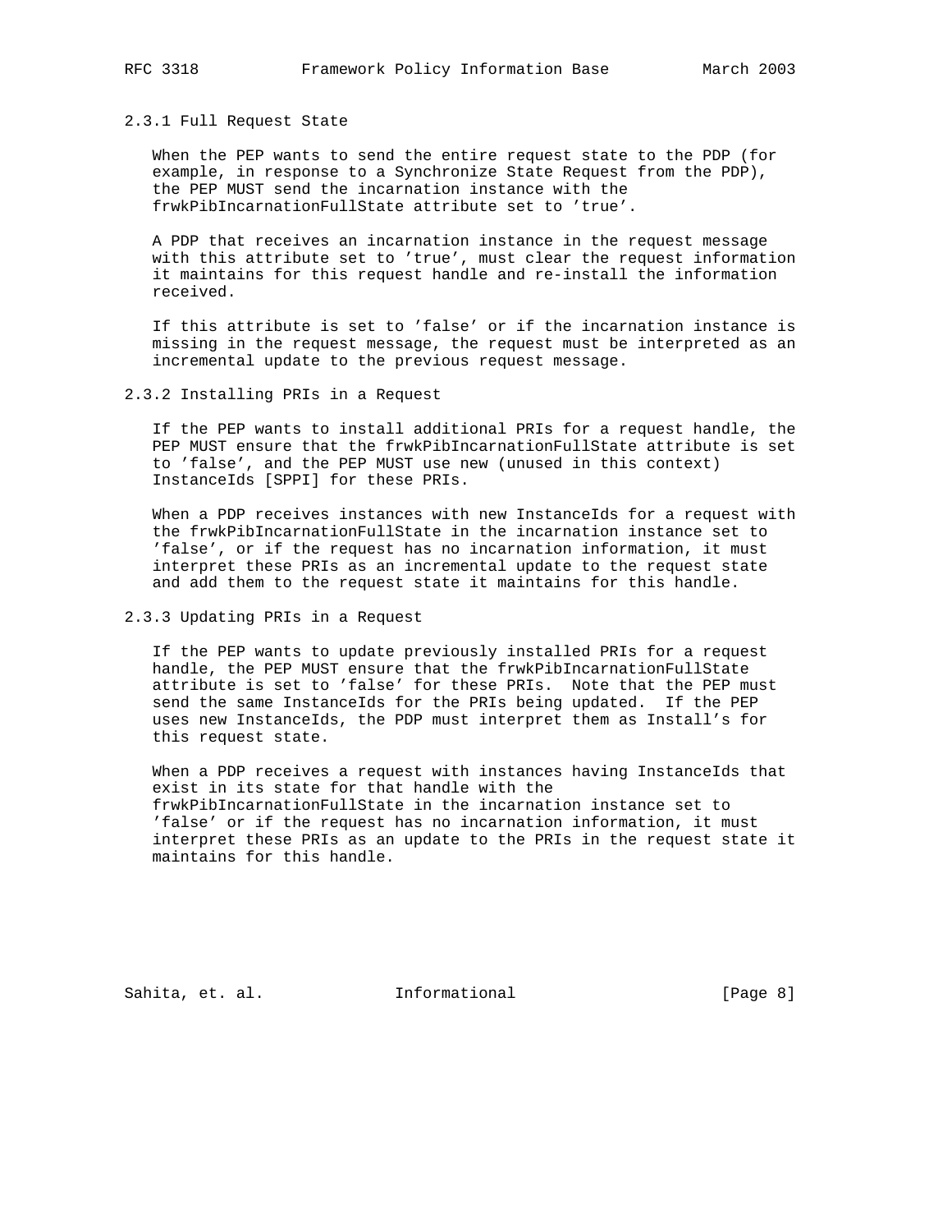### 2.3.1 Full Request State

When the PEP wants to send the entire request state to the PDP (for example, in response to a Synchronize State Request from the PDP), the PEP MUST send the incarnation instance with the frwkPibIncarnationFullState attribute set to 'true'.

A PDP that receives an incarnation instance in the request message with this attribute set to 'true', must clear the request information it maintains for this request handle and re-install the information received.

If this attribute is set to 'false' or if the incarnation instance is missing in the request message, the request must be interpreted as an incremental update to the previous request message.

### 2.3.2 Installing PRIs in a Request

If the PEP wants to install additional PRIs for a request handle, the PEP MUST ensure that the frwkPibIncarnationFullState attribute is set to 'false', and the PEP MUST use new (unused in this context) InstanceIds [SPPI] for these PRIs.

When a PDP receives instances with new InstanceIds for a request with the frwkPibIncarnationFullState in the incarnation instance set to 'false', or if the request has no incarnation information, it must interpret these PRIs as an incremental update to the request state and add them to the request state it maintains for this handle.

### 2.3.3 Updating PRIs in a Request

If the PEP wants to update previously installed PRIs for a request handle, the PEP MUST ensure that the frwkPibIncarnationFullState attribute is set to 'false' for these PRIs. Note that the PEP must send the same InstanceIds for the PRIs being updated. If the PEP uses new InstanceIds, the PDP must interpret them as Install's for this request state.

When a PDP receives a request with instances having InstanceIds that exist in its state for that handle with the frwkPibIncarnationFullState in the incarnation instance set to 'false' or if the request has no incarnation information, it must interpret these PRIs as an update to the PRIs in the request state it maintains for this handle.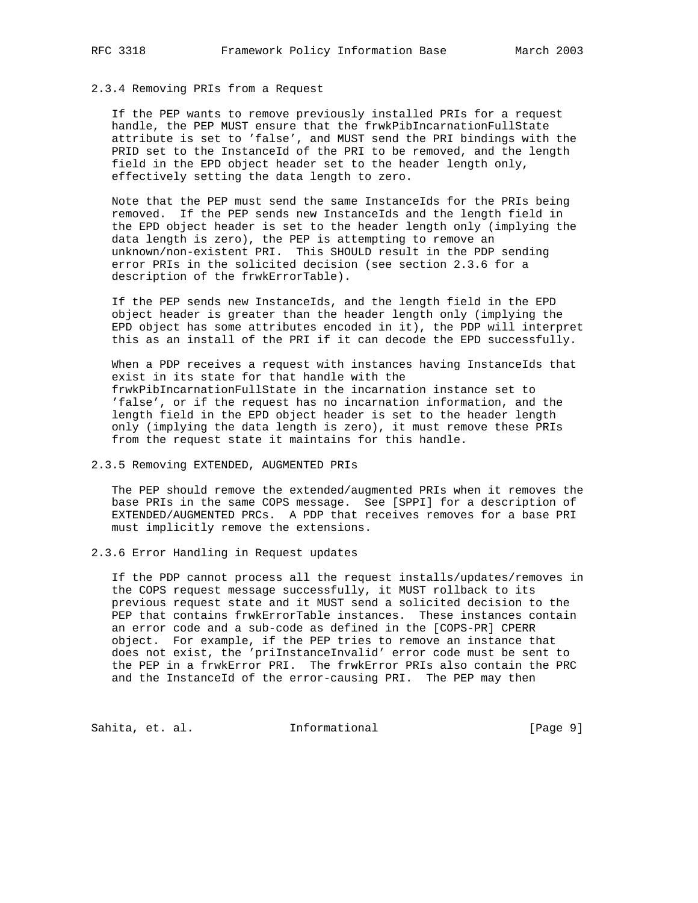### 2.3.4 Removing PRIs from a Request

If the PEP wants to remove previously installed PRIs for a request handle, the PEP MUST ensure that the frwkPibIncarnationFullState attribute is set to 'false', and MUST send the PRI bindings with the PRID set to the InstanceId of the PRI to be removed, and the length field in the EPD object header set to the header length only, effectively setting the data length to zero.

Note that the PEP must send the same InstanceIds for the PRIs being removed. If the PEP sends new InstanceIds and the length field in the EPD object header is set to the header length only (implying the data length is zero), the PEP is attempting to remove an unknown/non-existent PRI. This SHOULD result in the PDP sending error PRIs in the solicited decision (see section 2.3.6 for a description of the frwkErrorTable).

If the PEP sends new InstanceIds, and the length field in the EPD object header is greater than the header length only (implying the EPD object has some attributes encoded in it), the PDP will interpret this as an install of the PRI if it can decode the EPD successfully.

When a PDP receives a request with instances having InstanceIds that exist in its state for that handle with the frwkPibIncarnationFullState in the incarnation instance set to 'false', or if the request has no incarnation information, and the length field in the EPD object header is set to the header length only (implying the data length is zero), it must remove these PRIs from the request state it maintains for this handle.

### 2.3.5 Removing EXTENDED, AUGMENTED PRIs

The PEP should remove the extended/augmented PRIs when it removes the base PRIs in the same COPS message. See [SPPI] for a description of EXTENDED/AUGMENTED PRCs. A PDP that receives removes for a base PRI must implicitly remove the extensions.

### 2.3.6 Error Handling in Request updates

If the PDP cannot process all the request installs/updates/removes in the COPS request message successfully, it MUST rollback to its previous request state and it MUST send a solicited decision to the PEP that contains frwkErrorTable instances. These instances contain an error code and a sub-code as defined in the [COPS-PR] CPERR object. For example, if the PEP tries to remove an instance that does not exist, the 'priInstanceInvalid' error code must be sent to the PEP in a frwkError PRI. The frwkError PRIs also contain the PRC and the InstanceId of the error-causing PRI. The PEP may then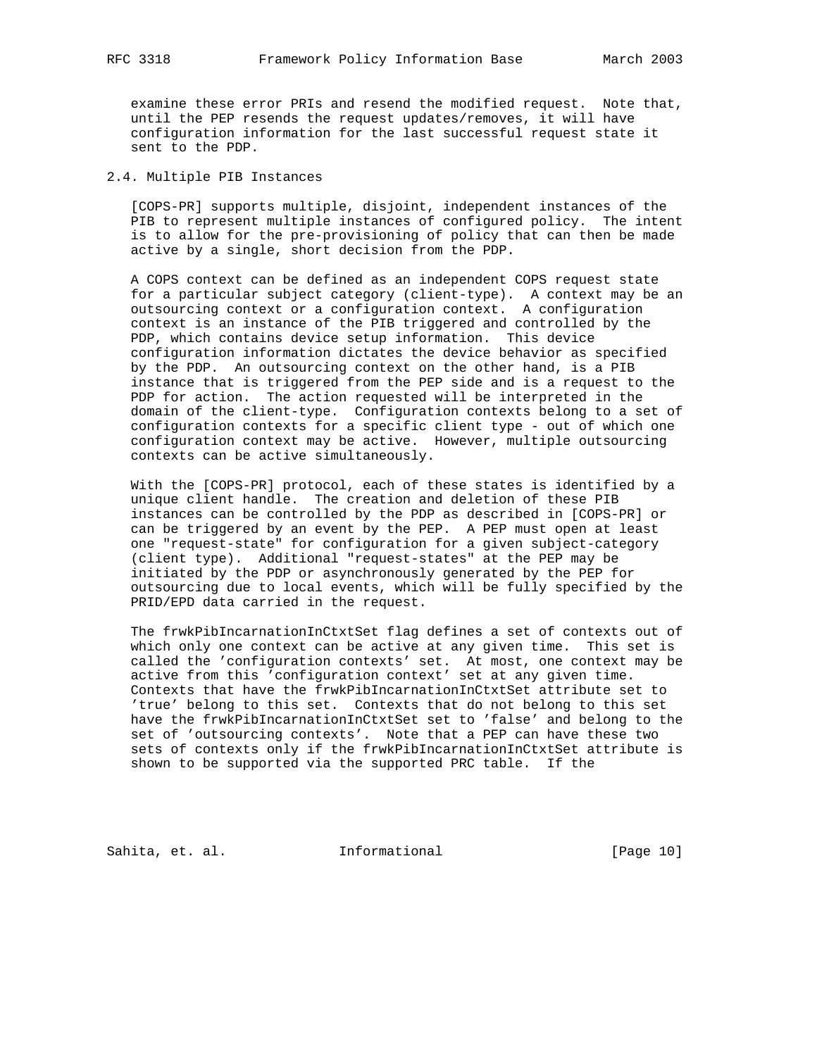examine these error PRIs and resend the modified request. Note that, until the PEP resends the request updates/removes, it will have configuration information for the last successful request state it sent to the PDP.

## 2.4. Multiple PIB Instances

[COPS-PR] supports multiple, disjoint, independent instances of the PIB to represent multiple instances of configured policy. The intent is to allow for the pre-provisioning of policy that can then be made active by a single, short decision from the PDP.

A COPS context can be defined as an independent COPS request state for a particular subject category (client-type). A context may be an outsourcing context or a configuration context. A configuration context is an instance of the PIB triggered and controlled by the PDP, which contains device setup information. This device configuration information dictates the device behavior as specified by the PDP. An outsourcing context on the other hand, is a PIB instance that is triggered from the PEP side and is a request to the PDP for action. The action requested will be interpreted in the domain of the client-type. Configuration contexts belong to a set of configuration contexts for a specific client type - out of which one configuration context may be active. However, multiple outsourcing contexts can be active simultaneously.

With the [COPS-PR] protocol, each of these states is identified by a unique client handle. The creation and deletion of these PIB instances can be controlled by the PDP as described in [COPS-PR] or can be triggered by an event by the PEP. A PEP must open at least one "request-state" for configuration for a given subject-category (client type). Additional "request-states" at the PEP may be initiated by the PDP or asynchronously generated by the PEP for outsourcing due to local events, which will be fully specified by the PRID/EPD data carried in the request.

The frwkPibIncarnationInCtxtSet flag defines a set of contexts out of which only one context can be active at any given time. This set is called the 'configuration contexts' set. At most, one context may be active from this 'configuration context' set at any given time. Contexts that have the frwkPibIncarnationInCtxtSet attribute set to 'true' belong to this set. Contexts that do not belong to this set have the frwkPibIncarnationInCtxtSet set to 'false' and belong to the set of 'outsourcing contexts'. Note that a PEP can have these two sets of contexts only if the frwkPibIncarnationInCtxtSet attribute is shown to be supported via the supported PRC table. If the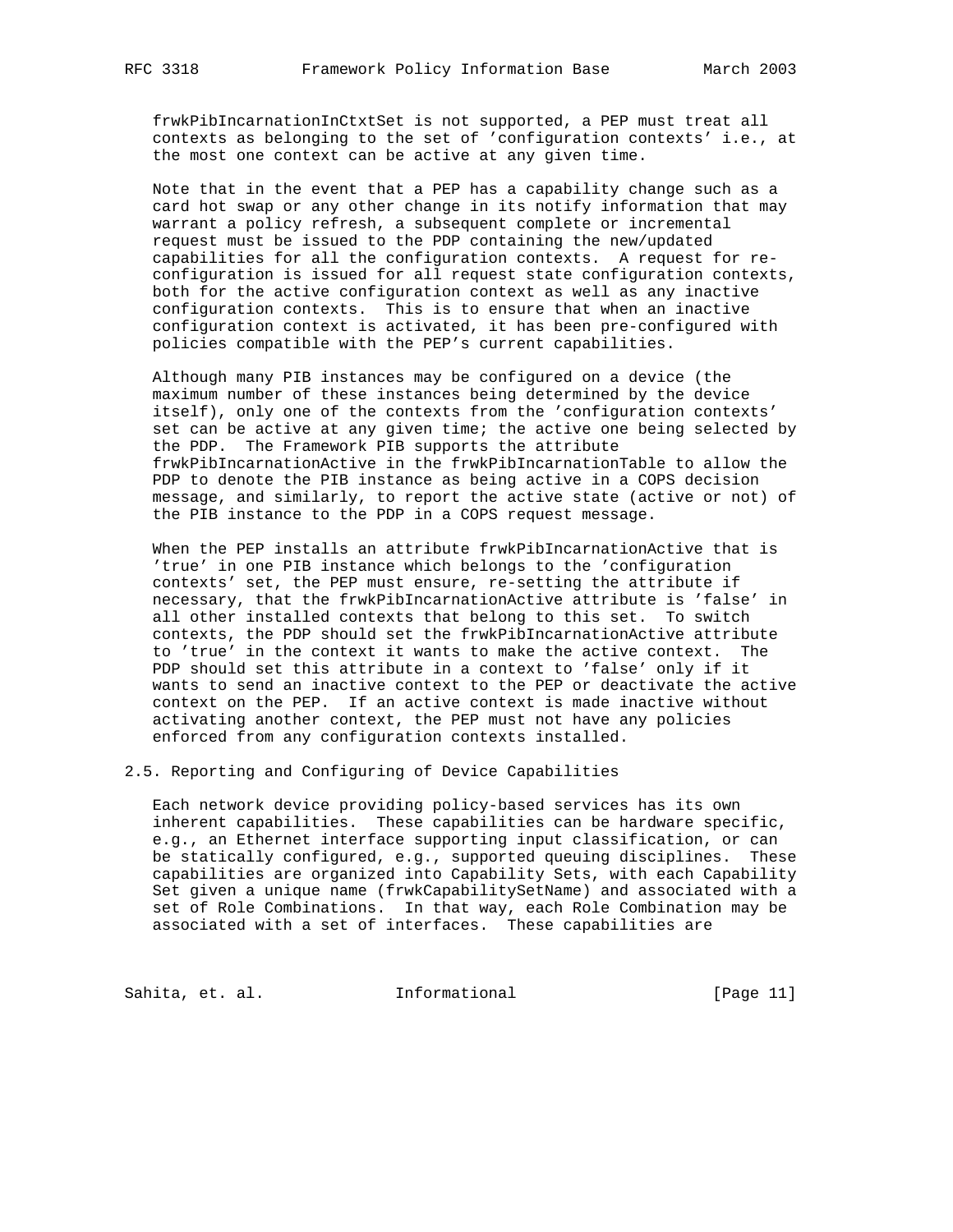frwkPibIncarnationInCtxtSet is not supported, a PEP must treat all contexts as belonging to the set of 'configuration contexts' i.e., at the most one context can be active at any given time.

Note that in the event that a PEP has a capability change such as a card hot swap or any other change in its notify information that may warrant a policy refresh, a subsequent complete or incremental request must be issued to the PDP containing the new/updated capabilities for all the configuration contexts. A request for re-configuration is issued for all request state configuration contexts, both for the active configuration context as well as any inactive configuration contexts. This is to ensure that when an inactive configuration context is activated, it has been pre-configured with policies compatible with the PEP's current capabilities.

Although many PIB instances may be configured on a device (the maximum number of these instances being determined by the device itself), only one of the contexts from the 'configuration contexts' set can be active at any given time; the active one being selected by the PDP. The Framework PIB supports the attribute frwkPibIncarnationActive in the frwkPibIncarnationTable to allow the PDP to denote the PIB instance as being active in a COPS decision message, and similarly, to report the active state (active or not) of the PIB instance to the PDP in a COPS request message.

When the PEP installs an attribute frwkPibIncarnationActive that is 'true' in one PIB instance which belongs to the 'configuration contexts' set, the PEP must ensure, re-setting the attribute if necessary, that the frwkPibIncarnationActive attribute is 'false' in all other installed contexts that belong to this set. To switch contexts, the PDP should set the frwkPibIncarnationActive attribute to 'true' in the context it wants to make the active context. The PDP should set this attribute in a context to 'false' only if it wants to send an inactive context to the PEP or deactivate the active context on the PEP. If an active context is made inactive without activating another context, the PEP must not have any policies enforced from any configuration contexts installed.

## 2.5. Reporting and Configuring of Device Capabilities

Each network device providing policy-based services has its own inherent capabilities. These capabilities can be hardware specific, e.g., an Ethernet interface supporting input classification, or can be statically configured, e.g., supported queuing disciplines. These capabilities are organized into Capability Sets, with each Capability Set given a unique name (frwkCapabilitySetName) and associated with a set of Role Combinations. In that way, each Role Combination may be associated with a set of interfaces. These capabilities are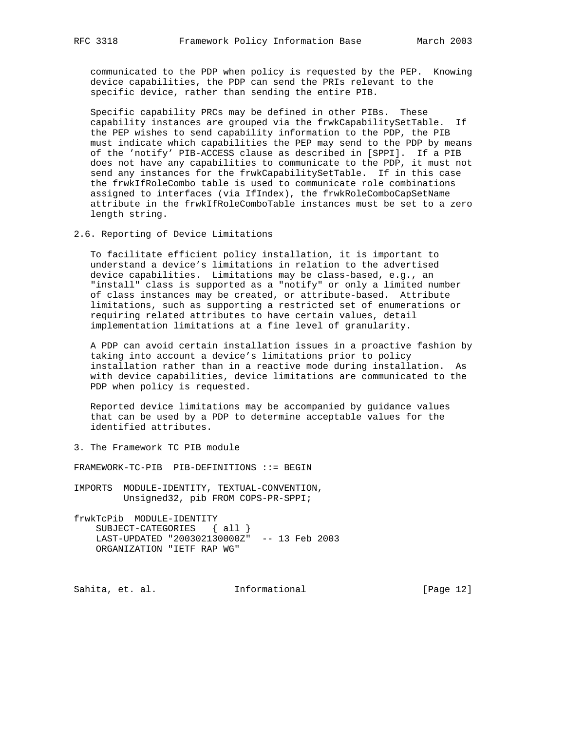communicated to the PDP when policy is requested by the PEP. Knowing device capabilities, the PDP can send the PRIs relevant to the specific device, rather than sending the entire PIB.

Specific capability PRCs may be defined in other PIBs. These capability instances are grouped via the frwkCapabilitySetTable. If the PEP wishes to send capability information to the PDP, the PIB must indicate which capabilities the PEP may send to the PDP by means of the 'notify' PIB-ACCESS clause as described in [SPPI]. If a PIB does not have any capabilities to communicate to the PDP, it must not send any instances for the frwkCapabilitySetTable. If in this case the frwkIfRoleCombo table is used to communicate role combinations assigned to interfaces (via IfIndex), the frwkRoleComboCapSetName attribute in the frwkIfRoleComboTable instances must be set to a zero length string.

## 2.6. Reporting of Device Limitations

To facilitate efficient policy installation, it is important to understand a device's limitations in relation to the advertised device capabilities. Limitations may be class-based, e.g., an "install" class is supported as a "notify" or only a limited number of class instances may be created, or attribute-based. Attribute limitations, such as supporting a restricted set of enumerations or requiring related attributes to have certain values, detail implementation limitations at a fine level of granularity.

A PDP can avoid certain installation issues in a proactive fashion by taking into account a device's limitations prior to policy installation rather than in a reactive mode during installation. As with device capabilities, device limitations are communicated to the PDP when policy is requested.

Reported device limitations may be accompanied by guidance values that can be used by a PDP to determine acceptable values for the identified attributes.

# 3. The Framework TC PIB module

```
FRAMEWORK-TC-PIB  PIB-DEFINITIONS ::= BEGIN

IMPORTS  MODULE-IDENTITY, TEXTUAL-CONVENTION,
         Unsigned32, pib FROM COPS-PR-SPPI;

frwkTcPib  MODULE-IDENTITY
    SUBJECT-CATEGORIES   { all }
    LAST-UPDATED "200302130000Z"  -- 13 Feb 2003
    ORGANIZATION "IETF RAP WG"
```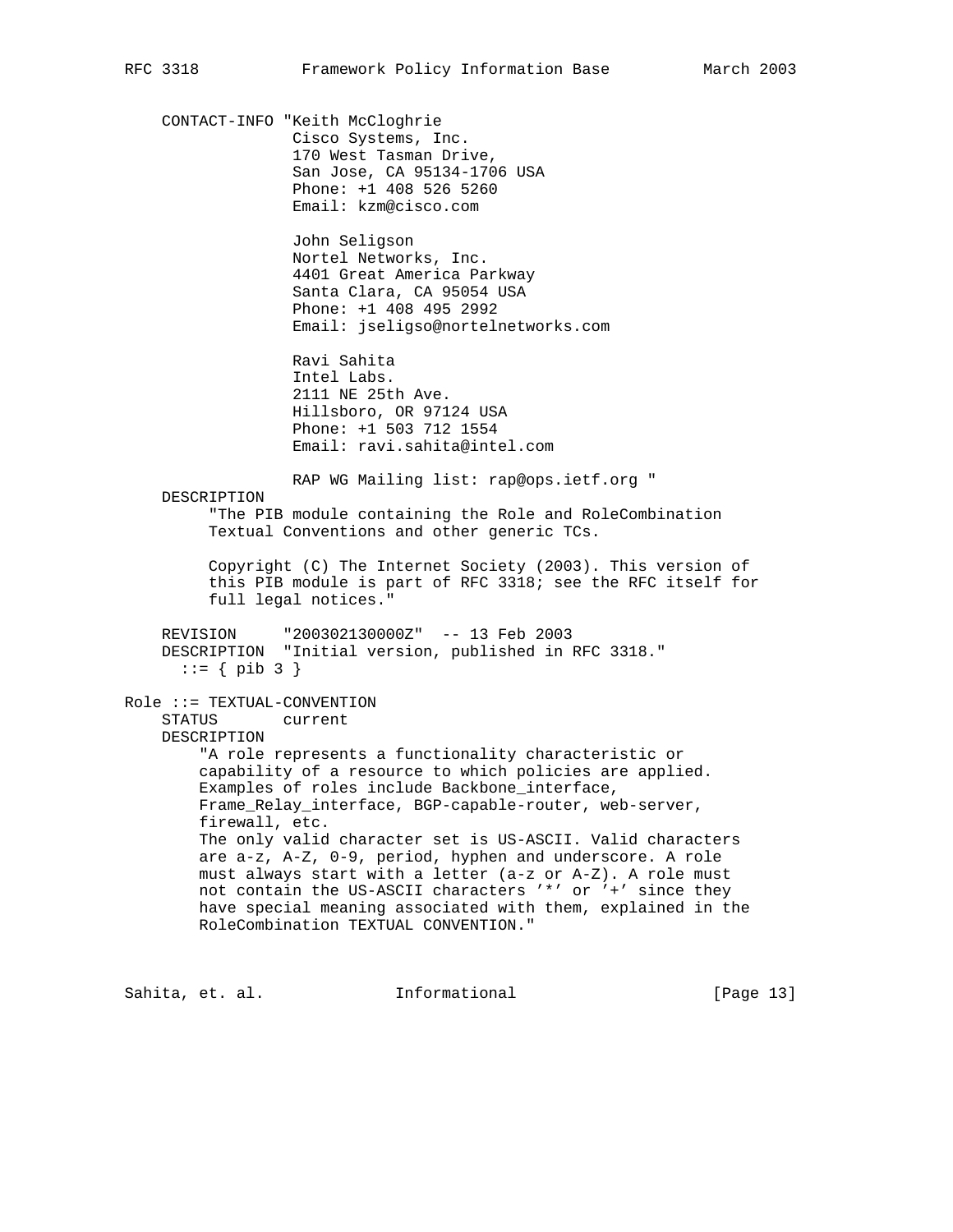```
    CONTACT-INFO "Keith McCloghrie
                  Cisco Systems, Inc.
                  170 West Tasman Drive,
                  San Jose, CA 95134-1706 USA
                  Phone: +1 408 526 5260
                  Email: kzm@cisco.com

                  John Seligson
                  Nortel Networks, Inc.
                  4401 Great America Parkway
                  Santa Clara, CA 95054 USA
                  Phone: +1 408 495 2992
                  Email: jseligso@nortelnetworks.com

                  Ravi Sahita
                  Intel Labs.
                  2111 NE 25th Ave.
                  Hillsboro, OR 97124 USA
                  Phone: +1 503 712 1554
                  Email: ravi.sahita@intel.com

                  RAP WG Mailing list: rap@ops.ietf.org "
    DESCRIPTION
         "The PIB module containing the Role and RoleCombination
         Textual Conventions and other generic TCs.

         Copyright (C) The Internet Society (2003). This version of
         this PIB module is part of RFC 3318; see the RFC itself for
         full legal notices."

    REVISION     "200302130000Z"  -- 13 Feb 2003
    DESCRIPTION  "Initial version, published in RFC 3318."
      ::= { pib 3 }

Role ::= TEXTUAL-CONVENTION
    STATUS       current
    DESCRIPTION
        "A role represents a functionality characteristic or
        capability of a resource to which policies are applied.
        Examples of roles include Backbone_interface,
        Frame_Relay_interface, BGP-capable-router, web-server,
        firewall, etc.
        The only valid character set is US-ASCII. Valid characters
        are a-z, A-Z, 0-9, period, hyphen and underscore. A role
        must always start with a letter (a-z or A-Z). A role must
        not contain the US-ASCII characters '*' or '+' since they
        have special meaning associated with them, explained in the
        RoleCombination TEXTUAL CONVENTION."
```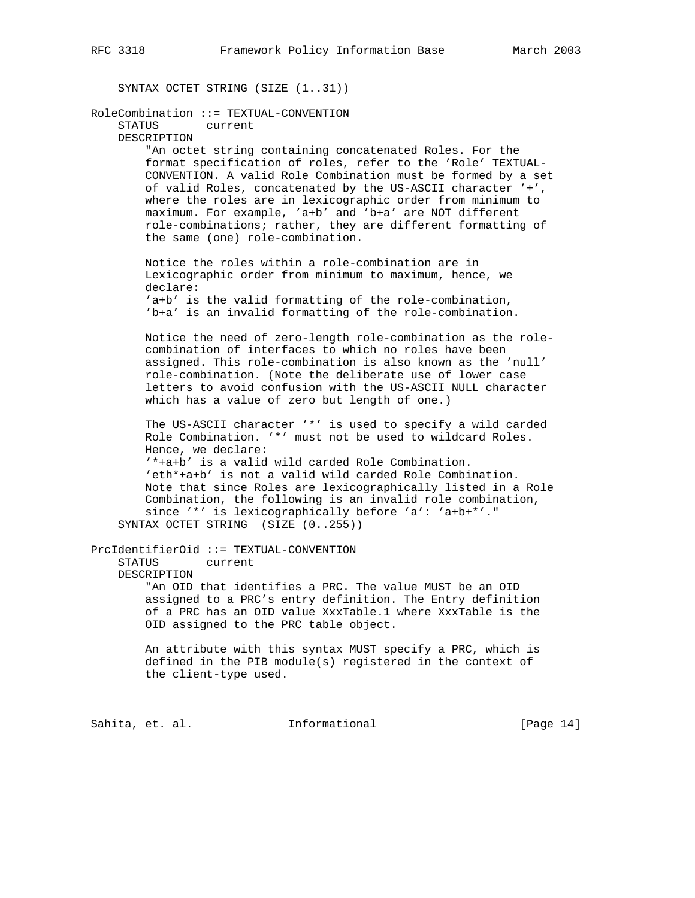```
    SYNTAX OCTET STRING (SIZE (1..31))

RoleCombination ::= TEXTUAL-CONVENTION
    STATUS       current
    DESCRIPTION
        "An octet string containing concatenated Roles. For the
        format specification of roles, refer to the 'Role' TEXTUAL-
        CONVENTION. A valid Role Combination must be formed by a set
        of valid Roles, concatenated by the US-ASCII character '+',
        where the roles are in lexicographic order from minimum to
        maximum. For example, 'a+b' and 'b+a' are NOT different
        role-combinations; rather, they are different formatting of
        the same (one) role-combination.

        Notice the roles within a role-combination are in
        Lexicographic order from minimum to maximum, hence, we
        declare:
        'a+b' is the valid formatting of the role-combination,
        'b+a' is an invalid formatting of the role-combination.

        Notice the need of zero-length role-combination as the role-
        combination of interfaces to which no roles have been
        assigned. This role-combination is also known as the 'null'
        role-combination. (Note the deliberate use of lower case
        letters to avoid confusion with the US-ASCII NULL character
        which has a value of zero but length of one.)

        The US-ASCII character '*' is used to specify a wild carded
        Role Combination. '*' must not be used to wildcard Roles.
        Hence, we declare:
        '*+a+b' is a valid wild carded Role Combination.
        'eth*+a+b' is not a valid wild carded Role Combination.
        Note that since Roles are lexicographically listed in a Role
        Combination, the following is an invalid role combination,
        since '*' is lexicographically before 'a': 'a+b+*'."
    SYNTAX OCTET STRING  (SIZE (0..255))

PrcIdentifierOid ::= TEXTUAL-CONVENTION
    STATUS       current
    DESCRIPTION
        "An OID that identifies a PRC. The value MUST be an OID
        assigned to a PRC's entry definition. The Entry definition
        of a PRC has an OID value XxxTable.1 where XxxTable is the
        OID assigned to the PRC table object.

        An attribute with this syntax MUST specify a PRC, which is
        defined in the PIB module(s) registered in the context of
        the client-type used.
```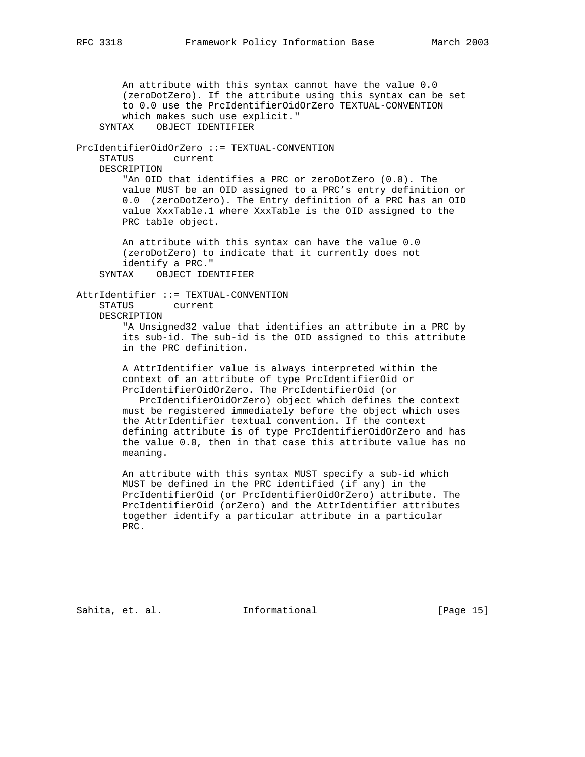```
        An attribute with this syntax cannot have the value 0.0
        (zeroDotZero). If the attribute using this syntax can be set
        to 0.0 use the PrcIdentifierOidOrZero TEXTUAL-CONVENTION
        which makes such use explicit."
    SYNTAX    OBJECT IDENTIFIER

PrcIdentifierOidOrZero ::= TEXTUAL-CONVENTION
    STATUS       current
    DESCRIPTION
        "An OID that identifies a PRC or zeroDotZero (0.0). The
        value MUST be an OID assigned to a PRC's entry definition or
        0.0  (zeroDotZero). The Entry definition of a PRC has an OID
        value XxxTable.1 where XxxTable is the OID assigned to the
        PRC table object.

        An attribute with this syntax can have the value 0.0
        (zeroDotZero) to indicate that it currently does not
        identify a PRC."
    SYNTAX    OBJECT IDENTIFIER

AttrIdentifier ::= TEXTUAL-CONVENTION
    STATUS       current
    DESCRIPTION
        "A Unsigned32 value that identifies an attribute in a PRC by
        its sub-id. The sub-id is the OID assigned to this attribute
        in the PRC definition.

        A AttrIdentifier value is always interpreted within the
        context of an attribute of type PrcIdentifierOid or
        PrcIdentifierOidOrZero. The PrcIdentifierOid (or
           PrcIdentifierOidOrZero) object which defines the context
        must be registered immediately before the object which uses
        the AttrIdentifier textual convention. If the context
        defining attribute is of type PrcIdentifierOidOrZero and has
        the value 0.0, then in that case this attribute value has no
        meaning.

        An attribute with this syntax MUST specify a sub-id which
        MUST be defined in the PRC identified (if any) in the
        PrcIdentifierOid (or PrcIdentifierOidOrZero) attribute. The
        PrcIdentifierOid (orZero) and the AttrIdentifier attributes
        together identify a particular attribute in a particular
        PRC.
```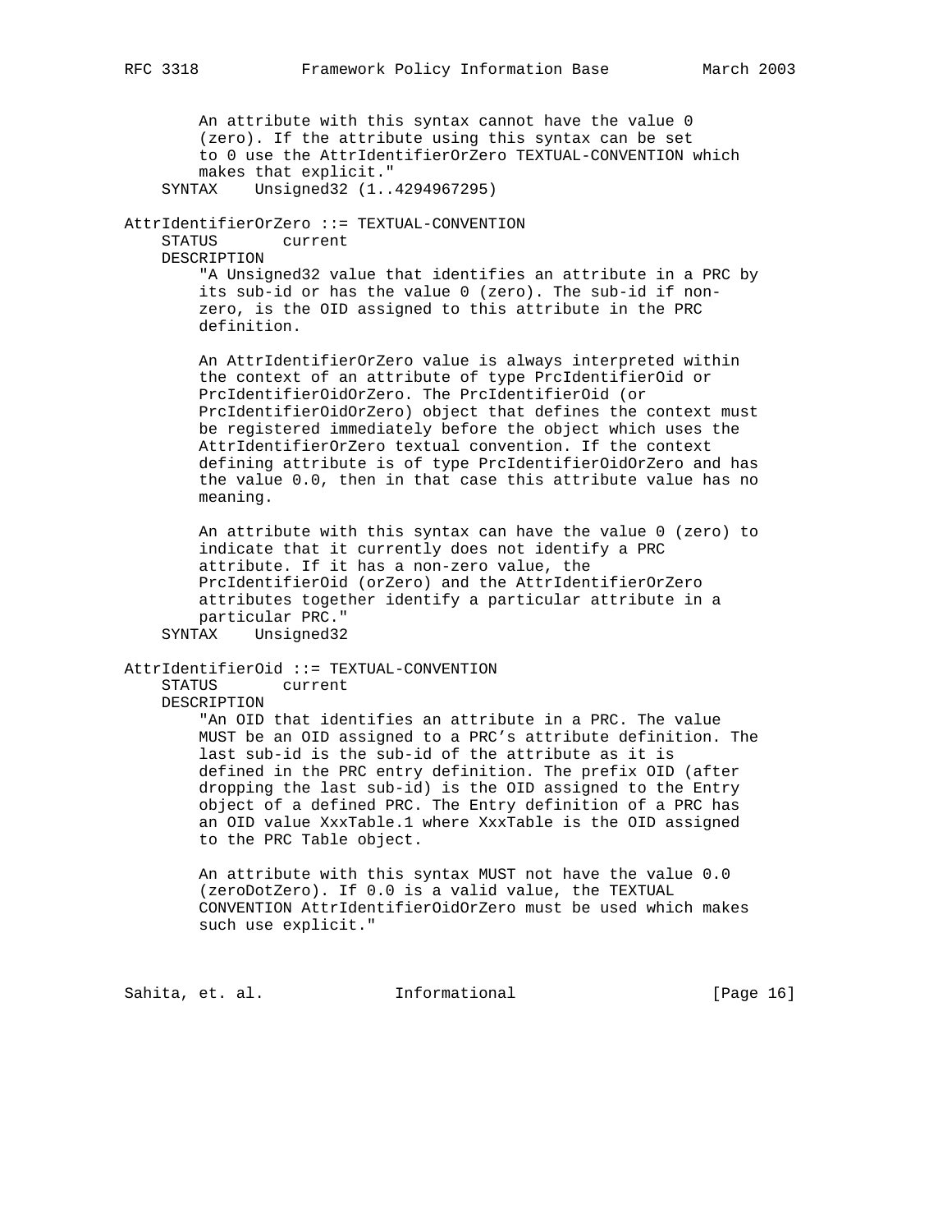```
        An attribute with this syntax cannot have the value 0
        (zero). If the attribute using this syntax can be set
        to 0 use the AttrIdentifierOrZero TEXTUAL-CONVENTION which
        makes that explicit."
    SYNTAX    Unsigned32 (1..4294967295)

AttrIdentifierOrZero ::= TEXTUAL-CONVENTION
    STATUS       current
    DESCRIPTION
        "A Unsigned32 value that identifies an attribute in a PRC by
        its sub-id or has the value 0 (zero). The sub-id if non-
        zero, is the OID assigned to this attribute in the PRC
        definition.

        An AttrIdentifierOrZero value is always interpreted within
        the context of an attribute of type PrcIdentifierOid or
        PrcIdentifierOidOrZero. The PrcIdentifierOid (or
        PrcIdentifierOidOrZero) object that defines the context must
        be registered immediately before the object which uses the
        AttrIdentifierOrZero textual convention. If the context
        defining attribute is of type PrcIdentifierOidOrZero and has
        the value 0.0, then in that case this attribute value has no
        meaning.

        An attribute with this syntax can have the value 0 (zero) to
        indicate that it currently does not identify a PRC
        attribute. If it has a non-zero value, the
        PrcIdentifierOid (orZero) and the AttrIdentifierOrZero
        attributes together identify a particular attribute in a
        particular PRC."
    SYNTAX    Unsigned32

AttrIdentifierOid ::= TEXTUAL-CONVENTION
    STATUS       current
    DESCRIPTION
        "An OID that identifies an attribute in a PRC. The value
        MUST be an OID assigned to a PRC's attribute definition. The
        last sub-id is the sub-id of the attribute as it is
        defined in the PRC entry definition. The prefix OID (after
        dropping the last sub-id) is the OID assigned to the Entry
        object of a defined PRC. The Entry definition of a PRC has
        an OID value XxxTable.1 where XxxTable is the OID assigned
        to the PRC Table object.

        An attribute with this syntax MUST not have the value 0.0
        (zeroDotZero). If 0.0 is a valid value, the TEXTUAL
        CONVENTION AttrIdentifierOidOrZero must be used which makes
        such use explicit."
```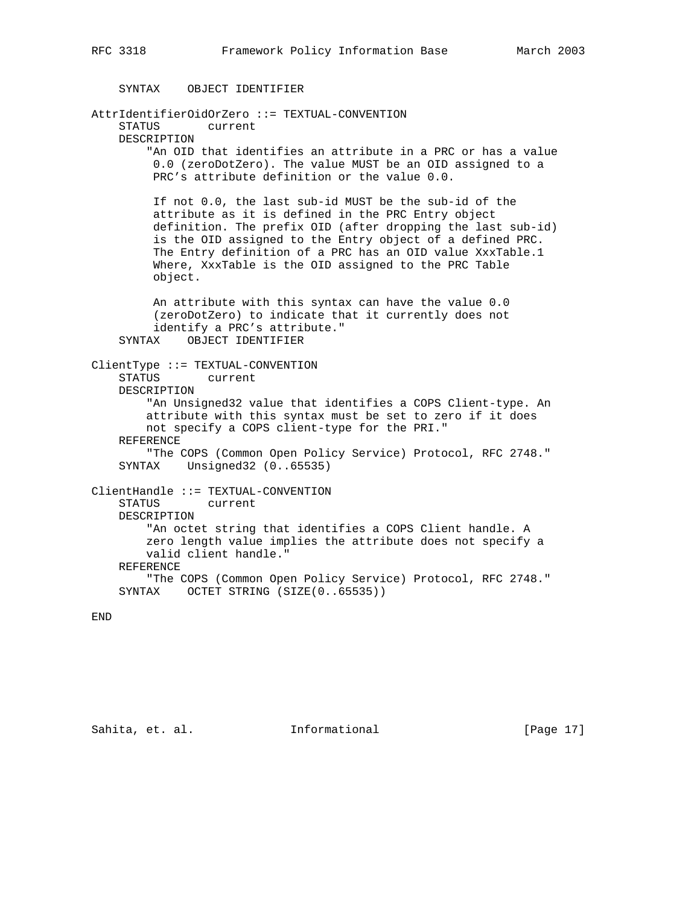```
    SYNTAX    OBJECT IDENTIFIER

AttrIdentifierOidOrZero ::= TEXTUAL-CONVENTION
    STATUS       current
    DESCRIPTION
        "An OID that identifies an attribute in a PRC or has a value
         0.0 (zeroDotZero). The value MUST be an OID assigned to a
         PRC's attribute definition or the value 0.0.

         If not 0.0, the last sub-id MUST be the sub-id of the
         attribute as it is defined in the PRC Entry object
         definition. The prefix OID (after dropping the last sub-id)
         is the OID assigned to the Entry object of a defined PRC.
         The Entry definition of a PRC has an OID value XxxTable.1
         Where, XxxTable is the OID assigned to the PRC Table
         object.

         An attribute with this syntax can have the value 0.0
         (zeroDotZero) to indicate that it currently does not
         identify a PRC's attribute."
    SYNTAX    OBJECT IDENTIFIER

ClientType ::= TEXTUAL-CONVENTION
    STATUS       current
    DESCRIPTION
        "An Unsigned32 value that identifies a COPS Client-type. An
        attribute with this syntax must be set to zero if it does
        not specify a COPS client-type for the PRI."
    REFERENCE
        "The COPS (Common Open Policy Service) Protocol, RFC 2748."
    SYNTAX    Unsigned32 (0..65535)

ClientHandle ::= TEXTUAL-CONVENTION
    STATUS       current
    DESCRIPTION
        "An octet string that identifies a COPS Client handle. A
        zero length value implies the attribute does not specify a
        valid client handle."
    REFERENCE
        "The COPS (Common Open Policy Service) Protocol, RFC 2748."
    SYNTAX    OCTET STRING (SIZE(0..65535))

END
```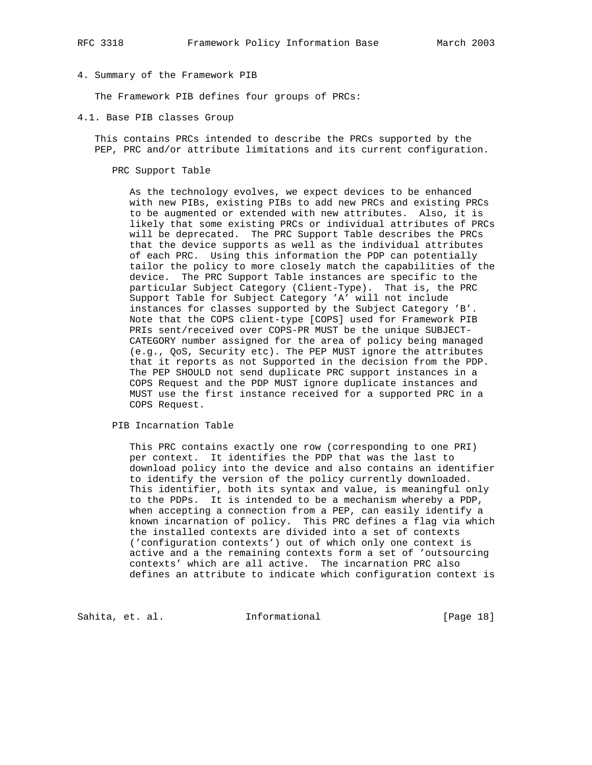## 4. Summary of the Framework PIB

The Framework PIB defines four groups of PRCs:

### 4.1. Base PIB classes Group

This contains PRCs intended to describe the PRCs supported by the PEP, PRC and/or attribute limitations and its current configuration.

PRC Support Table

As the technology evolves, we expect devices to be enhanced with new PIBs, existing PIBs to add new PRCs and existing PRCs to be augmented or extended with new attributes. Also, it is likely that some existing PRCs or individual attributes of PRCs will be deprecated. The PRC Support Table describes the PRCs that the device supports as well as the individual attributes of each PRC. Using this information the PDP can potentially tailor the policy to more closely match the capabilities of the device. The PRC Support Table instances are specific to the particular Subject Category (Client-Type). That is, the PRC Support Table for Subject Category 'A' will not include instances for classes supported by the Subject Category 'B'. Note that the COPS client-type [COPS] used for Framework PIB PRIs sent/received over COPS-PR MUST be the unique SUBJECT-CATEGORY number assigned for the area of policy being managed (e.g., QoS, Security etc). The PEP MUST ignore the attributes that it reports as not Supported in the decision from the PDP. The PEP SHOULD not send duplicate PRC support instances in a COPS Request and the PDP MUST ignore duplicate instances and MUST use the first instance received for a supported PRC in a COPS Request.

PIB Incarnation Table

This PRC contains exactly one row (corresponding to one PRI) per context. It identifies the PDP that was the last to download policy into the device and also contains an identifier to identify the version of the policy currently downloaded. This identifier, both its syntax and value, is meaningful only to the PDPs. It is intended to be a mechanism whereby a PDP, when accepting a connection from a PEP, can easily identify a known incarnation of policy. This PRC defines a flag via which the installed contexts are divided into a set of contexts ('configuration contexts') out of which only one context is active and a the remaining contexts form a set of 'outsourcing contexts' which are all active. The incarnation PRC also defines an attribute to indicate which configuration context is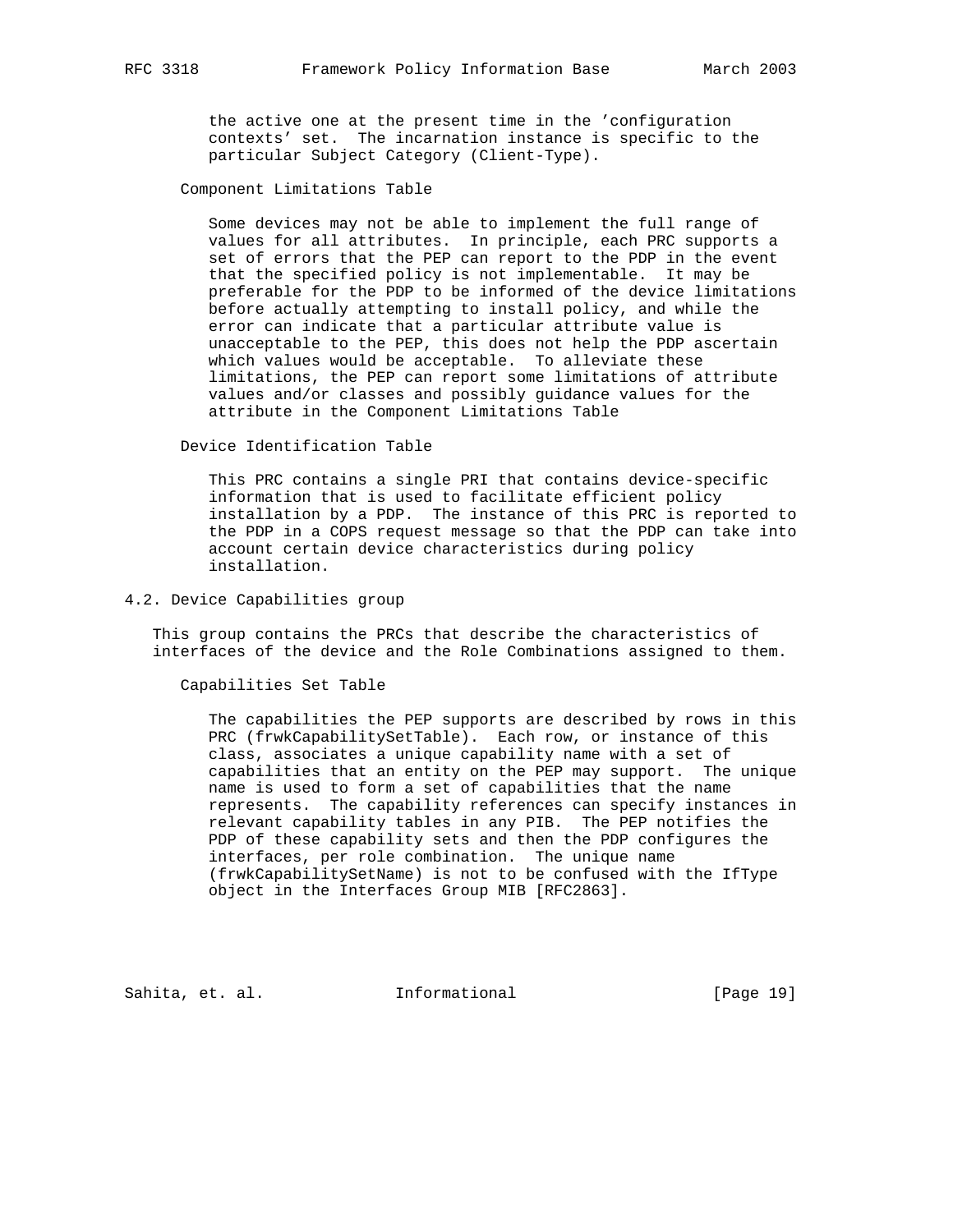the active one at the present time in the 'configuration contexts' set. The incarnation instance is specific to the particular Subject Category (Client-Type).

Component Limitations Table

Some devices may not be able to implement the full range of values for all attributes. In principle, each PRC supports a set of errors that the PEP can report to the PDP in the event that the specified policy is not implementable. It may be preferable for the PDP to be informed of the device limitations before actually attempting to install policy, and while the error can indicate that a particular attribute value is unacceptable to the PEP, this does not help the PDP ascertain which values would be acceptable. To alleviate these limitations, the PEP can report some limitations of attribute values and/or classes and possibly guidance values for the attribute in the Component Limitations Table

Device Identification Table

This PRC contains a single PRI that contains device-specific information that is used to facilitate efficient policy installation by a PDP. The instance of this PRC is reported to the PDP in a COPS request message so that the PDP can take into account certain device characteristics during policy installation.

## 4.2. Device Capabilities group

This group contains the PRCs that describe the characteristics of interfaces of the device and the Role Combinations assigned to them.

Capabilities Set Table

The capabilities the PEP supports are described by rows in this PRC (frwkCapabilitySetTable). Each row, or instance of this class, associates a unique capability name with a set of capabilities that an entity on the PEP may support. The unique name is used to form a set of capabilities that the name represents. The capability references can specify instances in relevant capability tables in any PIB. The PEP notifies the PDP of these capability sets and then the PDP configures the interfaces, per role combination. The unique name (frwkCapabilitySetName) is not to be confused with the IfType object in the Interfaces Group MIB [RFC2863].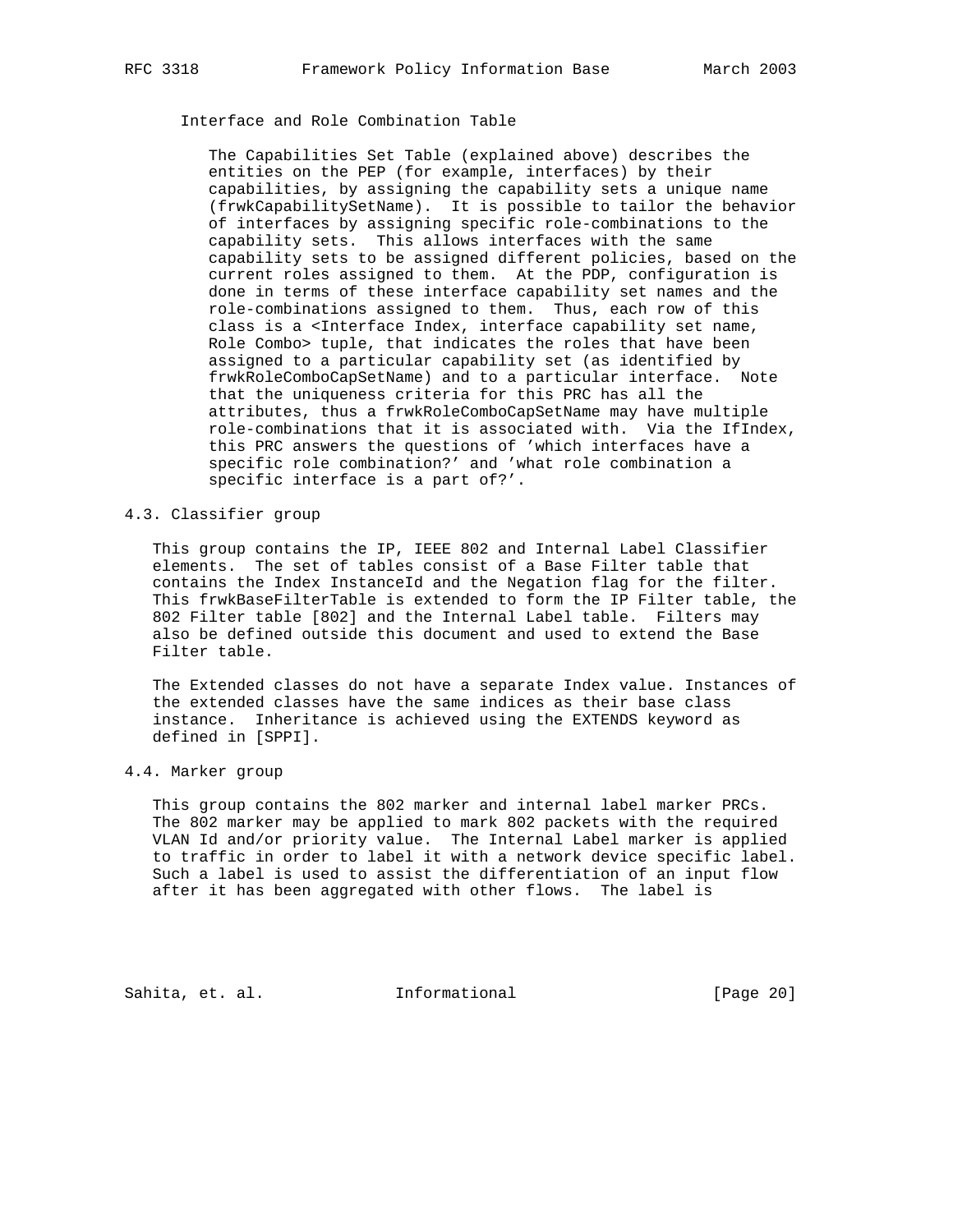Interface and Role Combination Table

The Capabilities Set Table (explained above) describes the entities on the PEP (for example, interfaces) by their capabilities, by assigning the capability sets a unique name (frwkCapabilitySetName). It is possible to tailor the behavior of interfaces by assigning specific role-combinations to the capability sets. This allows interfaces with the same capability sets to be assigned different policies, based on the current roles assigned to them. At the PDP, configuration is done in terms of these interface capability set names and the role-combinations assigned to them. Thus, each row of this class is a <Interface Index, interface capability set name, Role Combo> tuple, that indicates the roles that have been assigned to a particular capability set (as identified by frwkRoleComboCapSetName) and to a particular interface. Note that the uniqueness criteria for this PRC has all the attributes, thus a frwkRoleComboCapSetName may have multiple role-combinations that it is associated with. Via the IfIndex, this PRC answers the questions of 'which interfaces have a specific role combination?' and 'what role combination a specific interface is a part of?'.

## 4.3. Classifier group

This group contains the IP, IEEE 802 and Internal Label Classifier elements. The set of tables consist of a Base Filter table that contains the Index InstanceId and the Negation flag for the filter. This frwkBaseFilterTable is extended to form the IP Filter table, the 802 Filter table [802] and the Internal Label table. Filters may also be defined outside this document and used to extend the Base Filter table.

The Extended classes do not have a separate Index value. Instances of the extended classes have the same indices as their base class instance. Inheritance is achieved using the EXTENDS keyword as defined in [SPPI].

## 4.4. Marker group

This group contains the 802 marker and internal label marker PRCs. The 802 marker may be applied to mark 802 packets with the required VLAN Id and/or priority value. The Internal Label marker is applied to traffic in order to label it with a network device specific label. Such a label is used to assist the differentiation of an input flow after it has been aggregated with other flows. The label is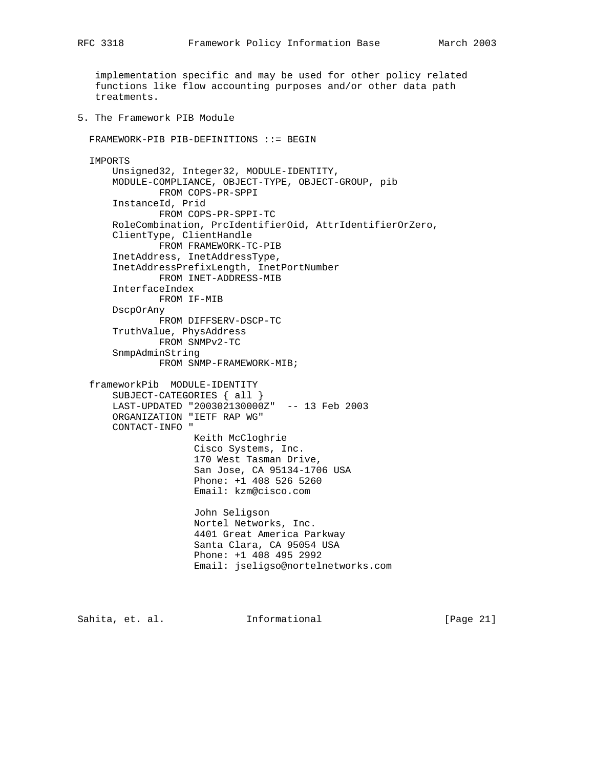implementation specific and may be used for other policy related functions like flow accounting purposes and/or other data path treatments.

## 5. The Framework PIB Module

```
FRAMEWORK-PIB PIB-DEFINITIONS ::= BEGIN

IMPORTS
    Unsigned32, Integer32, MODULE-IDENTITY,
    MODULE-COMPLIANCE, OBJECT-TYPE, OBJECT-GROUP, pib
            FROM COPS-PR-SPPI
    InstanceId, Prid
            FROM COPS-PR-SPPI-TC
    RoleCombination, PrcIdentifierOid, AttrIdentifierOrZero,
    ClientType, ClientHandle
            FROM FRAMEWORK-TC-PIB
    InetAddress, InetAddressType,
    InetAddressPrefixLength, InetPortNumber
            FROM INET-ADDRESS-MIB
    InterfaceIndex
            FROM IF-MIB
    DscpOrAny
            FROM DIFFSERV-DSCP-TC
    TruthValue, PhysAddress
            FROM SNMPv2-TC
    SnmpAdminString
            FROM SNMP-FRAMEWORK-MIB;

frameworkPib  MODULE-IDENTITY
    SUBJECT-CATEGORIES { all }
    LAST-UPDATED "200302130000Z"  -- 13 Feb 2003
    ORGANIZATION "IETF RAP WG"
    CONTACT-INFO "
                  Keith McCloghrie
                  Cisco Systems, Inc.
                  170 West Tasman Drive,
                  San Jose, CA 95134-1706 USA
                  Phone: +1 408 526 5260
                  Email: kzm@cisco.com

                  John Seligson
                  Nortel Networks, Inc.
                  4401 Great America Parkway
                  Santa Clara, CA 95054 USA
                  Phone: +1 408 495 2992
                  Email: jseligso@nortelnetworks.com
```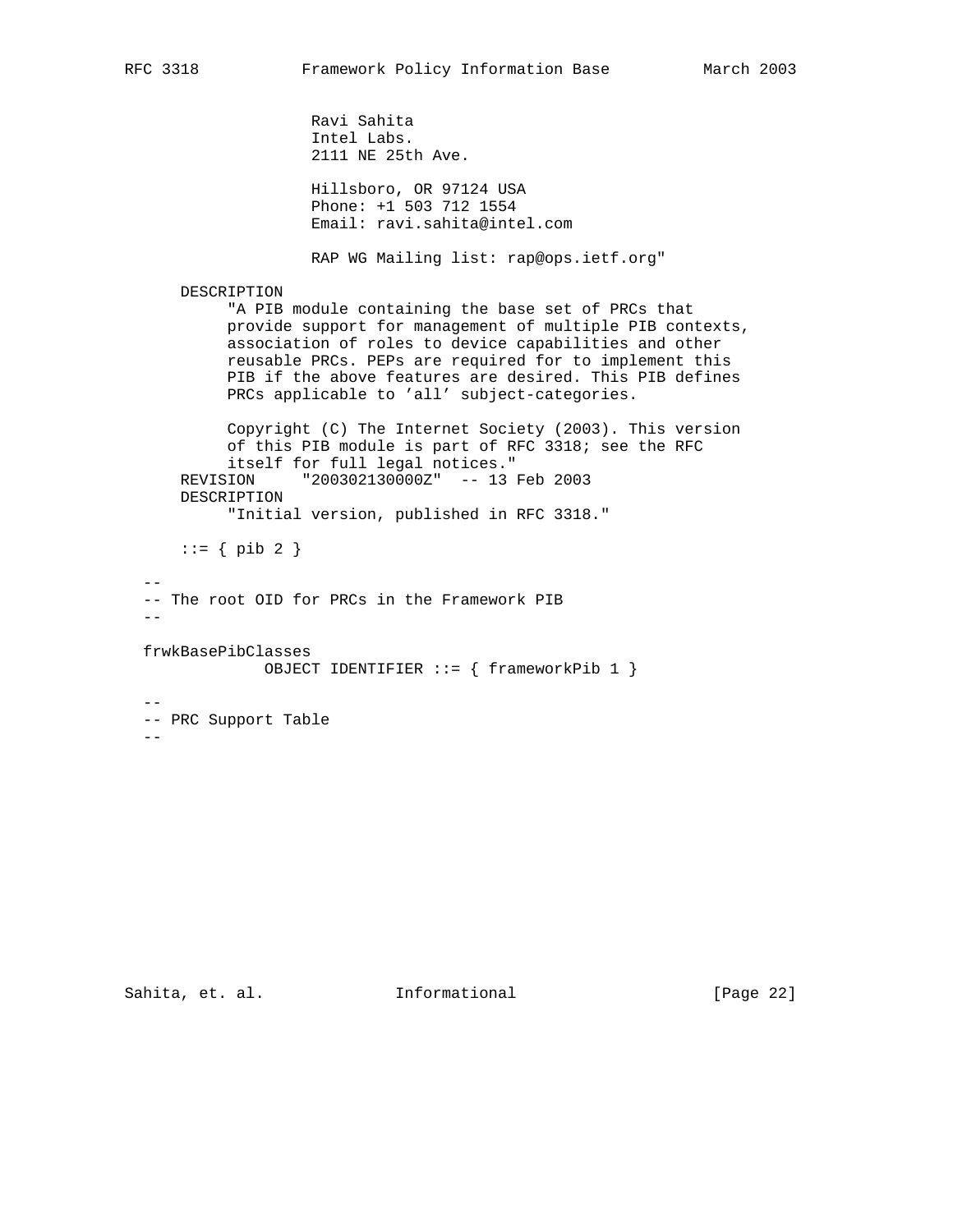```
                    Ravi Sahita
                    Intel Labs.
                    2111 NE 25th Ave.

                    Hillsboro, OR 97124 USA
                    Phone: +1 503 712 1554
                    Email: ravi.sahita@intel.com

                    RAP WG Mailing list: rap@ops.ietf.org"

     DESCRIPTION
          "A PIB module containing the base set of PRCs that
          provide support for management of multiple PIB contexts,
          association of roles to device capabilities and other
          reusable PRCs. PEPs are required for to implement this
          PIB if the above features are desired. This PIB defines
          PRCs applicable to 'all' subject-categories.

          Copyright (C) The Internet Society (2003). This version
          of this PIB module is part of RFC 3318; see the RFC
          itself for full legal notices."
     REVISION     "200302130000Z"  -- 13 Feb 2003
     DESCRIPTION
          "Initial version, published in RFC 3318."

     ::= { pib 2 }

 --
 -- The root OID for PRCs in the Framework PIB
 --

 frwkBasePibClasses
             OBJECT IDENTIFIER ::= { frameworkPib 1 }

 --
 -- PRC Support Table
 --
```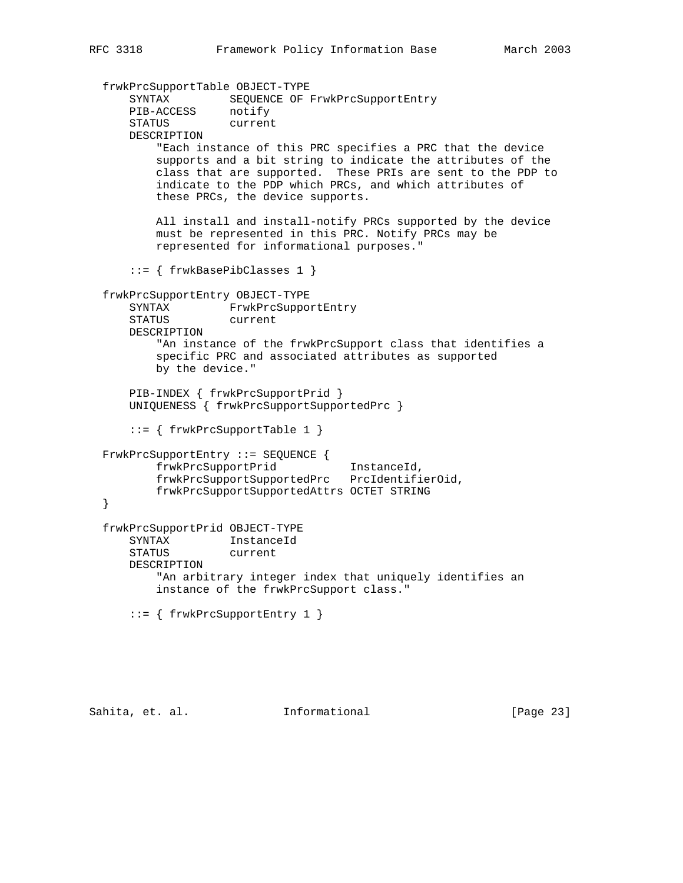```
   frwkPrcSupportTable OBJECT-TYPE
       SYNTAX         SEQUENCE OF FrwkPrcSupportEntry
       PIB-ACCESS     notify
       STATUS         current
       DESCRIPTION
           "Each instance of this PRC specifies a PRC that the device
           supports and a bit string to indicate the attributes of the
           class that are supported.  These PRIs are sent to the PDP to
           indicate to the PDP which PRCs, and which attributes of
           these PRCs, the device supports.

           All install and install-notify PRCs supported by the device
           must be represented in this PRC. Notify PRCs may be
           represented for informational purposes."

       ::= { frwkBasePibClasses 1 }

   frwkPrcSupportEntry OBJECT-TYPE
       SYNTAX         FrwkPrcSupportEntry
       STATUS         current
       DESCRIPTION
           "An instance of the frwkPrcSupport class that identifies a
           specific PRC and associated attributes as supported
           by the device."

       PIB-INDEX { frwkPrcSupportPrid }
       UNIQUENESS { frwkPrcSupportSupportedPrc }

       ::= { frwkPrcSupportTable 1 }

   FrwkPrcSupportEntry ::= SEQUENCE {
           frwkPrcSupportPrid           InstanceId,
           frwkPrcSupportSupportedPrc   PrcIdentifierOid,
           frwkPrcSupportSupportedAttrs OCTET STRING
   }

   frwkPrcSupportPrid OBJECT-TYPE
       SYNTAX         InstanceId
       STATUS         current
       DESCRIPTION
           "An arbitrary integer index that uniquely identifies an
           instance of the frwkPrcSupport class."

       ::= { frwkPrcSupportEntry 1 }
```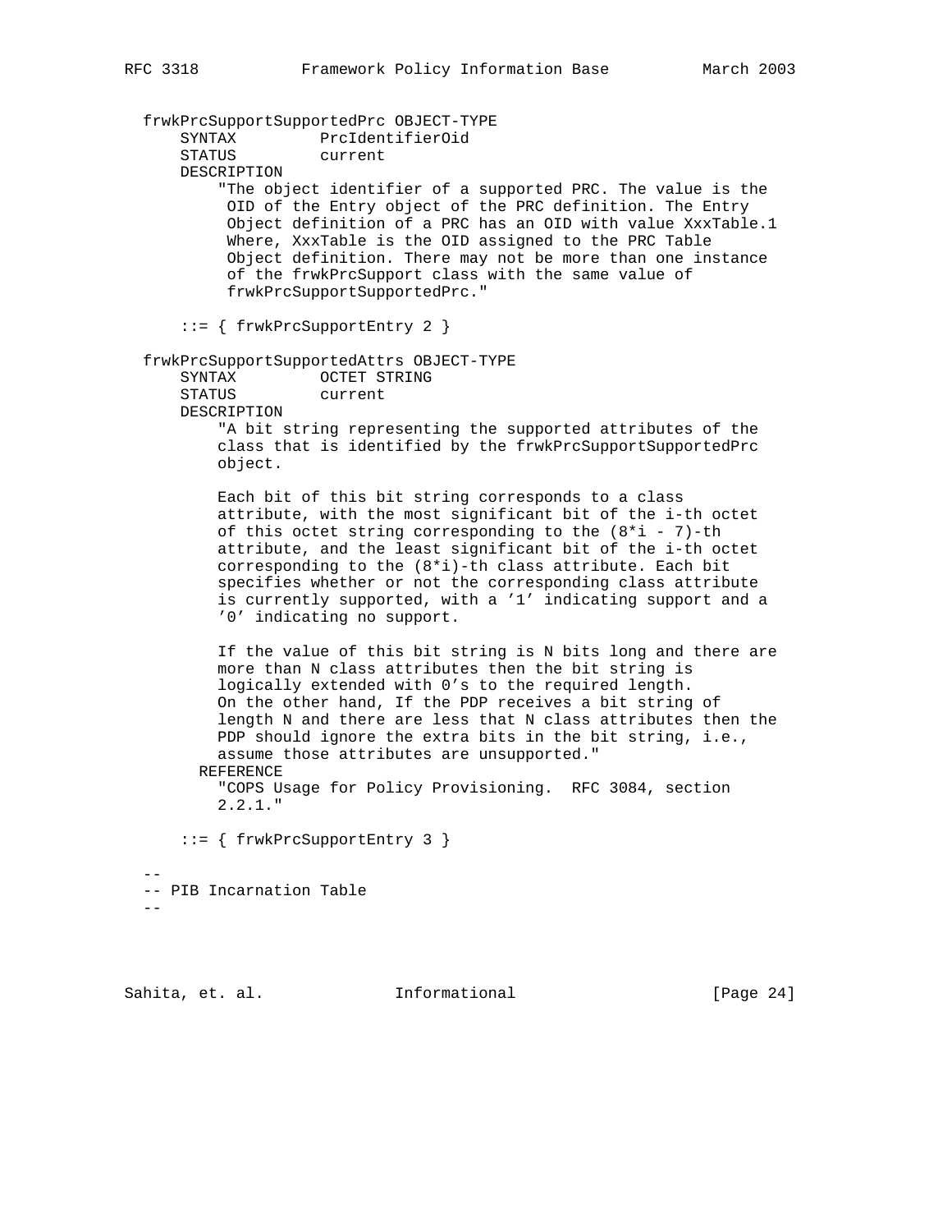```
   frwkPrcSupportSupportedPrc OBJECT-TYPE
       SYNTAX         PrcIdentifierOid
       STATUS         current
       DESCRIPTION
           "The object identifier of a supported PRC. The value is the
            OID of the Entry object of the PRC definition. The Entry
            Object definition of a PRC has an OID with value XxxTable.1
            Where, XxxTable is the OID assigned to the PRC Table
            Object definition. There may not be more than one instance
            of the frwkPrcSupport class with the same value of
            frwkPrcSupportSupportedPrc."

       ::= { frwkPrcSupportEntry 2 }

   frwkPrcSupportSupportedAttrs OBJECT-TYPE
       SYNTAX         OCTET STRING
       STATUS         current
       DESCRIPTION
           "A bit string representing the supported attributes of the
           class that is identified by the frwkPrcSupportSupportedPrc
           object.

           Each bit of this bit string corresponds to a class
           attribute, with the most significant bit of the i-th octet
           of this octet string corresponding to the (8*i - 7)-th
           attribute, and the least significant bit of the i-th octet
           corresponding to the (8*i)-th class attribute. Each bit
           specifies whether or not the corresponding class attribute
           is currently supported, with a '1' indicating support and a
           '0' indicating no support.

           If the value of this bit string is N bits long and there are
           more than N class attributes then the bit string is
           logically extended with 0's to the required length.
           On the other hand, If the PDP receives a bit string of
           length N and there are less that N class attributes then the
           PDP should ignore the extra bits in the bit string, i.e.,
           assume those attributes are unsupported."
         REFERENCE
           "COPS Usage for Policy Provisioning.  RFC 3084, section
           2.2.1."

       ::= { frwkPrcSupportEntry 3 }

   --
   -- PIB Incarnation Table
   --
```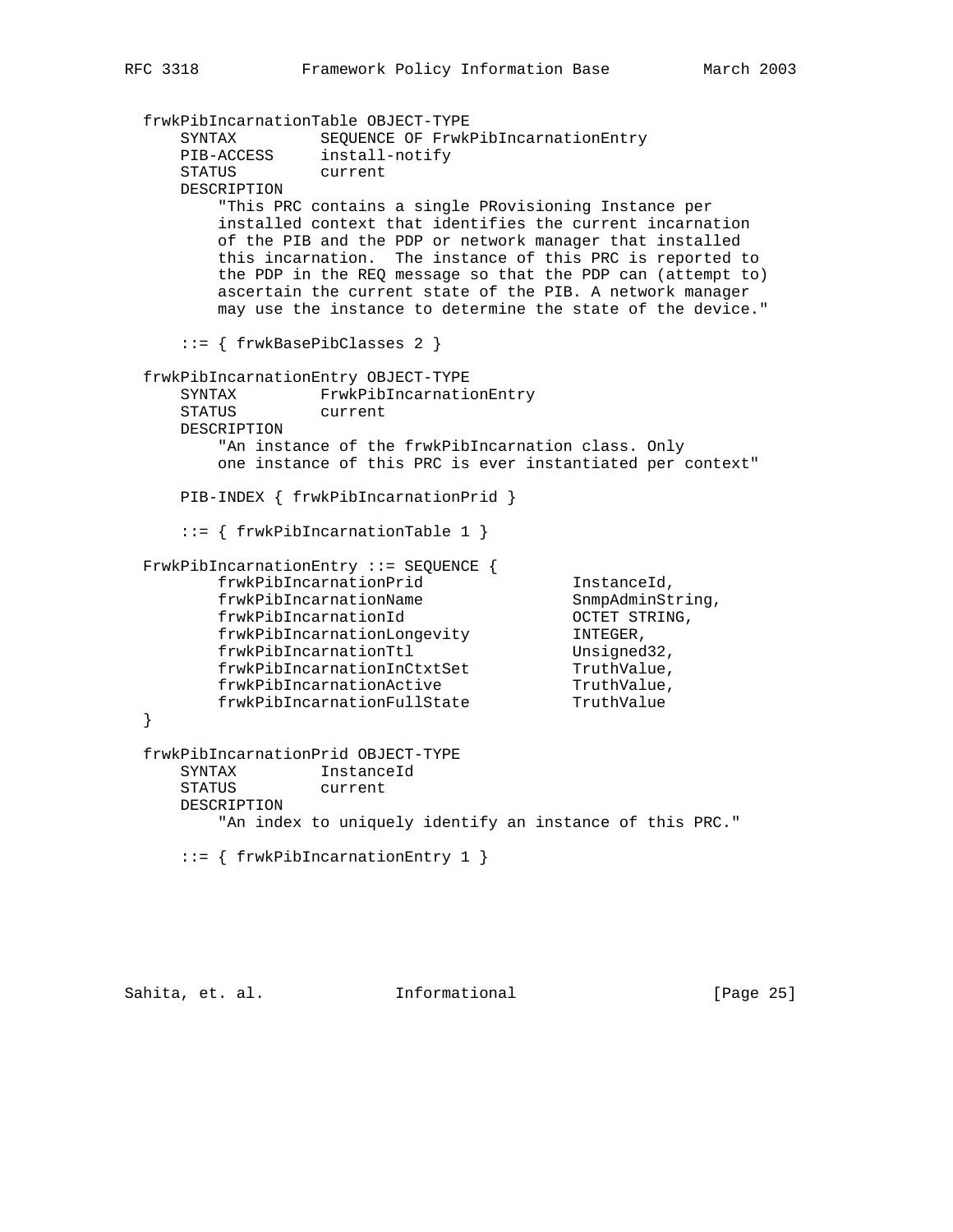```
  frwkPibIncarnationTable OBJECT-TYPE
      SYNTAX         SEQUENCE OF FrwkPibIncarnationEntry
      PIB-ACCESS     install-notify
      STATUS         current
      DESCRIPTION
          "This PRC contains a single PRovisioning Instance per
          installed context that identifies the current incarnation
          of the PIB and the PDP or network manager that installed
          this incarnation.  The instance of this PRC is reported to
          the PDP in the REQ message so that the PDP can (attempt to)
          ascertain the current state of the PIB. A network manager
          may use the instance to determine the state of the device."

      ::= { frwkBasePibClasses 2 }

  frwkPibIncarnationEntry OBJECT-TYPE
      SYNTAX         FrwkPibIncarnationEntry
      STATUS         current
      DESCRIPTION
          "An instance of the frwkPibIncarnation class. Only
          one instance of this PRC is ever instantiated per context"

      PIB-INDEX { frwkPibIncarnationPrid }

      ::= { frwkPibIncarnationTable 1 }

  FrwkPibIncarnationEntry ::= SEQUENCE {
          frwkPibIncarnationPrid               InstanceId,
          frwkPibIncarnationName               SnmpAdminString,
          frwkPibIncarnationId                 OCTET STRING,
          frwkPibIncarnationLongevity          INTEGER,
          frwkPibIncarnationTtl                Unsigned32,
          frwkPibIncarnationInCtxtSet          TruthValue,
          frwkPibIncarnationActive             TruthValue,
          frwkPibIncarnationFullState          TruthValue
  }

  frwkPibIncarnationPrid OBJECT-TYPE
      SYNTAX         InstanceId
      STATUS         current
      DESCRIPTION
          "An index to uniquely identify an instance of this PRC."

      ::= { frwkPibIncarnationEntry 1 }
```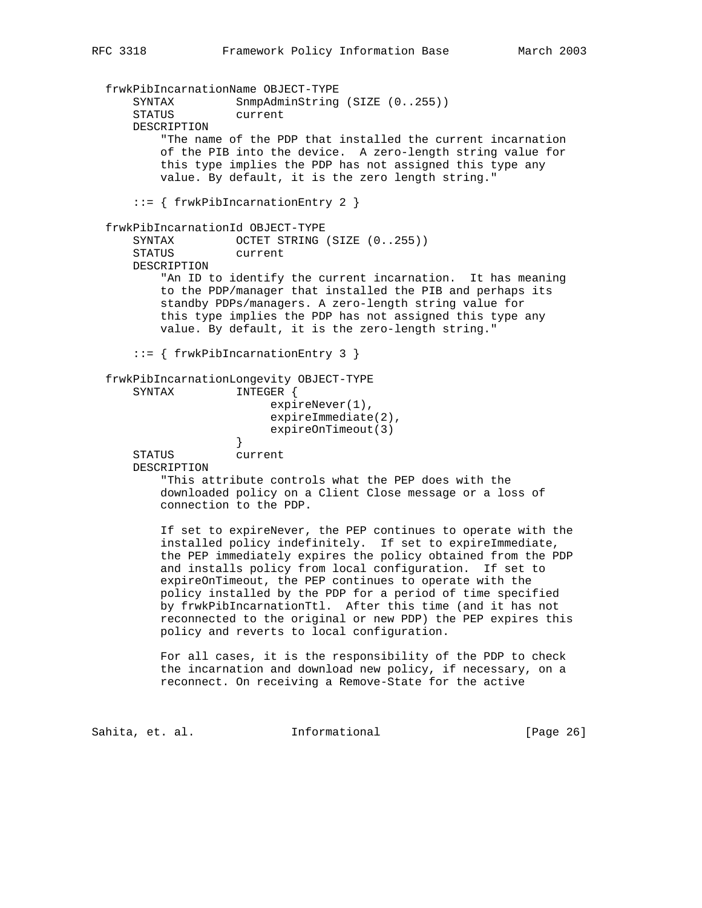```
  frwkPibIncarnationName OBJECT-TYPE
      SYNTAX         SnmpAdminString (SIZE (0..255))
      STATUS         current
      DESCRIPTION
          "The name of the PDP that installed the current incarnation
          of the PIB into the device.  A zero-length string value for
          this type implies the PDP has not assigned this type any
          value. By default, it is the zero length string."

      ::= { frwkPibIncarnationEntry 2 }

  frwkPibIncarnationId OBJECT-TYPE
      SYNTAX         OCTET STRING (SIZE (0..255))
      STATUS         current
      DESCRIPTION
          "An ID to identify the current incarnation.  It has meaning
          to the PDP/manager that installed the PIB and perhaps its
          standby PDPs/managers. A zero-length string value for
          this type implies the PDP has not assigned this type any
          value. By default, it is the zero-length string."

      ::= { frwkPibIncarnationEntry 3 }

  frwkPibIncarnationLongevity OBJECT-TYPE
      SYNTAX         INTEGER {
                         expireNever(1),
                         expireImmediate(2),
                         expireOnTimeout(3)
                     }
      STATUS         current
      DESCRIPTION
          "This attribute controls what the PEP does with the
          downloaded policy on a Client Close message or a loss of
          connection to the PDP.

          If set to expireNever, the PEP continues to operate with the
          installed policy indefinitely.  If set to expireImmediate,
          the PEP immediately expires the policy obtained from the PDP
          and installs policy from local configuration.  If set to
          expireOnTimeout, the PEP continues to operate with the
          policy installed by the PDP for a period of time specified
          by frwkPibIncarnationTtl.  After this time (and it has not
          reconnected to the original or new PDP) the PEP expires this
          policy and reverts to local configuration.

          For all cases, it is the responsibility of the PDP to check
          the incarnation and download new policy, if necessary, on a
          reconnect. On receiving a Remove-State for the active
```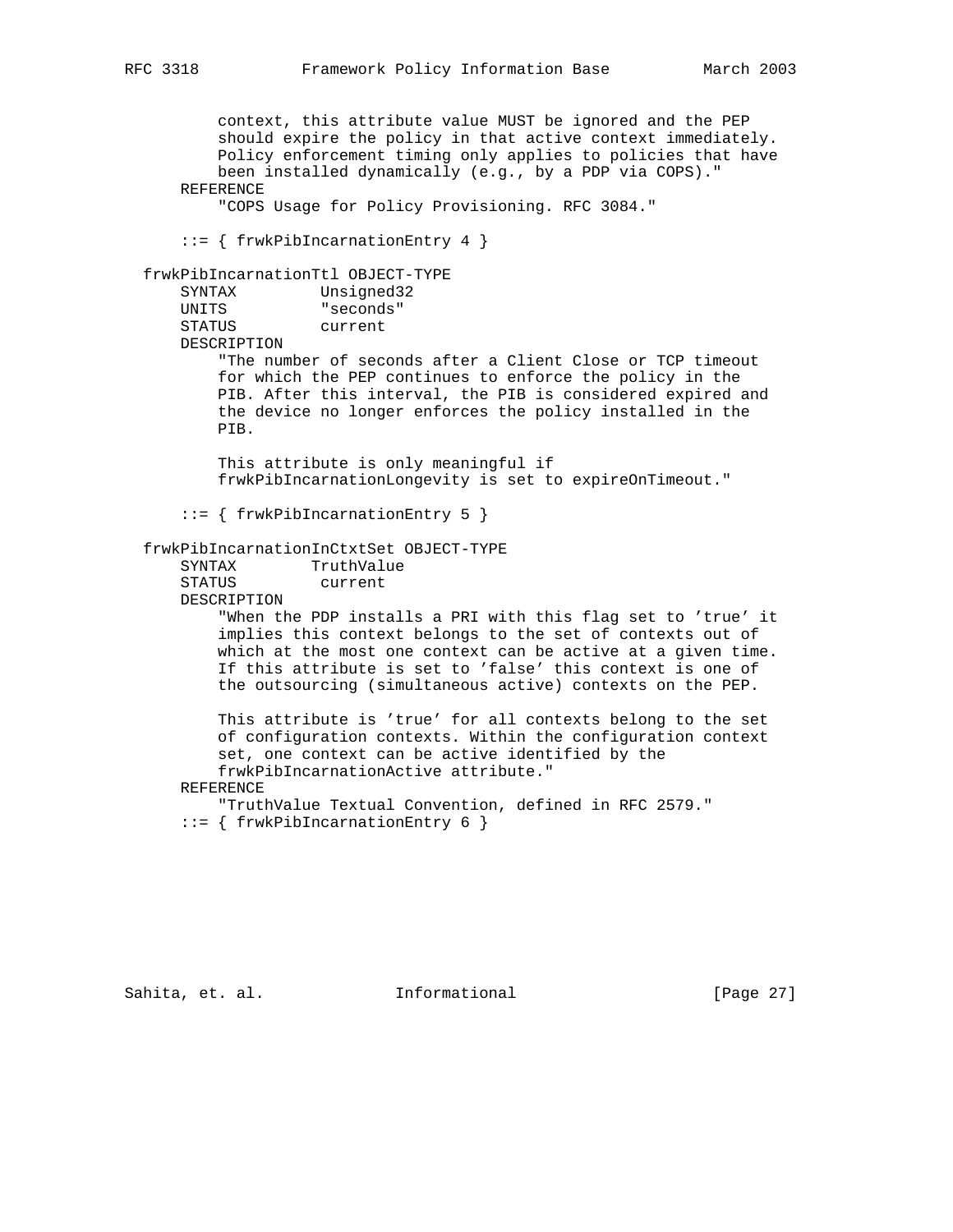```
        context, this attribute value MUST be ignored and the PEP
        should expire the policy in that active context immediately.
        Policy enforcement timing only applies to policies that have
        been installed dynamically (e.g., by a PDP via COPS)."
    REFERENCE
        "COPS Usage for Policy Provisioning. RFC 3084."

    ::= { frwkPibIncarnationEntry 4 }

frwkPibIncarnationTtl OBJECT-TYPE
    SYNTAX         Unsigned32
    UNITS          "seconds"
    STATUS         current
    DESCRIPTION
        "The number of seconds after a Client Close or TCP timeout
        for which the PEP continues to enforce the policy in the
        PIB. After this interval, the PIB is considered expired and
        the device no longer enforces the policy installed in the
        PIB.

        This attribute is only meaningful if
        frwkPibIncarnationLongevity is set to expireOnTimeout."

    ::= { frwkPibIncarnationEntry 5 }

frwkPibIncarnationInCtxtSet OBJECT-TYPE
    SYNTAX        TruthValue
    STATUS         current
    DESCRIPTION
        "When the PDP installs a PRI with this flag set to 'true' it
        implies this context belongs to the set of contexts out of
        which at the most one context can be active at a given time.
        If this attribute is set to 'false' this context is one of
        the outsourcing (simultaneous active) contexts on the PEP.

        This attribute is 'true' for all contexts belong to the set
        of configuration contexts. Within the configuration context
        set, one context can be active identified by the
        frwkPibIncarnationActive attribute."
    REFERENCE
        "TruthValue Textual Convention, defined in RFC 2579."
    ::= { frwkPibIncarnationEntry 6 }
```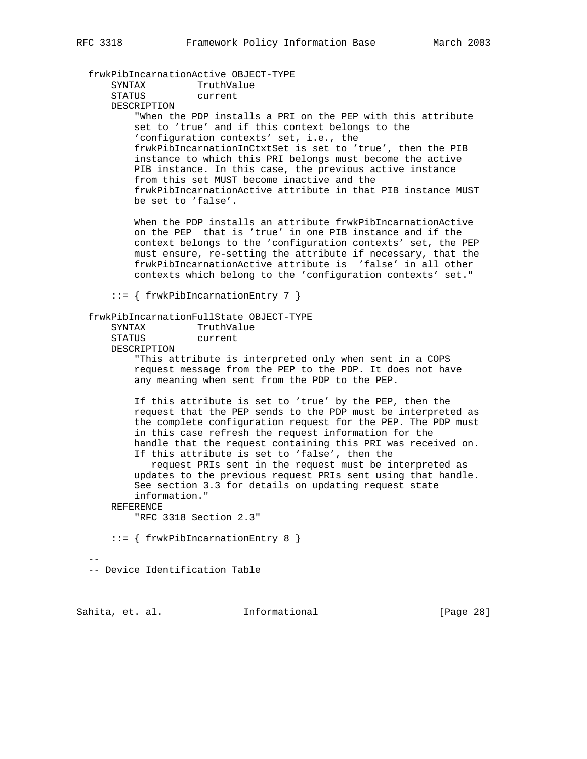```
   frwkPibIncarnationActive OBJECT-TYPE
       SYNTAX         TruthValue
       STATUS         current
       DESCRIPTION
           "When the PDP installs a PRI on the PEP with this attribute
           set to 'true' and if this context belongs to the
           'configuration contexts' set, i.e., the
           frwkPibIncarnationInCtxtSet is set to 'true', then the PIB
           instance to which this PRI belongs must become the active
           PIB instance. In this case, the previous active instance
           from this set MUST become inactive and the
           frwkPibIncarnationActive attribute in that PIB instance MUST
           be set to 'false'.

           When the PDP installs an attribute frwkPibIncarnationActive
           on the PEP  that is 'true' in one PIB instance and if the
           context belongs to the 'configuration contexts' set, the PEP
           must ensure, re-setting the attribute if necessary, that the
           frwkPibIncarnationActive attribute is  'false' in all other
           contexts which belong to the 'configuration contexts' set."

       ::= { frwkPibIncarnationEntry 7 }

   frwkPibIncarnationFullState OBJECT-TYPE
       SYNTAX         TruthValue
       STATUS         current
       DESCRIPTION
           "This attribute is interpreted only when sent in a COPS
           request message from the PEP to the PDP. It does not have
           any meaning when sent from the PDP to the PEP.

           If this attribute is set to 'true' by the PEP, then the
           request that the PEP sends to the PDP must be interpreted as
           the complete configuration request for the PEP. The PDP must
           in this case refresh the request information for the
           handle that the request containing this PRI was received on.
           If this attribute is set to 'false', then the
              request PRIs sent in the request must be interpreted as
           updates to the previous request PRIs sent using that handle.
           See section 3.3 for details on updating request state
           information."
       REFERENCE
           "RFC 3318 Section 2.3"

       ::= { frwkPibIncarnationEntry 8 }

   --
   -- Device Identification Table
```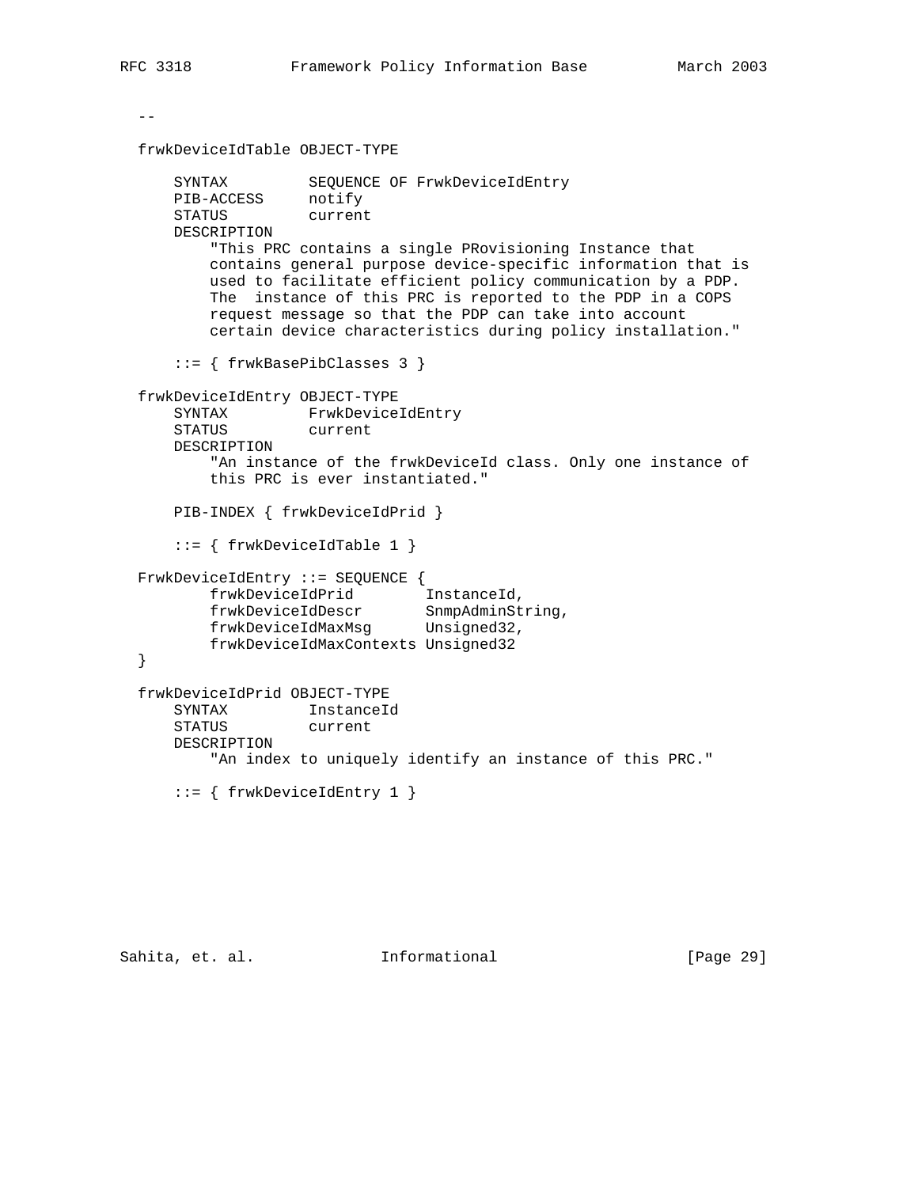```
--

frwkDeviceIdTable OBJECT-TYPE

    SYNTAX         SEQUENCE OF FrwkDeviceIdEntry
    PIB-ACCESS     notify
    STATUS         current
    DESCRIPTION
        "This PRC contains a single PRovisioning Instance that
        contains general purpose device-specific information that is
        used to facilitate efficient policy communication by a PDP.
        The  instance of this PRC is reported to the PDP in a COPS
        request message so that the PDP can take into account
        certain device characteristics during policy installation."

    ::= { frwkBasePibClasses 3 }

frwkDeviceIdEntry OBJECT-TYPE
    SYNTAX         FrwkDeviceIdEntry
    STATUS         current
    DESCRIPTION
        "An instance of the frwkDeviceId class. Only one instance of
        this PRC is ever instantiated."

    PIB-INDEX { frwkDeviceIdPrid }

    ::= { frwkDeviceIdTable 1 }

FrwkDeviceIdEntry ::= SEQUENCE {
        frwkDeviceIdPrid        InstanceId,
        frwkDeviceIdDescr       SnmpAdminString,
        frwkDeviceIdMaxMsg      Unsigned32,
        frwkDeviceIdMaxContexts Unsigned32
}

frwkDeviceIdPrid OBJECT-TYPE
    SYNTAX         InstanceId
    STATUS         current
    DESCRIPTION
        "An index to uniquely identify an instance of this PRC."

    ::= { frwkDeviceIdEntry 1 }
```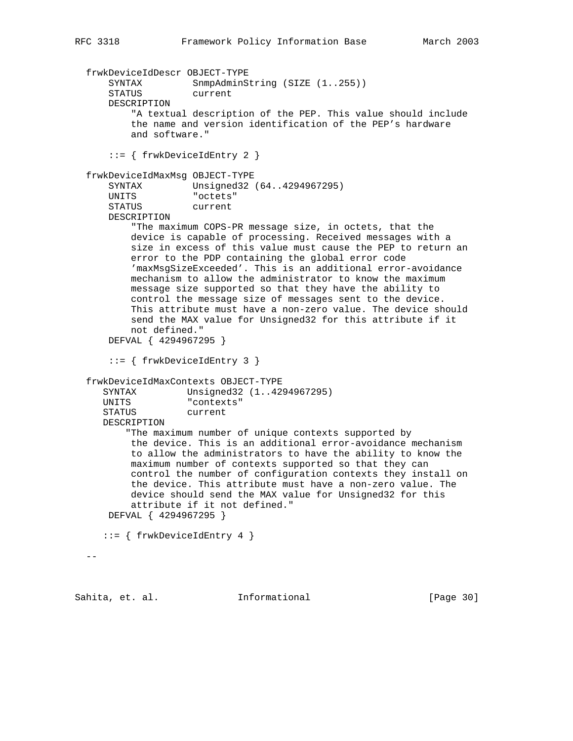```
  frwkDeviceIdDescr OBJECT-TYPE
      SYNTAX         SnmpAdminString (SIZE (1..255))
      STATUS         current
      DESCRIPTION
          "A textual description of the PEP. This value should include
          the name and version identification of the PEP's hardware
          and software."

      ::= { frwkDeviceIdEntry 2 }

  frwkDeviceIdMaxMsg OBJECT-TYPE
      SYNTAX         Unsigned32 (64..4294967295)
      UNITS          "octets"
      STATUS         current
      DESCRIPTION
          "The maximum COPS-PR message size, in octets, that the
          device is capable of processing. Received messages with a
          size in excess of this value must cause the PEP to return an
          error to the PDP containing the global error code
          'maxMsgSizeExceeded'. This is an additional error-avoidance
          mechanism to allow the administrator to know the maximum
          message size supported so that they have the ability to
          control the message size of messages sent to the device.
          This attribute must have a non-zero value. The device should
          send the MAX value for Unsigned32 for this attribute if it
          not defined."
      DEFVAL { 4294967295 }

      ::= { frwkDeviceIdEntry 3 }

  frwkDeviceIdMaxContexts OBJECT-TYPE
     SYNTAX         Unsigned32 (1..4294967295)
     UNITS          "contexts"
     STATUS         current
     DESCRIPTION
         "The maximum number of unique contexts supported by
          the device. This is an additional error-avoidance mechanism
          to allow the administrators to have the ability to know the
          maximum number of contexts supported so that they can
          control the number of configuration contexts they install on
          the device. This attribute must have a non-zero value. The
          device should send the MAX value for Unsigned32 for this
          attribute if it not defined."
      DEFVAL { 4294967295 }

     ::= { frwkDeviceIdEntry 4 }

  --
```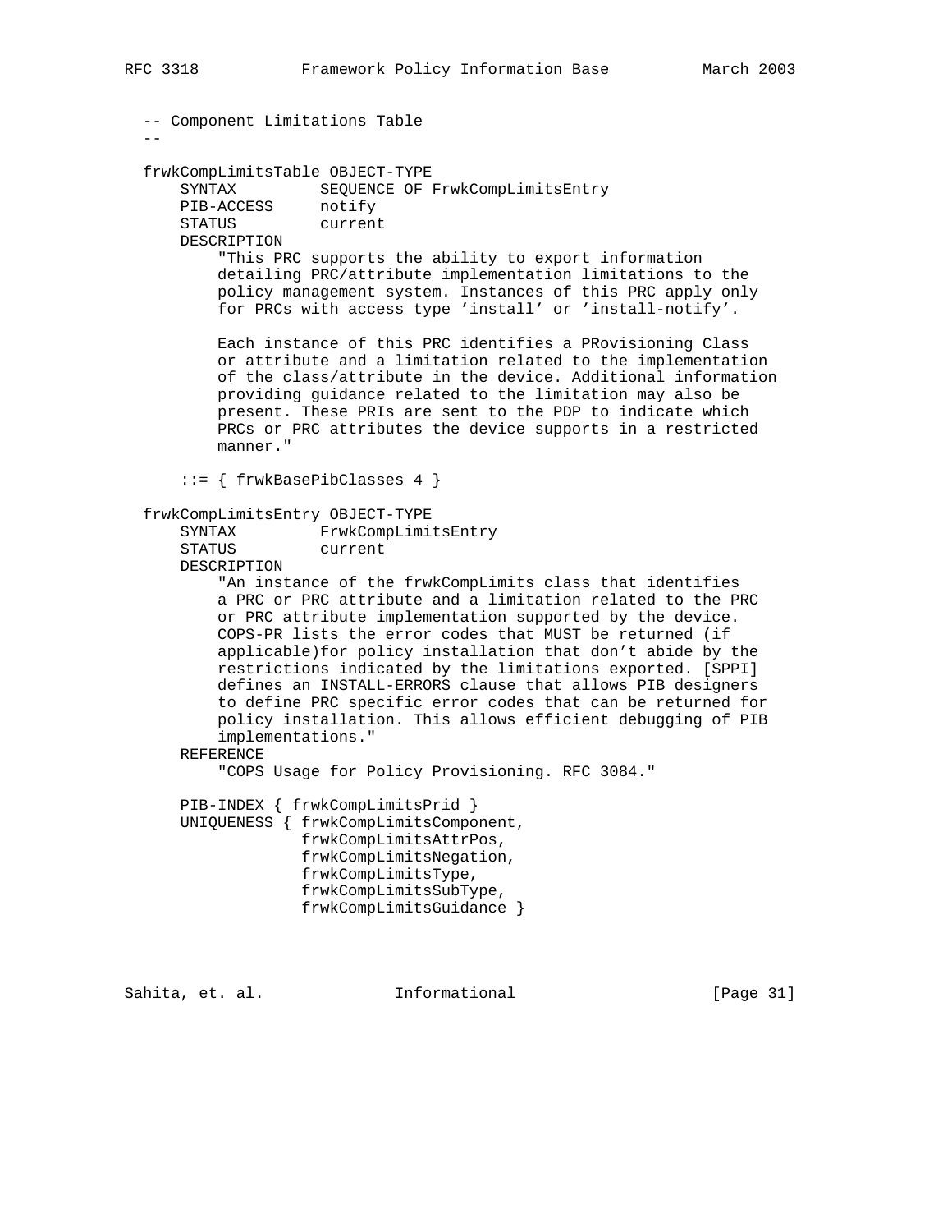```
   -- Component Limitations Table
   --

   frwkCompLimitsTable OBJECT-TYPE
       SYNTAX         SEQUENCE OF FrwkCompLimitsEntry
       PIB-ACCESS     notify
       STATUS         current
       DESCRIPTION
           "This PRC supports the ability to export information
           detailing PRC/attribute implementation limitations to the
           policy management system. Instances of this PRC apply only
           for PRCs with access type 'install' or 'install-notify'.

           Each instance of this PRC identifies a PRovisioning Class
           or attribute and a limitation related to the implementation
           of the class/attribute in the device. Additional information
           providing guidance related to the limitation may also be
           present. These PRIs are sent to the PDP to indicate which
           PRCs or PRC attributes the device supports in a restricted
           manner."

       ::= { frwkBasePibClasses 4 }

   frwkCompLimitsEntry OBJECT-TYPE
       SYNTAX         FrwkCompLimitsEntry
       STATUS         current
       DESCRIPTION
           "An instance of the frwkCompLimits class that identifies
           a PRC or PRC attribute and a limitation related to the PRC
           or PRC attribute implementation supported by the device.
           COPS-PR lists the error codes that MUST be returned (if
           applicable)for policy installation that don't abide by the
           restrictions indicated by the limitations exported. [SPPI]
           defines an INSTALL-ERRORS clause that allows PIB designers
           to define PRC specific error codes that can be returned for
           policy installation. This allows efficient debugging of PIB
           implementations."
       REFERENCE
           "COPS Usage for Policy Provisioning. RFC 3084."

       PIB-INDEX { frwkCompLimitsPrid }
       UNIQUENESS { frwkCompLimitsComponent,
                    frwkCompLimitsAttrPos,
                    frwkCompLimitsNegation,
                    frwkCompLimitsType,
                    frwkCompLimitsSubType,
                    frwkCompLimitsGuidance }
```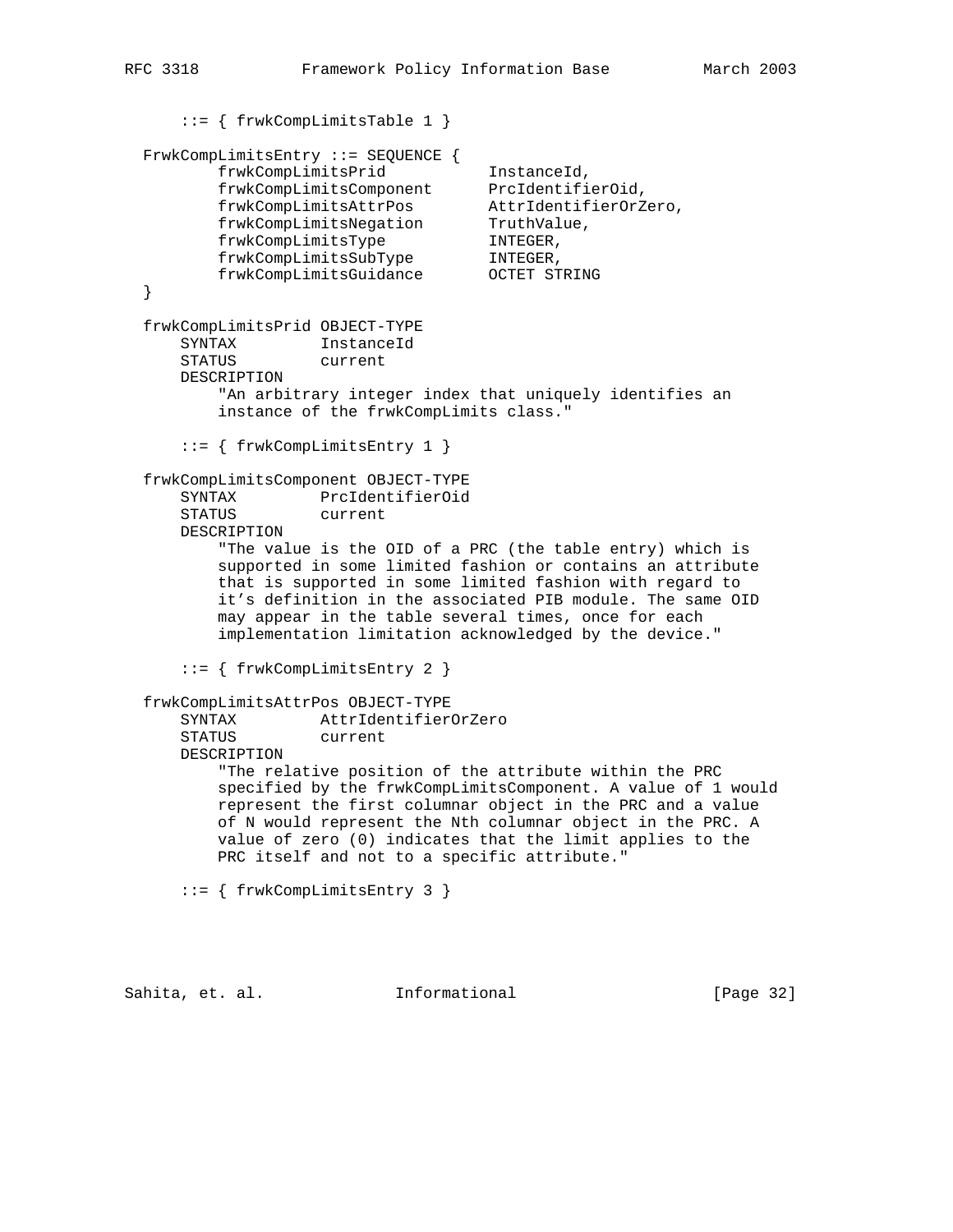```
    ::= { frwkCompLimitsTable 1 }

FrwkCompLimitsEntry ::= SEQUENCE {
        frwkCompLimitsPrid           InstanceId,
        frwkCompLimitsComponent      PrcIdentifierOid,
        frwkCompLimitsAttrPos        AttrIdentifierOrZero,
        frwkCompLimitsNegation       TruthValue,
        frwkCompLimitsType           INTEGER,
        frwkCompLimitsSubType        INTEGER,
        frwkCompLimitsGuidance       OCTET STRING
}

frwkCompLimitsPrid OBJECT-TYPE
    SYNTAX         InstanceId
    STATUS         current
    DESCRIPTION
        "An arbitrary integer index that uniquely identifies an
        instance of the frwkCompLimits class."

    ::= { frwkCompLimitsEntry 1 }

frwkCompLimitsComponent OBJECT-TYPE
    SYNTAX         PrcIdentifierOid
    STATUS         current
    DESCRIPTION
        "The value is the OID of a PRC (the table entry) which is
        supported in some limited fashion or contains an attribute
        that is supported in some limited fashion with regard to
        it's definition in the associated PIB module. The same OID
        may appear in the table several times, once for each
        implementation limitation acknowledged by the device."

    ::= { frwkCompLimitsEntry 2 }

frwkCompLimitsAttrPos OBJECT-TYPE
    SYNTAX         AttrIdentifierOrZero
    STATUS         current
    DESCRIPTION
        "The relative position of the attribute within the PRC
        specified by the frwkCompLimitsComponent. A value of 1 would
        represent the first columnar object in the PRC and a value
        of N would represent the Nth columnar object in the PRC. A
        value of zero (0) indicates that the limit applies to the
        PRC itself and not to a specific attribute."

    ::= { frwkCompLimitsEntry 3 }
```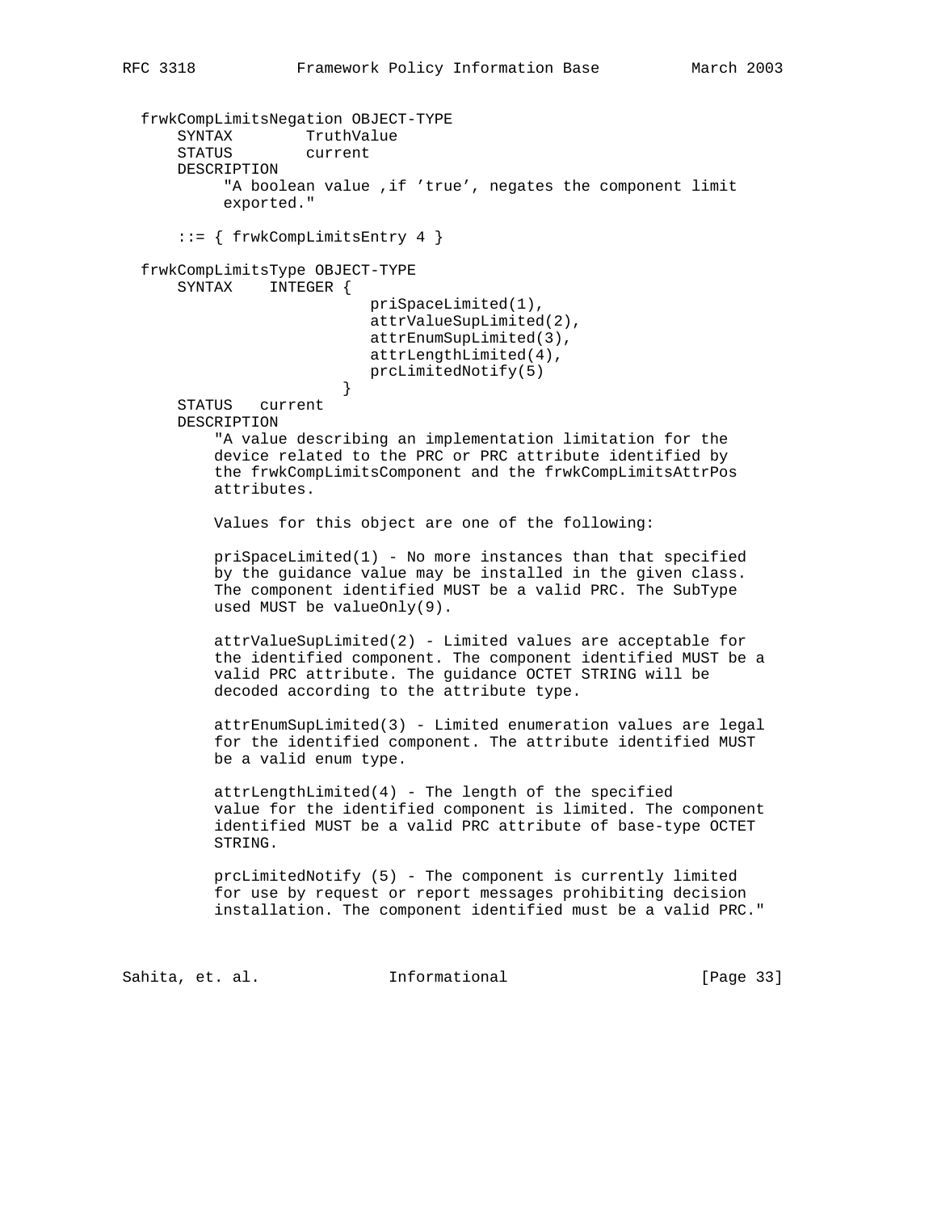```
  frwkCompLimitsNegation OBJECT-TYPE
      SYNTAX        TruthValue
      STATUS        current
      DESCRIPTION
           "A boolean value ,if 'true', negates the component limit
           exported."

      ::= { frwkCompLimitsEntry 4 }

  frwkCompLimitsType OBJECT-TYPE
      SYNTAX    INTEGER {
                          priSpaceLimited(1),
                          attrValueSupLimited(2),
                          attrEnumSupLimited(3),
                          attrLengthLimited(4),
                          prcLimitedNotify(5)
                        }
      STATUS   current
      DESCRIPTION
          "A value describing an implementation limitation for the
          device related to the PRC or PRC attribute identified by
          the frwkCompLimitsComponent and the frwkCompLimitsAttrPos
          attributes.

          Values for this object are one of the following:

          priSpaceLimited(1) - No more instances than that specified
          by the guidance value may be installed in the given class.
          The component identified MUST be a valid PRC. The SubType
          used MUST be valueOnly(9).

          attrValueSupLimited(2) - Limited values are acceptable for
          the identified component. The component identified MUST be a
          valid PRC attribute. The guidance OCTET STRING will be
          decoded according to the attribute type.

          attrEnumSupLimited(3) - Limited enumeration values are legal
          for the identified component. The attribute identified MUST
          be a valid enum type.

          attrLengthLimited(4) - The length of the specified
          value for the identified component is limited. The component
          identified MUST be a valid PRC attribute of base-type OCTET
          STRING.

          prcLimitedNotify (5) - The component is currently limited
          for use by request or report messages prohibiting decision
          installation. The component identified must be a valid PRC."
```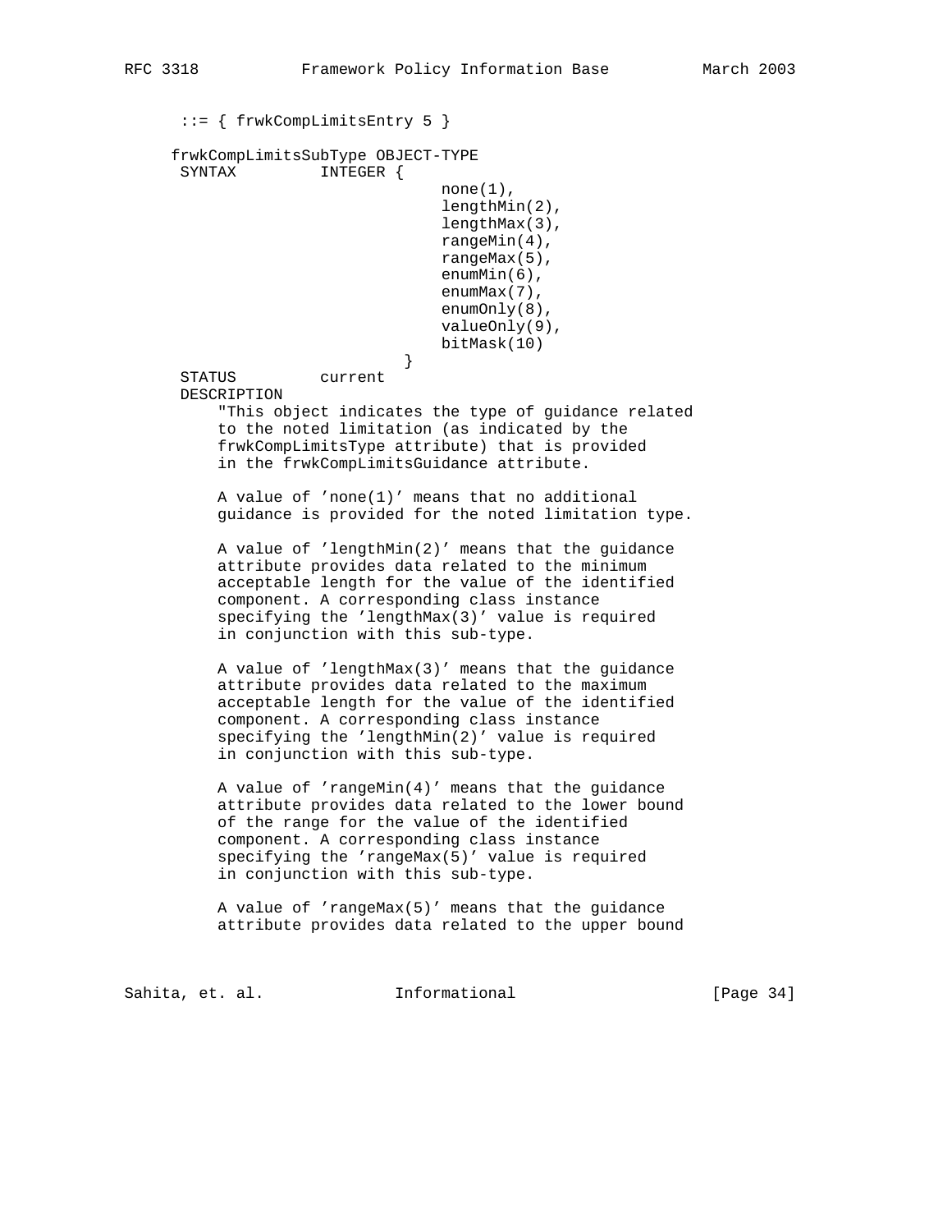```
      ::= { frwkCompLimitsEntry 5 }

     frwkCompLimitsSubType OBJECT-TYPE
      SYNTAX         INTEGER {
                              none(1),
                              lengthMin(2),
                              lengthMax(3),
                              rangeMin(4),
                              rangeMax(5),
                              enumMin(6),
                              enumMax(7),
                              enumOnly(8),
                              valueOnly(9),
                              bitMask(10)
                          }
      STATUS         current
      DESCRIPTION
          "This object indicates the type of guidance related
          to the noted limitation (as indicated by the
          frwkCompLimitsType attribute) that is provided
          in the frwkCompLimitsGuidance attribute.

          A value of 'none(1)' means that no additional
          guidance is provided for the noted limitation type.

          A value of 'lengthMin(2)' means that the guidance
          attribute provides data related to the minimum
          acceptable length for the value of the identified
          component. A corresponding class instance
          specifying the 'lengthMax(3)' value is required
          in conjunction with this sub-type.

          A value of 'lengthMax(3)' means that the guidance
          attribute provides data related to the maximum
          acceptable length for the value of the identified
          component. A corresponding class instance
          specifying the 'lengthMin(2)' value is required
          in conjunction with this sub-type.

          A value of 'rangeMin(4)' means that the guidance
          attribute provides data related to the lower bound
          of the range for the value of the identified
          component. A corresponding class instance
          specifying the 'rangeMax(5)' value is required
          in conjunction with this sub-type.

          A value of 'rangeMax(5)' means that the guidance
          attribute provides data related to the upper bound
```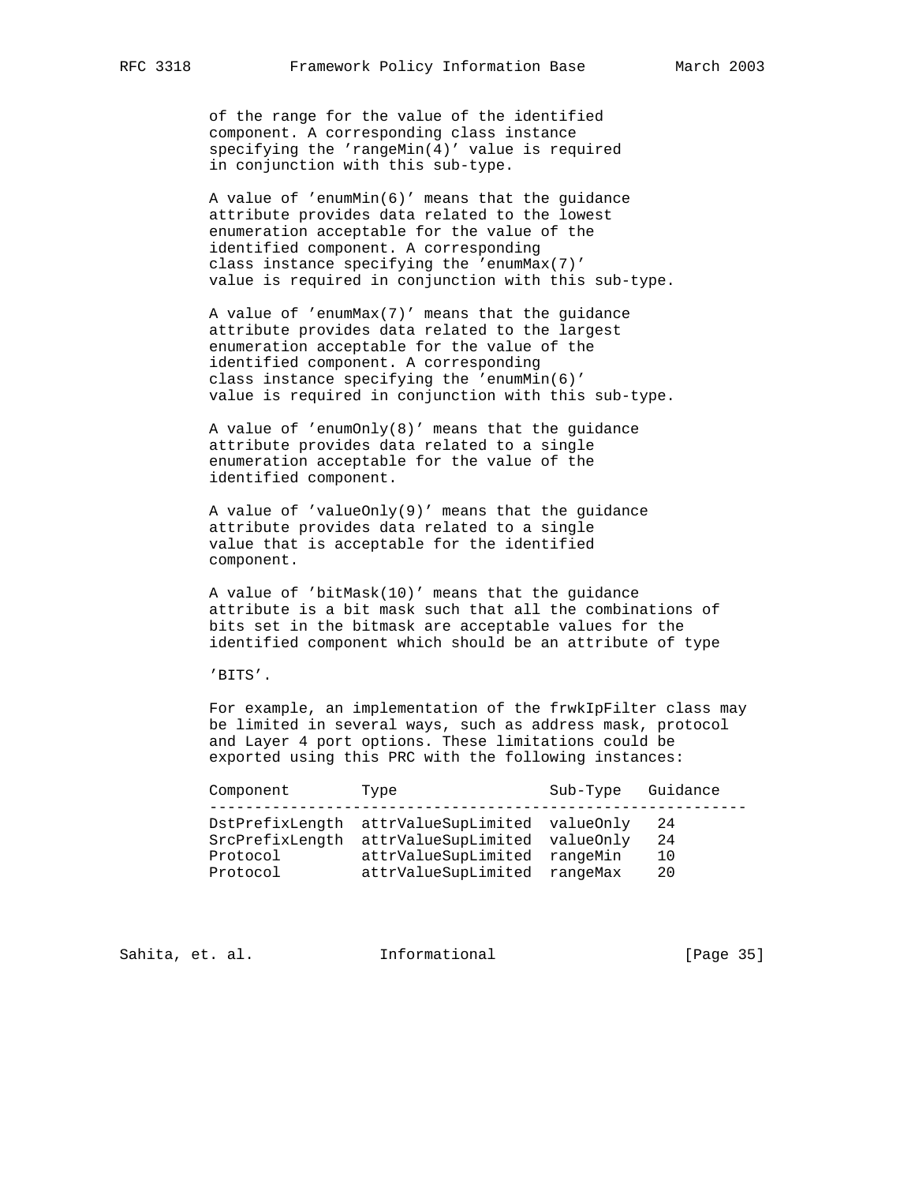of the range for the value of the identified component. A corresponding class instance specifying the 'rangeMin(4)' value is required in conjunction with this sub-type.

A value of 'enumMin(6)' means that the guidance attribute provides data related to the lowest enumeration acceptable for the value of the identified component. A corresponding class instance specifying the 'enumMax(7)' value is required in conjunction with this sub-type.

A value of 'enumMax(7)' means that the guidance attribute provides data related to the largest enumeration acceptable for the value of the identified component. A corresponding class instance specifying the 'enumMin(6)' value is required in conjunction with this sub-type.

A value of 'enumOnly(8)' means that the guidance attribute provides data related to a single enumeration acceptable for the value of the identified component.

A value of 'valueOnly(9)' means that the guidance attribute provides data related to a single value that is acceptable for the identified component.

A value of 'bitMask(10)' means that the guidance attribute is a bit mask such that all the combinations of bits set in the bitmask are acceptable values for the identified component which should be an attribute of type

'BITS'.

For example, an implementation of the frwkIpFilter class may be limited in several ways, such as address mask, protocol and Layer 4 port options. These limitations could be exported using this PRC with the following instances:

| Component | Type | Sub-Type | Guidance |
|---|---|---|---|
| DstPrefixLength | attrValueSupLimited | valueOnly | 24 |
| SrcPrefixLength | attrValueSupLimited | valueOnly | 24 |
| Protocol | attrValueSupLimited | rangeMin | 10 |
| Protocol | attrValueSupLimited | rangeMax | 20 |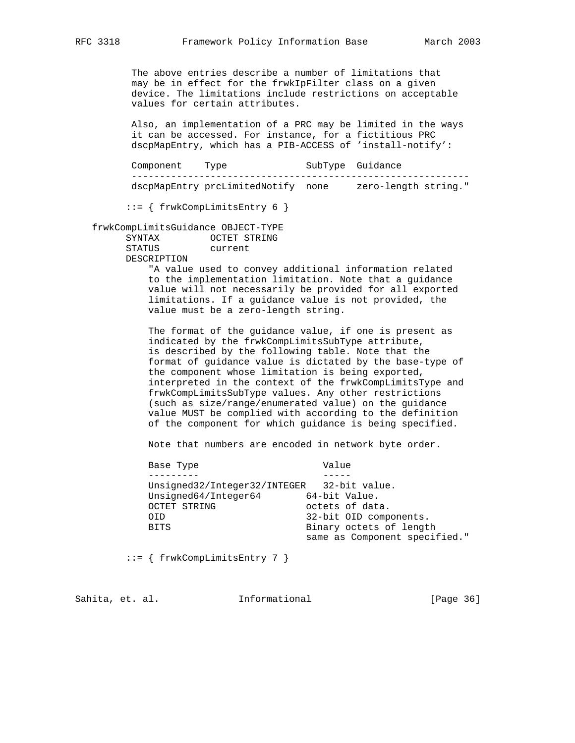```
         The above entries describe a number of limitations that
         may be in effect for the frwkIpFilter class on a given
         device. The limitations include restrictions on acceptable
         values for certain attributes.

         Also, an implementation of a PRC may be limited in the ways
         it can be accessed. For instance, for a fictitious PRC
         dscpMapEntry, which has a PIB-ACCESS of 'install-notify':

         Component    Type              SubType  Guidance
         ------------------------------------------------------------
         dscpMapEntry prcLimitedNotify  none     zero-length string."

        ::= { frwkCompLimitsEntry 6 }

   frwkCompLimitsGuidance OBJECT-TYPE
        SYNTAX         OCTET STRING
        STATUS         current
        DESCRIPTION
            "A value used to convey additional information related
            to the implementation limitation. Note that a guidance
            value will not necessarily be provided for all exported
            limitations. If a guidance value is not provided, the
            value must be a zero-length string.

            The format of the guidance value, if one is present as
            indicated by the frwkCompLimitsSubType attribute,
            is described by the following table. Note that the
            format of guidance value is dictated by the base-type of
            the component whose limitation is being exported,
            interpreted in the context of the frwkCompLimitsType and
            frwkCompLimitsSubType values. Any other restrictions
            (such as size/range/enumerated value) on the guidance
            value MUST be complied with according to the definition
            of the component for which guidance is being specified.

            Note that numbers are encoded in network byte order.

            Base Type                      Value
            ---------                      -----
            Unsigned32/Integer32/INTEGER   32-bit value.
            Unsigned64/Integer64        64-bit Value.
            OCTET STRING                octets of data.
            OID                         32-bit OID components.
            BITS                        Binary octets of length
                                        same as Component specified."

        ::= { frwkCompLimitsEntry 7 }
```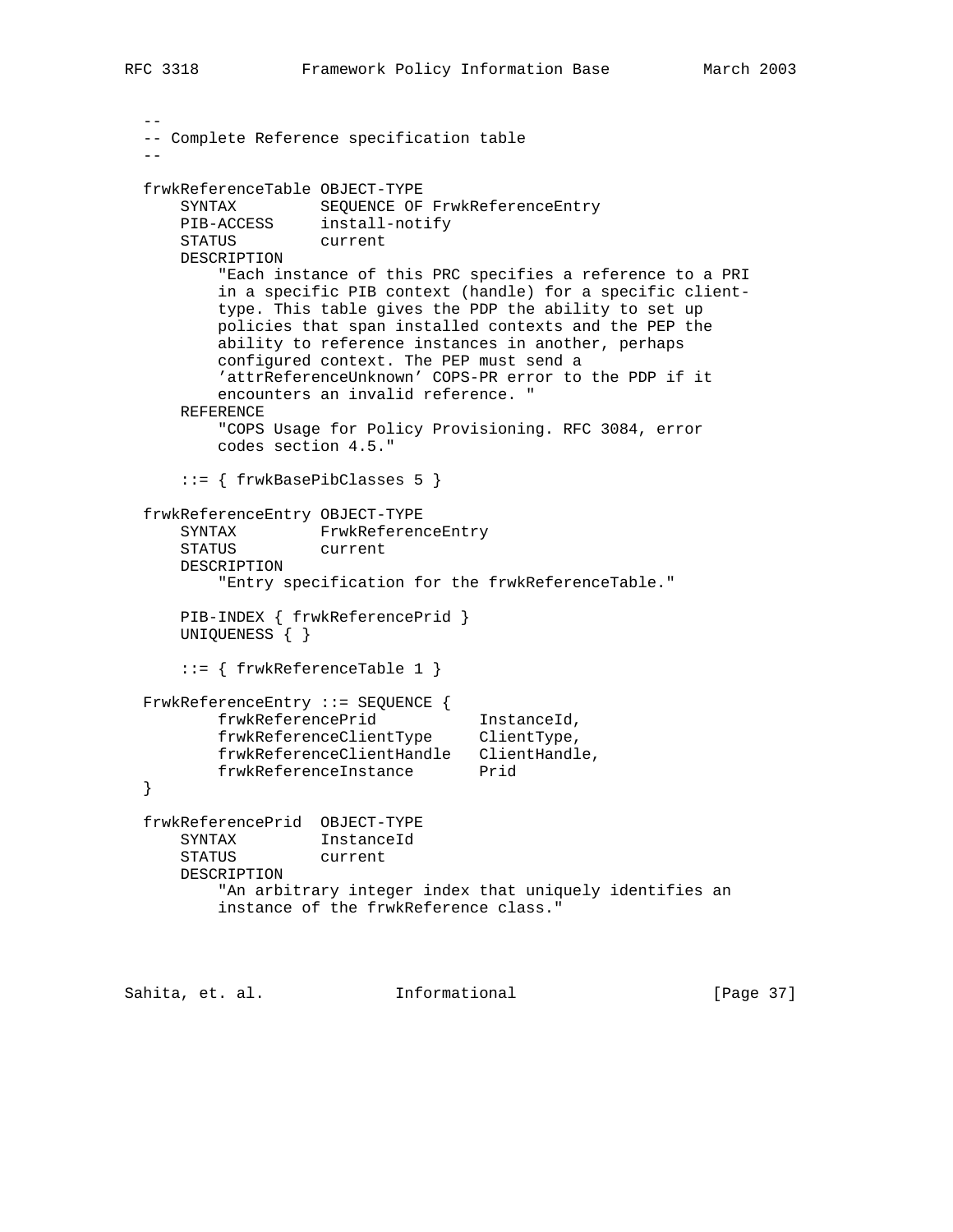```
--
-- Complete Reference specification table
--

frwkReferenceTable OBJECT-TYPE
    SYNTAX         SEQUENCE OF FrwkReferenceEntry
    PIB-ACCESS     install-notify
    STATUS         current
    DESCRIPTION
        "Each instance of this PRC specifies a reference to a PRI
        in a specific PIB context (handle) for a specific client-
        type. This table gives the PDP the ability to set up
        policies that span installed contexts and the PEP the
        ability to reference instances in another, perhaps
        configured context. The PEP must send a
        'attrReferenceUnknown' COPS-PR error to the PDP if it
        encounters an invalid reference. "
    REFERENCE
        "COPS Usage for Policy Provisioning. RFC 3084, error
        codes section 4.5."

    ::= { frwkBasePibClasses 5 }

frwkReferenceEntry OBJECT-TYPE
    SYNTAX         FrwkReferenceEntry
    STATUS         current
    DESCRIPTION
        "Entry specification for the frwkReferenceTable."

    PIB-INDEX { frwkReferencePrid }
    UNIQUENESS { }

    ::= { frwkReferenceTable 1 }

FrwkReferenceEntry ::= SEQUENCE {
        frwkReferencePrid          InstanceId,
        frwkReferenceClientType    ClientType,
        frwkReferenceClientHandle  ClientHandle,
        frwkReferenceInstance      Prid
}

frwkReferencePrid  OBJECT-TYPE
    SYNTAX         InstanceId
    STATUS         current
    DESCRIPTION
        "An arbitrary integer index that uniquely identifies an
        instance of the frwkReference class."
```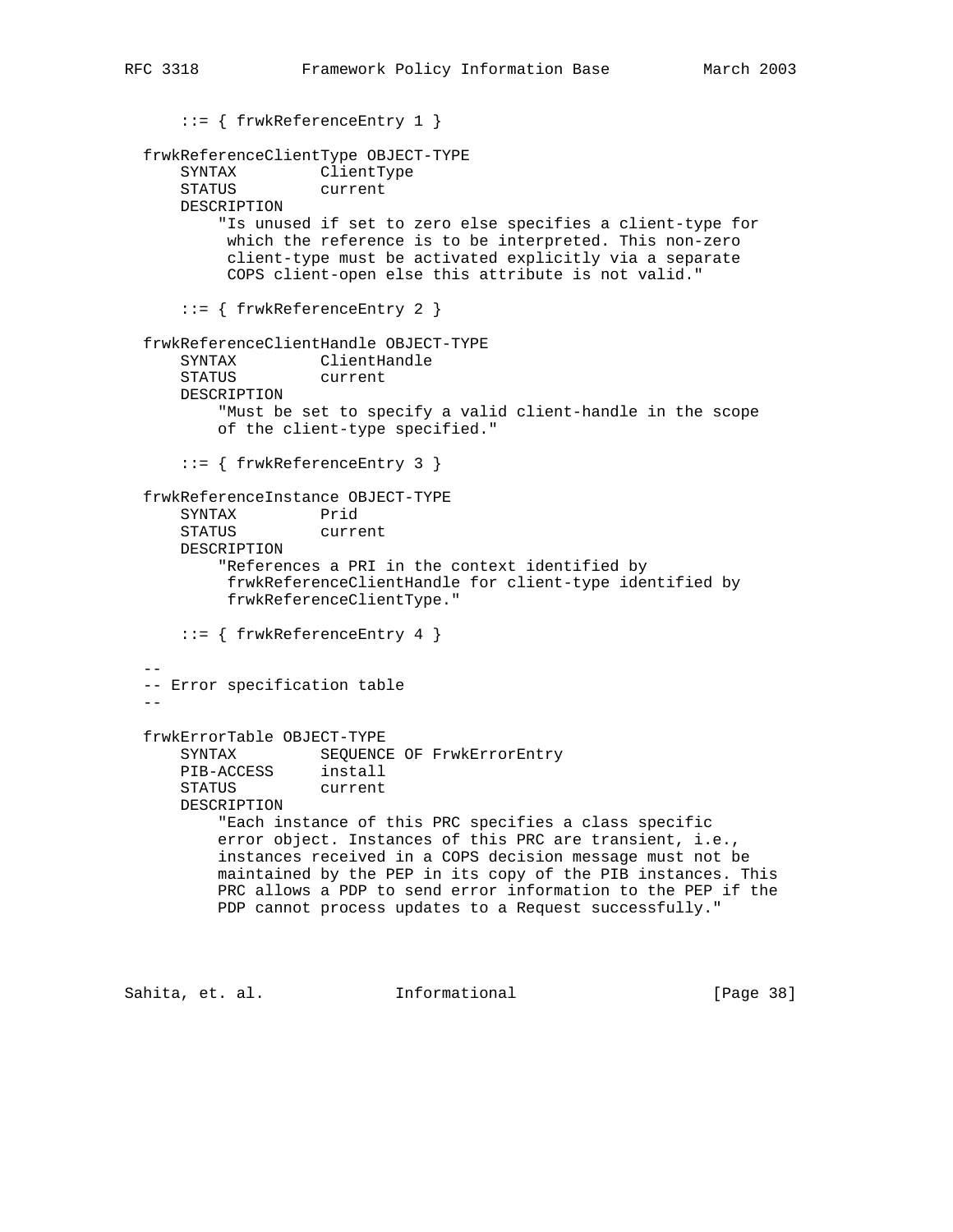```
       ::= { frwkReferenceEntry 1 }

  frwkReferenceClientType OBJECT-TYPE
      SYNTAX         ClientType
      STATUS         current
      DESCRIPTION
          "Is unused if set to zero else specifies a client-type for
           which the reference is to be interpreted. This non-zero
           client-type must be activated explicitly via a separate
           COPS client-open else this attribute is not valid."

      ::= { frwkReferenceEntry 2 }

  frwkReferenceClientHandle OBJECT-TYPE
      SYNTAX         ClientHandle
      STATUS         current
      DESCRIPTION
          "Must be set to specify a valid client-handle in the scope
          of the client-type specified."

      ::= { frwkReferenceEntry 3 }

  frwkReferenceInstance OBJECT-TYPE
      SYNTAX         Prid
      STATUS         current
      DESCRIPTION
          "References a PRI in the context identified by
           frwkReferenceClientHandle for client-type identified by
           frwkReferenceClientType."

      ::= { frwkReferenceEntry 4 }

  --
  -- Error specification table
  --

  frwkErrorTable OBJECT-TYPE
      SYNTAX         SEQUENCE OF FrwkErrorEntry
      PIB-ACCESS     install
      STATUS         current
      DESCRIPTION
          "Each instance of this PRC specifies a class specific
          error object. Instances of this PRC are transient, i.e.,
          instances received in a COPS decision message must not be
          maintained by the PEP in its copy of the PIB instances. This
          PRC allows a PDP to send error information to the PEP if the
          PDP cannot process updates to a Request successfully."
```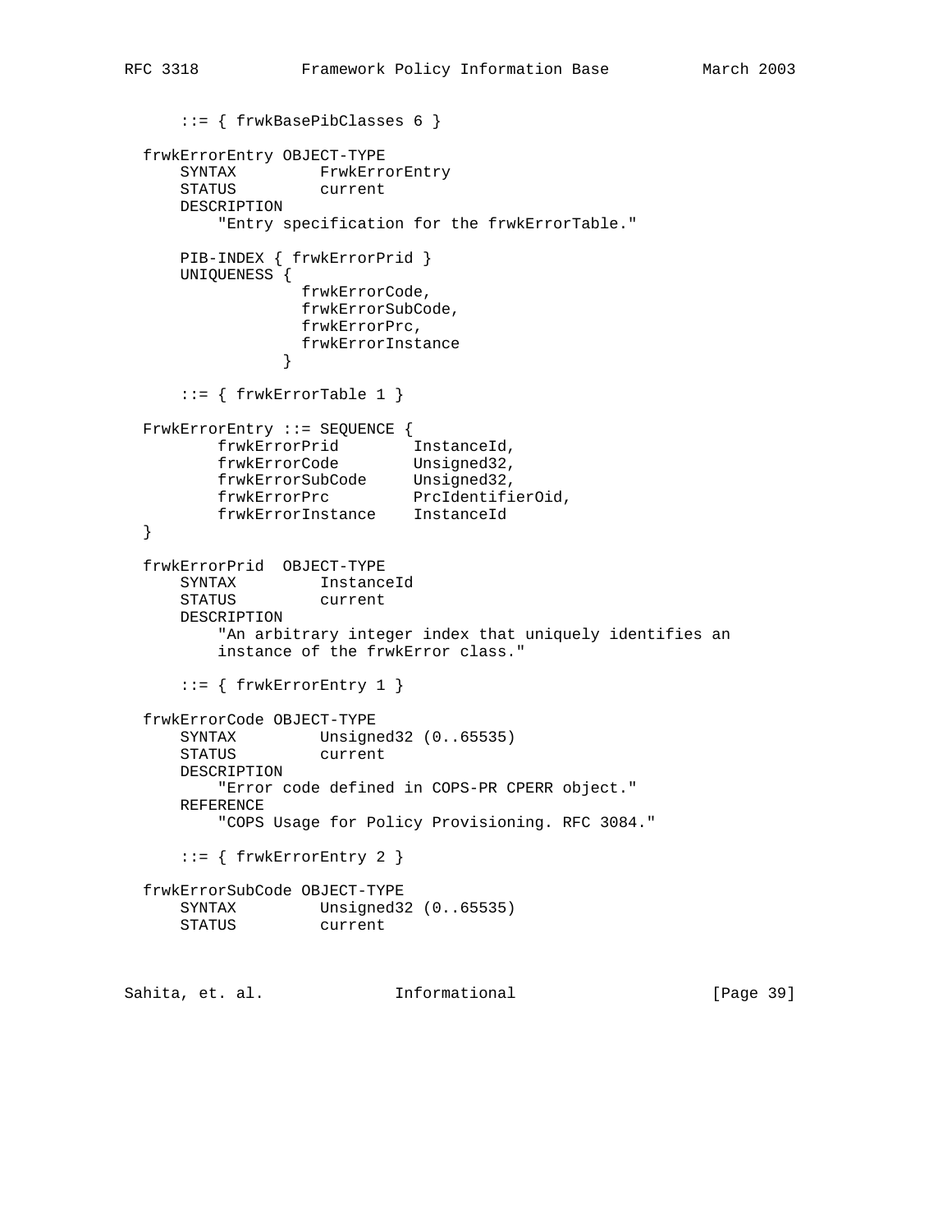```
      ::= { frwkBasePibClasses 6 }

  frwkErrorEntry OBJECT-TYPE
      SYNTAX         FrwkErrorEntry
      STATUS         current
      DESCRIPTION
          "Entry specification for the frwkErrorTable."

      PIB-INDEX { frwkErrorPrid }
      UNIQUENESS {
                   frwkErrorCode,
                   frwkErrorSubCode,
                   frwkErrorPrc,
                   frwkErrorInstance
                 }

      ::= { frwkErrorTable 1 }

  FrwkErrorEntry ::= SEQUENCE {
          frwkErrorPrid        InstanceId,
          frwkErrorCode        Unsigned32,
          frwkErrorSubCode     Unsigned32,
          frwkErrorPrc         PrcIdentifierOid,
          frwkErrorInstance    InstanceId
  }

  frwkErrorPrid  OBJECT-TYPE
      SYNTAX         InstanceId
      STATUS         current
      DESCRIPTION
          "An arbitrary integer index that uniquely identifies an
          instance of the frwkError class."

      ::= { frwkErrorEntry 1 }

  frwkErrorCode OBJECT-TYPE
      SYNTAX         Unsigned32 (0..65535)
      STATUS         current
      DESCRIPTION
          "Error code defined in COPS-PR CPERR object."
      REFERENCE
          "COPS Usage for Policy Provisioning. RFC 3084."

      ::= { frwkErrorEntry 2 }

  frwkErrorSubCode OBJECT-TYPE
      SYNTAX         Unsigned32 (0..65535)
      STATUS         current
```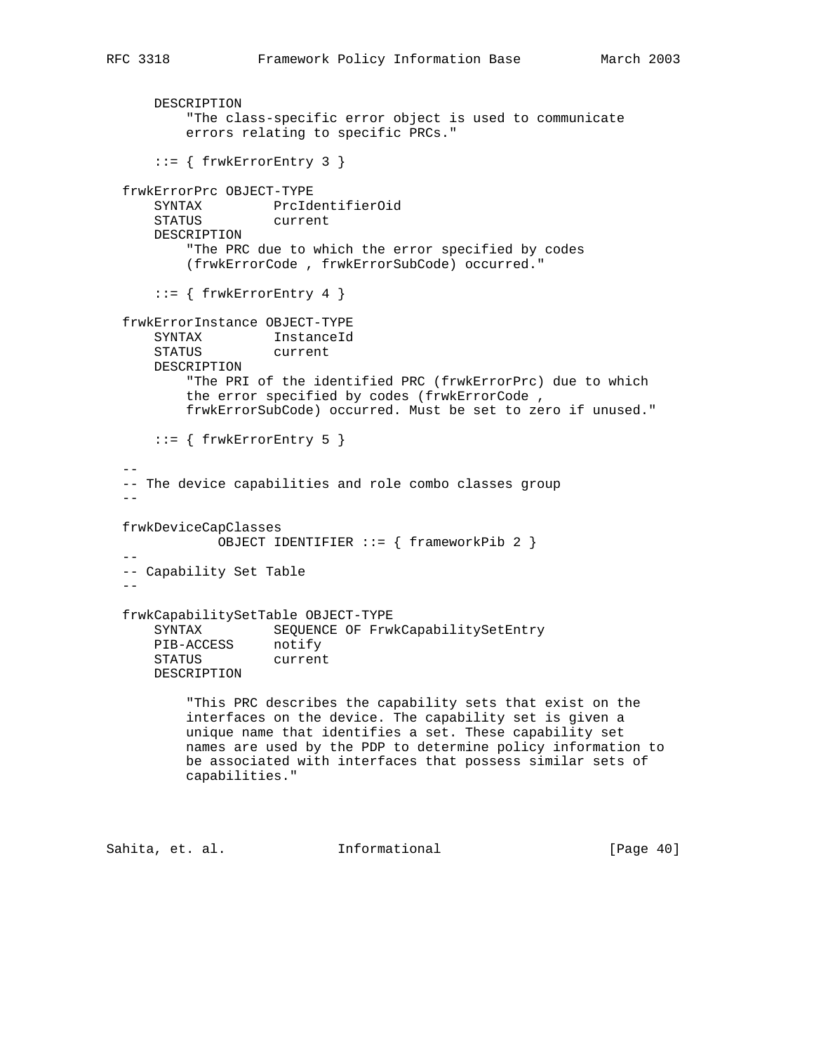```
      DESCRIPTION
          "The class-specific error object is used to communicate
          errors relating to specific PRCs."

      ::= { frwkErrorEntry 3 }

  frwkErrorPrc OBJECT-TYPE
      SYNTAX         PrcIdentifierOid
      STATUS         current
      DESCRIPTION
          "The PRC due to which the error specified by codes
          (frwkErrorCode , frwkErrorSubCode) occurred."

      ::= { frwkErrorEntry 4 }

  frwkErrorInstance OBJECT-TYPE
      SYNTAX         InstanceId
      STATUS         current
      DESCRIPTION
          "The PRI of the identified PRC (frwkErrorPrc) due to which
          the error specified by codes (frwkErrorCode ,
          frwkErrorSubCode) occurred. Must be set to zero if unused."

      ::= { frwkErrorEntry 5 }

  --
  -- The device capabilities and role combo classes group
  --

  frwkDeviceCapClasses
              OBJECT IDENTIFIER ::= { frameworkPib 2 }
  --
  -- Capability Set Table
  --

  frwkCapabilitySetTable OBJECT-TYPE
      SYNTAX         SEQUENCE OF FrwkCapabilitySetEntry
      PIB-ACCESS     notify
      STATUS         current
      DESCRIPTION

          "This PRC describes the capability sets that exist on the
          interfaces on the device. The capability set is given a
          unique name that identifies a set. These capability set
          names are used by the PDP to determine policy information to
          be associated with interfaces that possess similar sets of
          capabilities."
```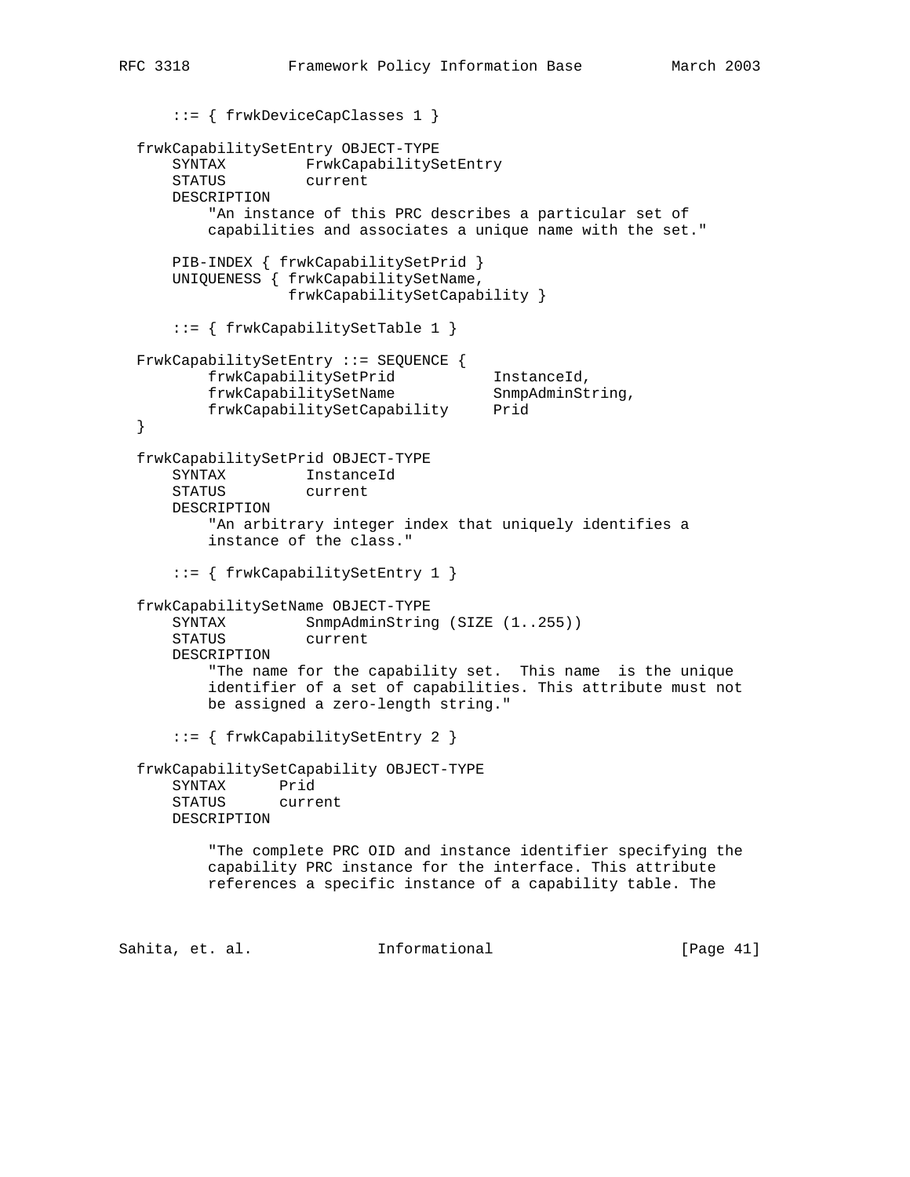```
      ::= { frwkDeviceCapClasses 1 }

  frwkCapabilitySetEntry OBJECT-TYPE
      SYNTAX         FrwkCapabilitySetEntry
      STATUS         current
      DESCRIPTION
          "An instance of this PRC describes a particular set of
          capabilities and associates a unique name with the set."

      PIB-INDEX { frwkCapabilitySetPrid }
      UNIQUENESS { frwkCapabilitySetName,
                   frwkCapabilitySetCapability }

      ::= { frwkCapabilitySetTable 1 }

  FrwkCapabilitySetEntry ::= SEQUENCE {
          frwkCapabilitySetPrid           InstanceId,
          frwkCapabilitySetName           SnmpAdminString,
          frwkCapabilitySetCapability     Prid
  }

  frwkCapabilitySetPrid OBJECT-TYPE
      SYNTAX         InstanceId
      STATUS         current
      DESCRIPTION
          "An arbitrary integer index that uniquely identifies a
          instance of the class."

      ::= { frwkCapabilitySetEntry 1 }

  frwkCapabilitySetName OBJECT-TYPE
      SYNTAX         SnmpAdminString (SIZE (1..255))
      STATUS         current
      DESCRIPTION
          "The name for the capability set.  This name  is the unique
          identifier of a set of capabilities. This attribute must not
          be assigned a zero-length string."

      ::= { frwkCapabilitySetEntry 2 }

  frwkCapabilitySetCapability OBJECT-TYPE
      SYNTAX      Prid
      STATUS      current
      DESCRIPTION

          "The complete PRC OID and instance identifier specifying the
          capability PRC instance for the interface. This attribute
          references a specific instance of a capability table. The
```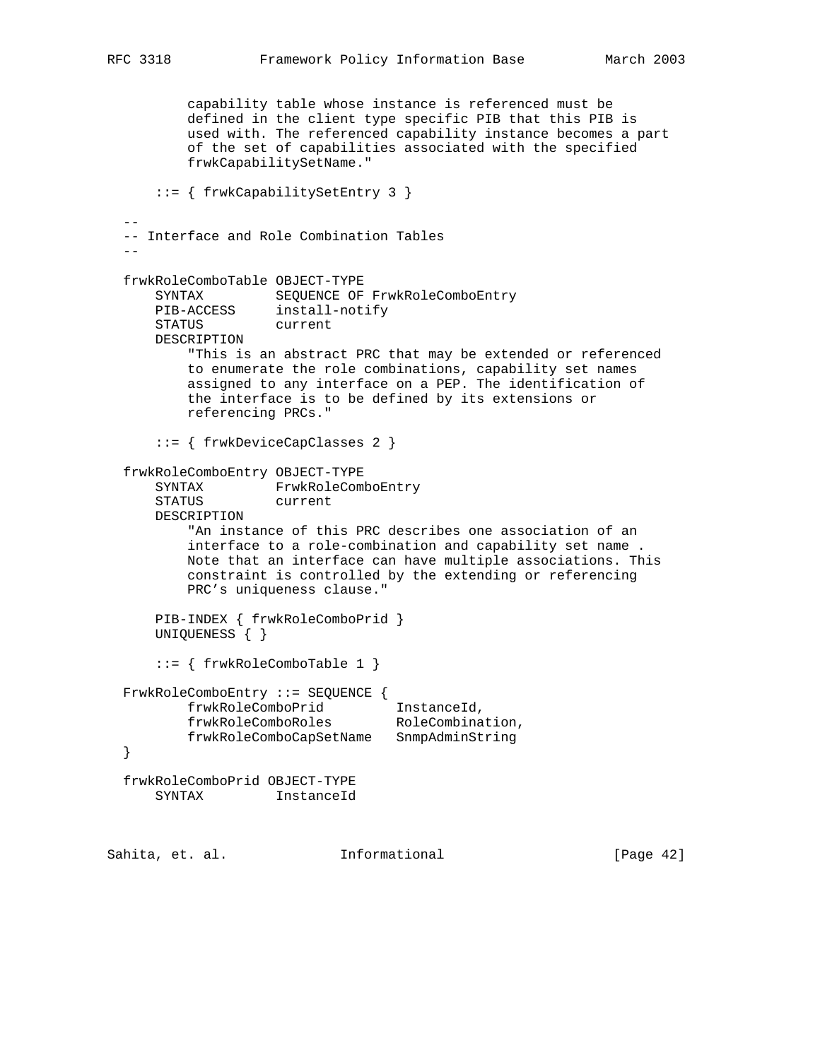```
          capability table whose instance is referenced must be
          defined in the client type specific PIB that this PIB is
          used with. The referenced capability instance becomes a part
          of the set of capabilities associated with the specified
          frwkCapabilitySetName."

      ::= { frwkCapabilitySetEntry 3 }

  --
  -- Interface and Role Combination Tables
  --

  frwkRoleComboTable OBJECT-TYPE
      SYNTAX         SEQUENCE OF FrwkRoleComboEntry
      PIB-ACCESS     install-notify
      STATUS         current
      DESCRIPTION
          "This is an abstract PRC that may be extended or referenced
          to enumerate the role combinations, capability set names
          assigned to any interface on a PEP. The identification of
          the interface is to be defined by its extensions or
          referencing PRCs."

      ::= { frwkDeviceCapClasses 2 }

  frwkRoleComboEntry OBJECT-TYPE
      SYNTAX         FrwkRoleComboEntry
      STATUS         current
      DESCRIPTION
          "An instance of this PRC describes one association of an
          interface to a role-combination and capability set name .
          Note that an interface can have multiple associations. This
          constraint is controlled by the extending or referencing
          PRC's uniqueness clause."

      PIB-INDEX { frwkRoleComboPrid }
      UNIQUENESS { }

      ::= { frwkRoleComboTable 1 }

  FrwkRoleComboEntry ::= SEQUENCE {
          frwkRoleComboPrid         InstanceId,
          frwkRoleComboRoles        RoleCombination,
          frwkRoleComboCapSetName   SnmpAdminString
  }

  frwkRoleComboPrid OBJECT-TYPE
      SYNTAX         InstanceId
```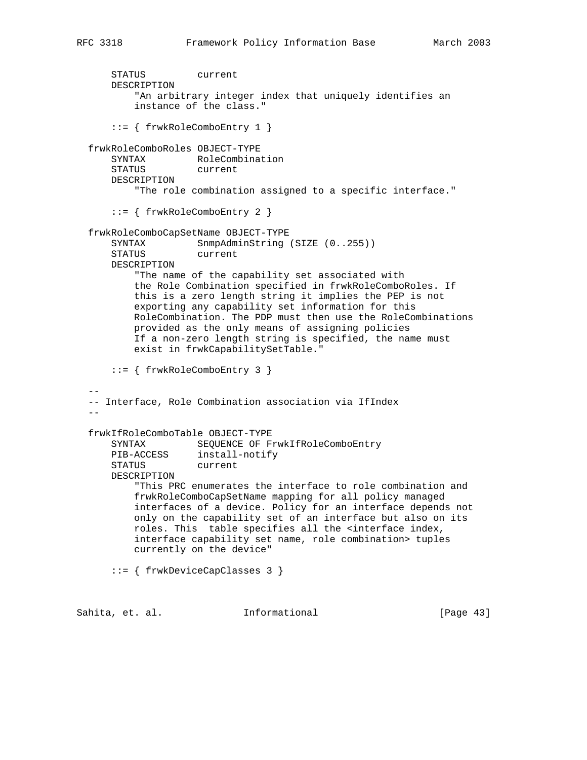```
      STATUS         current
      DESCRIPTION
          "An arbitrary integer index that uniquely identifies an
          instance of the class."

      ::= { frwkRoleComboEntry 1 }

  frwkRoleComboRoles OBJECT-TYPE
      SYNTAX         RoleCombination
      STATUS         current
      DESCRIPTION
          "The role combination assigned to a specific interface."

      ::= { frwkRoleComboEntry 2 }

  frwkRoleComboCapSetName OBJECT-TYPE
      SYNTAX         SnmpAdminString (SIZE (0..255))
      STATUS         current
      DESCRIPTION
          "The name of the capability set associated with
          the Role Combination specified in frwkRoleComboRoles. If
          this is a zero length string it implies the PEP is not
          exporting any capability set information for this
          RoleCombination. The PDP must then use the RoleCombinations
          provided as the only means of assigning policies
          If a non-zero length string is specified, the name must
          exist in frwkCapabilitySetTable."

      ::= { frwkRoleComboEntry 3 }

  --
  -- Interface, Role Combination association via IfIndex
  --

  frwkIfRoleComboTable OBJECT-TYPE
      SYNTAX         SEQUENCE OF FrwkIfRoleComboEntry
      PIB-ACCESS     install-notify
      STATUS         current
      DESCRIPTION
          "This PRC enumerates the interface to role combination and
          frwkRoleComboCapSetName mapping for all policy managed
          interfaces of a device. Policy for an interface depends not
          only on the capability set of an interface but also on its
          roles. This  table specifies all the <interface index,
          interface capability set name, role combination> tuples
          currently on the device"

      ::= { frwkDeviceCapClasses 3 }
```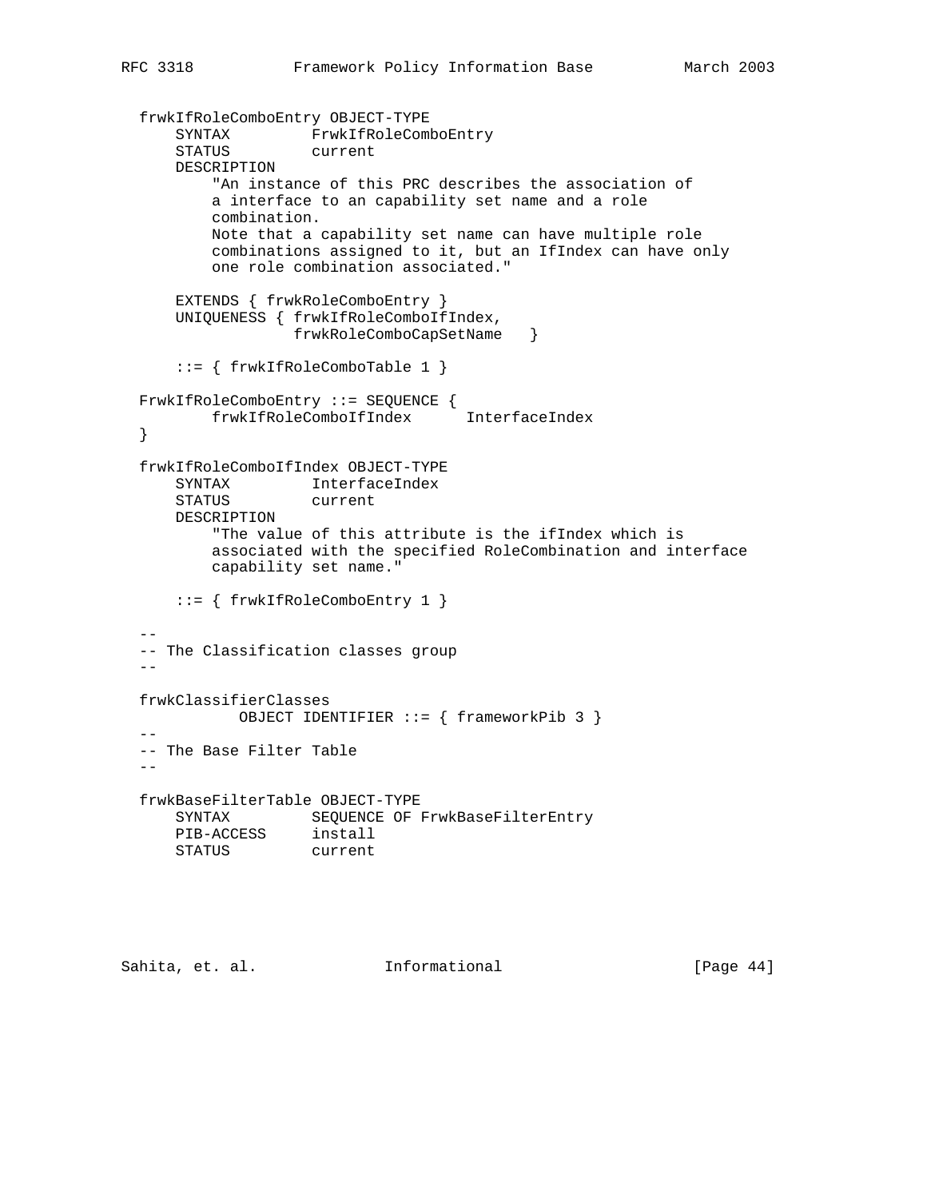```
   frwkIfRoleComboEntry OBJECT-TYPE
       SYNTAX         FrwkIfRoleComboEntry
       STATUS         current
       DESCRIPTION
           "An instance of this PRC describes the association of
           a interface to an capability set name and a role
           combination.
           Note that a capability set name can have multiple role
           combinations assigned to it, but an IfIndex can have only
           one role combination associated."

       EXTENDS { frwkRoleComboEntry }
       UNIQUENESS { frwkIfRoleComboIfIndex,
                    frwkRoleComboCapSetName   }

       ::= { frwkIfRoleComboTable 1 }

   FrwkIfRoleComboEntry ::= SEQUENCE {
           frwkIfRoleComboIfIndex      InterfaceIndex
   }

   frwkIfRoleComboIfIndex OBJECT-TYPE
       SYNTAX         InterfaceIndex
       STATUS         current
       DESCRIPTION
           "The value of this attribute is the ifIndex which is
           associated with the specified RoleCombination and interface
           capability set name."

       ::= { frwkIfRoleComboEntry 1 }

   --
   -- The Classification classes group
   --

   frwkClassifierClasses
              OBJECT IDENTIFIER ::= { frameworkPib 3 }
   --
   -- The Base Filter Table
   --

   frwkBaseFilterTable OBJECT-TYPE
       SYNTAX         SEQUENCE OF FrwkBaseFilterEntry
       PIB-ACCESS     install
       STATUS         current
```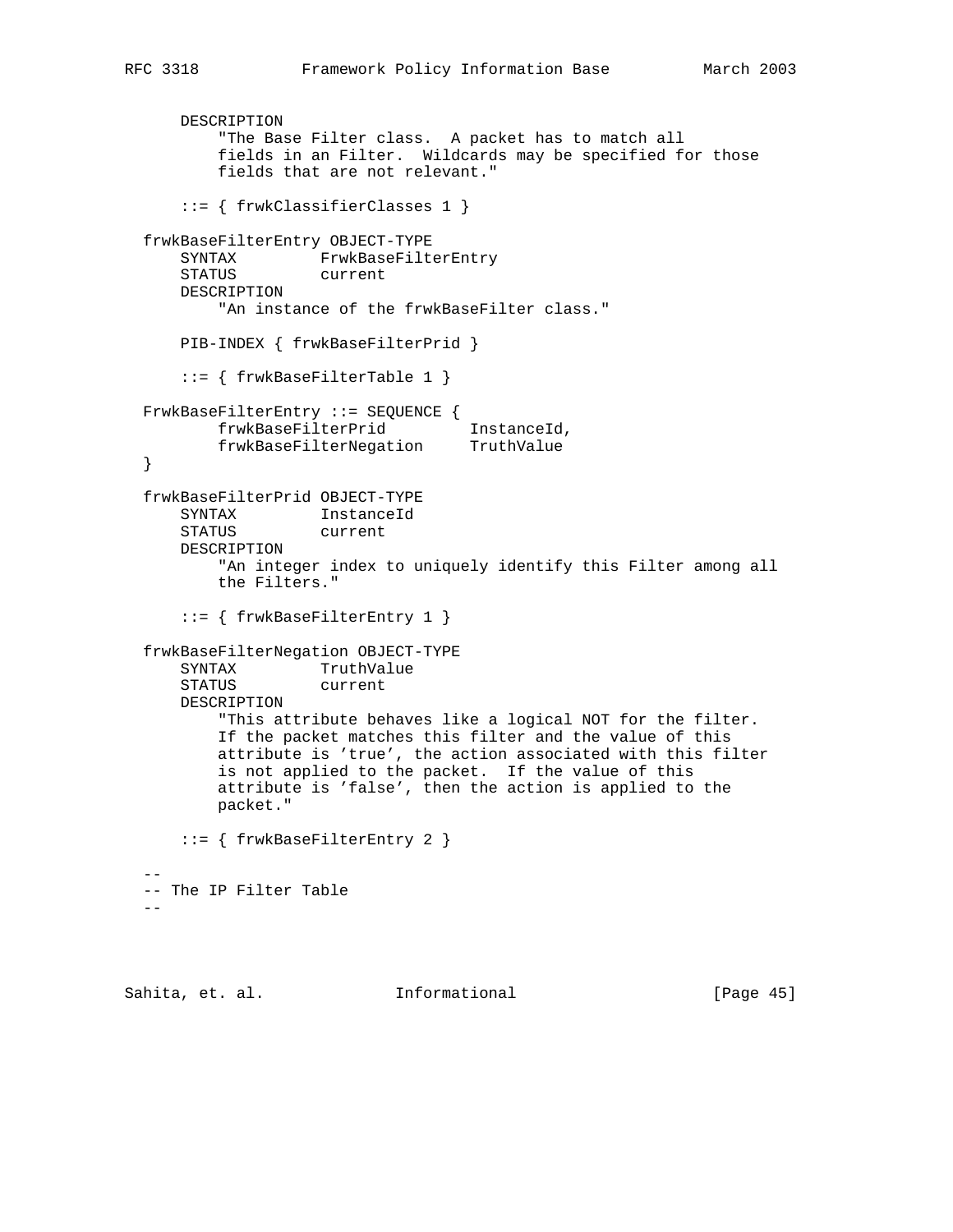```
      DESCRIPTION
          "The Base Filter class.  A packet has to match all
          fields in an Filter.  Wildcards may be specified for those
          fields that are not relevant."

      ::= { frwkClassifierClasses 1 }

  frwkBaseFilterEntry OBJECT-TYPE
      SYNTAX         FrwkBaseFilterEntry
      STATUS         current
      DESCRIPTION
          "An instance of the frwkBaseFilter class."

      PIB-INDEX { frwkBaseFilterPrid }

      ::= { frwkBaseFilterTable 1 }

  FrwkBaseFilterEntry ::= SEQUENCE {
          frwkBaseFilterPrid         InstanceId,
          frwkBaseFilterNegation     TruthValue
  }

  frwkBaseFilterPrid OBJECT-TYPE
      SYNTAX         InstanceId
      STATUS         current
      DESCRIPTION
          "An integer index to uniquely identify this Filter among all
          the Filters."

      ::= { frwkBaseFilterEntry 1 }

  frwkBaseFilterNegation OBJECT-TYPE
      SYNTAX         TruthValue
      STATUS         current
      DESCRIPTION
          "This attribute behaves like a logical NOT for the filter.
          If the packet matches this filter and the value of this
          attribute is 'true', the action associated with this filter
          is not applied to the packet.  If the value of this
          attribute is 'false', then the action is applied to the
          packet."

      ::= { frwkBaseFilterEntry 2 }

  --
  -- The IP Filter Table
  --
```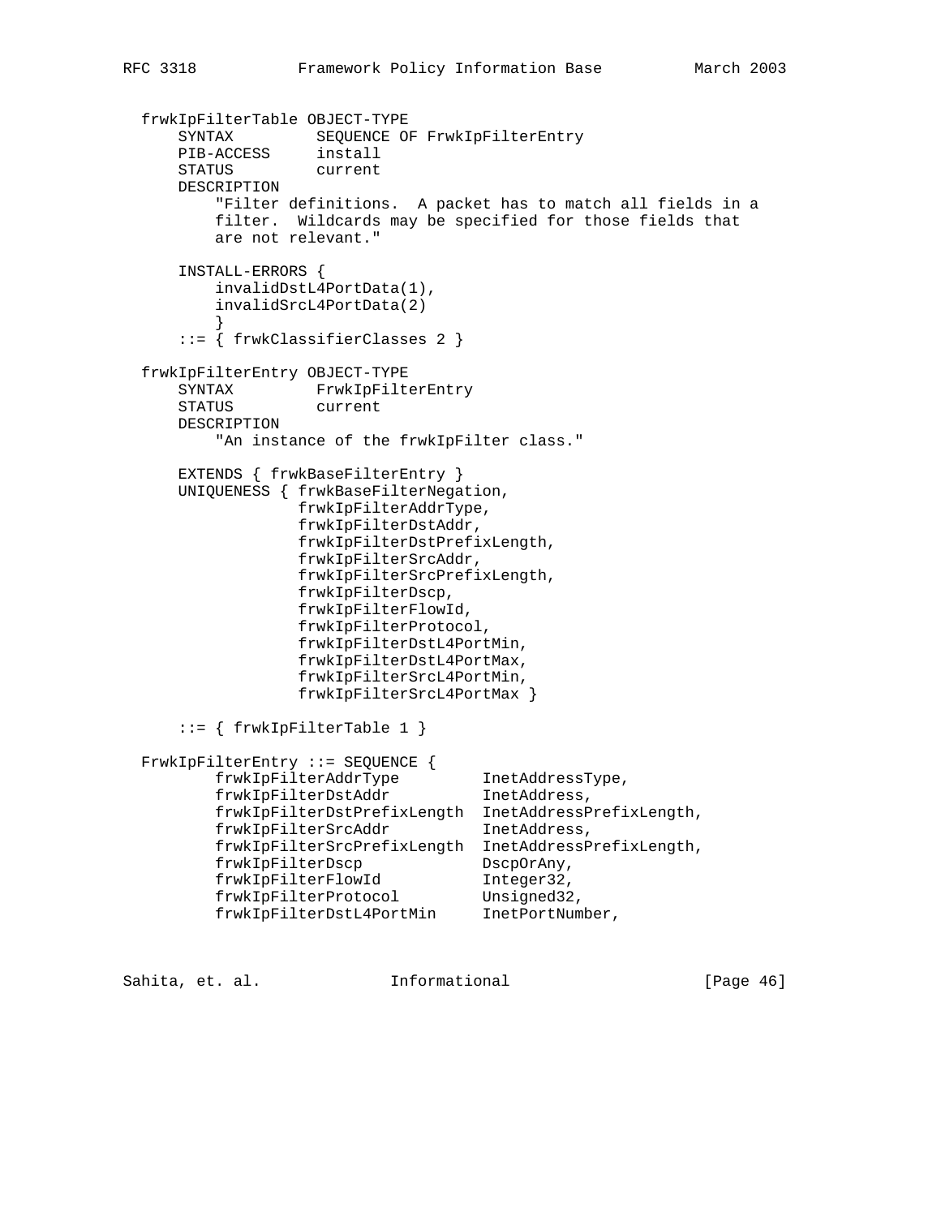```
   frwkIpFilterTable OBJECT-TYPE
       SYNTAX         SEQUENCE OF FrwkIpFilterEntry
       PIB-ACCESS     install
       STATUS         current
       DESCRIPTION
           "Filter definitions.  A packet has to match all fields in a
           filter.  Wildcards may be specified for those fields that
           are not relevant."

       INSTALL-ERRORS {
           invalidDstL4PortData(1),
           invalidSrcL4PortData(2)
           }
       ::= { frwkClassifierClasses 2 }

   frwkIpFilterEntry OBJECT-TYPE
       SYNTAX         FrwkIpFilterEntry
       STATUS         current
       DESCRIPTION
           "An instance of the frwkIpFilter class."

       EXTENDS { frwkBaseFilterEntry }
       UNIQUENESS { frwkBaseFilterNegation,
                    frwkIpFilterAddrType,
                    frwkIpFilterDstAddr,
                    frwkIpFilterDstPrefixLength,
                    frwkIpFilterSrcAddr,
                    frwkIpFilterSrcPrefixLength,
                    frwkIpFilterDscp,
                    frwkIpFilterFlowId,
                    frwkIpFilterProtocol,
                    frwkIpFilterDstL4PortMin,
                    frwkIpFilterDstL4PortMax,
                    frwkIpFilterSrcL4PortMin,
                    frwkIpFilterSrcL4PortMax }

       ::= { frwkIpFilterTable 1 }

   FrwkIpFilterEntry ::= SEQUENCE {
           frwkIpFilterAddrType         InetAddressType,
           frwkIpFilterDstAddr          InetAddress,
           frwkIpFilterDstPrefixLength  InetAddressPrefixLength,
           frwkIpFilterSrcAddr          InetAddress,
           frwkIpFilterSrcPrefixLength  InetAddressPrefixLength,
           frwkIpFilterDscp             DscpOrAny,
           frwkIpFilterFlowId           Integer32,
           frwkIpFilterProtocol         Unsigned32,
           frwkIpFilterDstL4PortMin     InetPortNumber,
```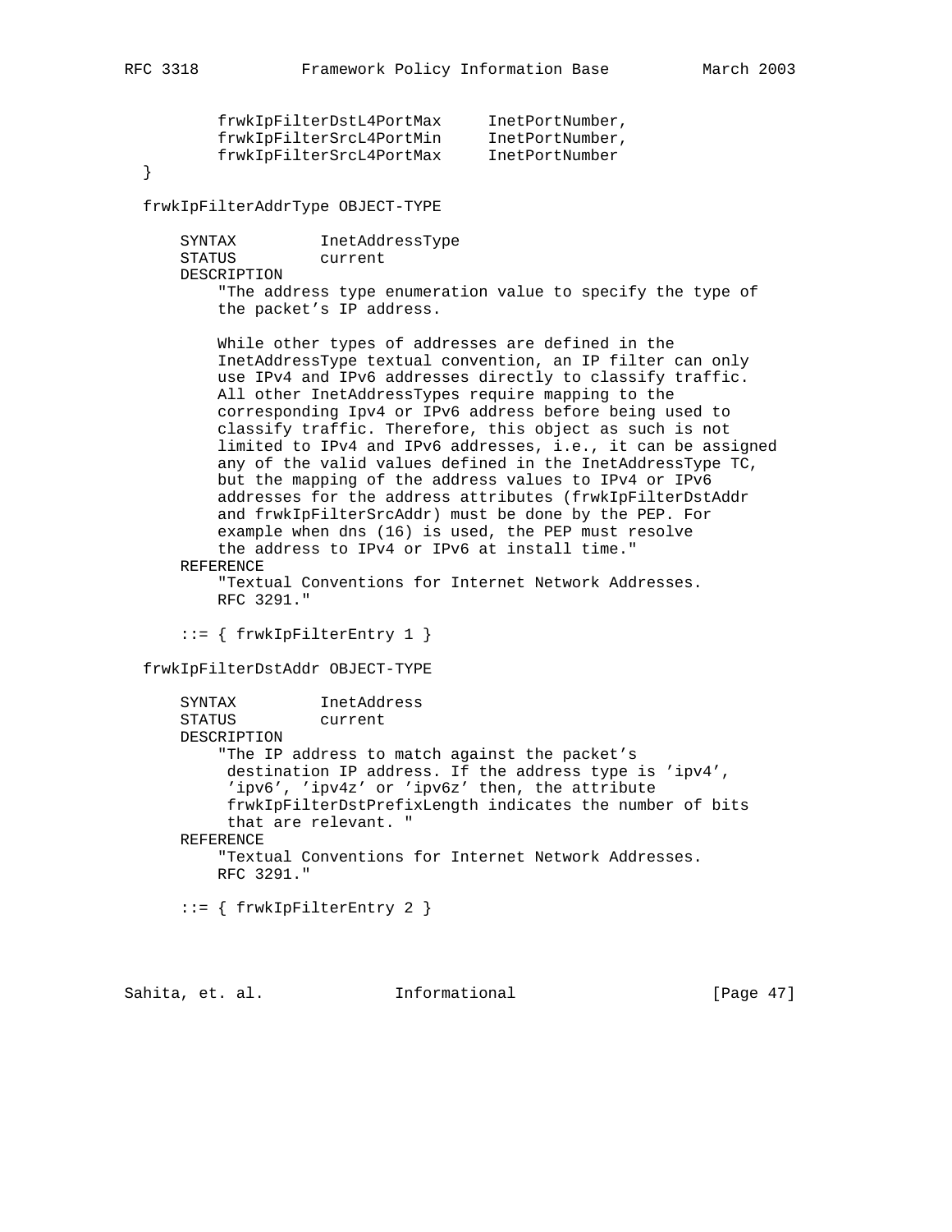```
          frwkIpFilterDstL4PortMax     InetPortNumber,
          frwkIpFilterSrcL4PortMin     InetPortNumber,
          frwkIpFilterSrcL4PortMax     InetPortNumber
  }

  frwkIpFilterAddrType OBJECT-TYPE

      SYNTAX          InetAddressType
      STATUS          current
      DESCRIPTION
          "The address type enumeration value to specify the type of
          the packet's IP address.

          While other types of addresses are defined in the
          InetAddressType textual convention, an IP filter can only
          use IPv4 and IPv6 addresses directly to classify traffic.
          All other InetAddressTypes require mapping to the
          corresponding Ipv4 or IPv6 address before being used to
          classify traffic. Therefore, this object as such is not
          limited to IPv4 and IPv6 addresses, i.e., it can be assigned
          any of the valid values defined in the InetAddressType TC,
          but the mapping of the address values to IPv4 or IPv6
          addresses for the address attributes (frwkIpFilterDstAddr
          and frwkIpFilterSrcAddr) must be done by the PEP. For
          example when dns (16) is used, the PEP must resolve
          the address to IPv4 or IPv6 at install time."
      REFERENCE
          "Textual Conventions for Internet Network Addresses.
          RFC 3291."

      ::= { frwkIpFilterEntry 1 }

  frwkIpFilterDstAddr OBJECT-TYPE

      SYNTAX          InetAddress
      STATUS          current
      DESCRIPTION
          "The IP address to match against the packet's
           destination IP address. If the address type is 'ipv4',
           'ipv6', 'ipv4z' or 'ipv6z' then, the attribute
           frwkIpFilterDstPrefixLength indicates the number of bits
           that are relevant. "
      REFERENCE
          "Textual Conventions for Internet Network Addresses.
          RFC 3291."

      ::= { frwkIpFilterEntry 2 }
```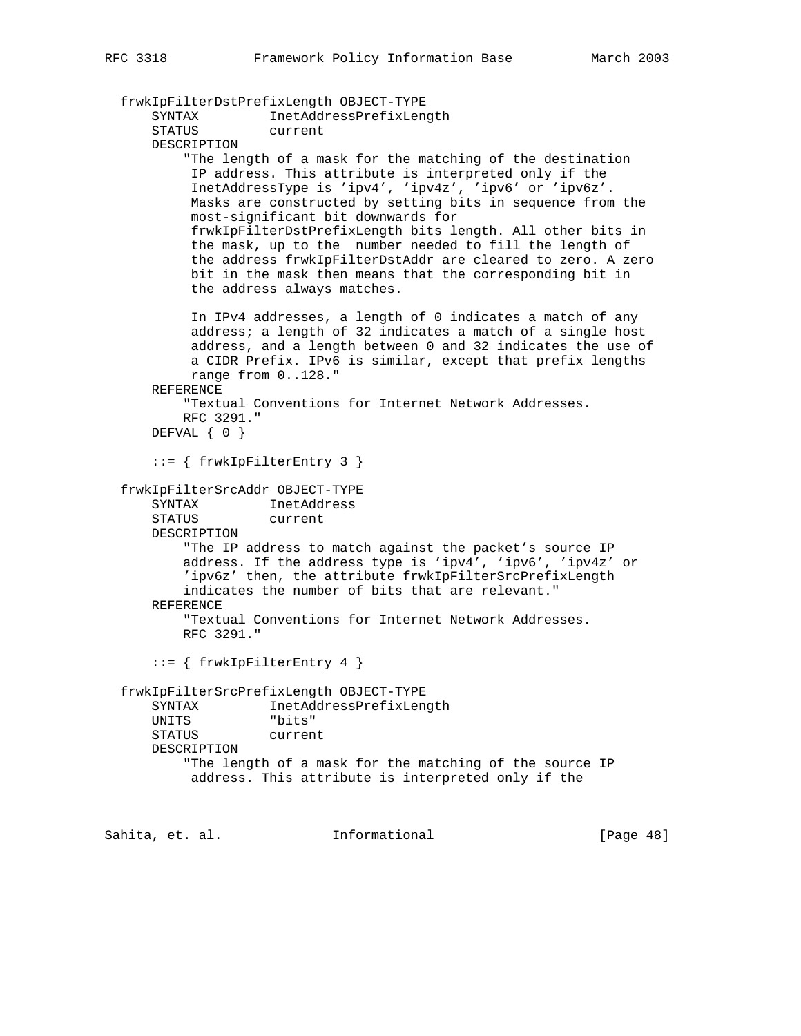```
   frwkIpFilterDstPrefixLength OBJECT-TYPE
       SYNTAX         InetAddressPrefixLength
       STATUS         current
       DESCRIPTION
           "The length of a mask for the matching of the destination
            IP address. This attribute is interpreted only if the
            InetAddressType is 'ipv4', 'ipv4z', 'ipv6' or 'ipv6z'.
            Masks are constructed by setting bits in sequence from the
            most-significant bit downwards for
            frwkIpFilterDstPrefixLength bits length. All other bits in
            the mask, up to the  number needed to fill the length of
            the address frwkIpFilterDstAddr are cleared to zero. A zero
            bit in the mask then means that the corresponding bit in
            the address always matches.

            In IPv4 addresses, a length of 0 indicates a match of any
            address; a length of 32 indicates a match of a single host
            address, and a length between 0 and 32 indicates the use of
            a CIDR Prefix. IPv6 is similar, except that prefix lengths
            range from 0..128."
       REFERENCE
           "Textual Conventions for Internet Network Addresses.
           RFC 3291."
       DEFVAL { 0 }

       ::= { frwkIpFilterEntry 3 }

   frwkIpFilterSrcAddr OBJECT-TYPE
       SYNTAX         InetAddress
       STATUS         current
       DESCRIPTION
           "The IP address to match against the packet's source IP
           address. If the address type is 'ipv4', 'ipv6', 'ipv4z' or
           'ipv6z' then, the attribute frwkIpFilterSrcPrefixLength
           indicates the number of bits that are relevant."
       REFERENCE
           "Textual Conventions for Internet Network Addresses.
           RFC 3291."

       ::= { frwkIpFilterEntry 4 }

   frwkIpFilterSrcPrefixLength OBJECT-TYPE
       SYNTAX         InetAddressPrefixLength
       UNITS          "bits"
       STATUS         current
       DESCRIPTION
           "The length of a mask for the matching of the source IP
            address. This attribute is interpreted only if the
```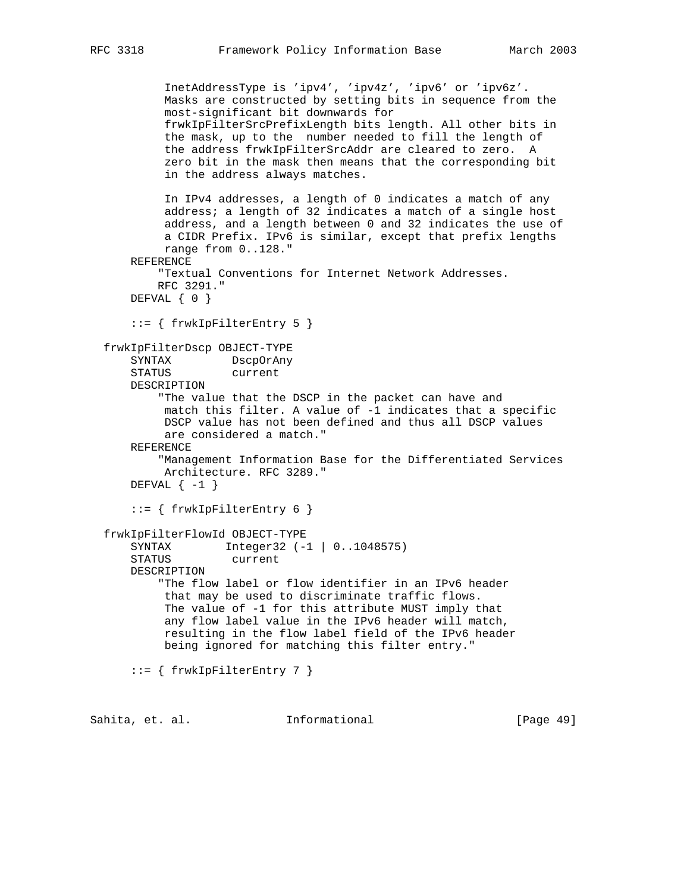```
          InetAddressType is 'ipv4', 'ipv4z', 'ipv6' or 'ipv6z'.
          Masks are constructed by setting bits in sequence from the
          most-significant bit downwards for
          frwkIpFilterSrcPrefixLength bits length. All other bits in
          the mask, up to the  number needed to fill the length of
          the address frwkIpFilterSrcAddr are cleared to zero.  A
          zero bit in the mask then means that the corresponding bit
          in the address always matches.

          In IPv4 addresses, a length of 0 indicates a match of any
          address; a length of 32 indicates a match of a single host
          address, and a length between 0 and 32 indicates the use of
          a CIDR Prefix. IPv6 is similar, except that prefix lengths
          range from 0..128."
      REFERENCE
          "Textual Conventions for Internet Network Addresses.
          RFC 3291."
      DEFVAL { 0 }

      ::= { frwkIpFilterEntry 5 }

  frwkIpFilterDscp OBJECT-TYPE
      SYNTAX         DscpOrAny
      STATUS         current
      DESCRIPTION
          "The value that the DSCP in the packet can have and
           match this filter. A value of -1 indicates that a specific
           DSCP value has not been defined and thus all DSCP values
           are considered a match."
      REFERENCE
          "Management Information Base for the Differentiated Services
           Architecture. RFC 3289."
      DEFVAL { -1 }

      ::= { frwkIpFilterEntry 6 }

  frwkIpFilterFlowId OBJECT-TYPE
      SYNTAX        Integer32 (-1 | 0..1048575)
      STATUS         current
      DESCRIPTION
          "The flow label or flow identifier in an IPv6 header
           that may be used to discriminate traffic flows.
           The value of -1 for this attribute MUST imply that
           any flow label value in the IPv6 header will match,
           resulting in the flow label field of the IPv6 header
           being ignored for matching this filter entry."

      ::= { frwkIpFilterEntry 7 }
```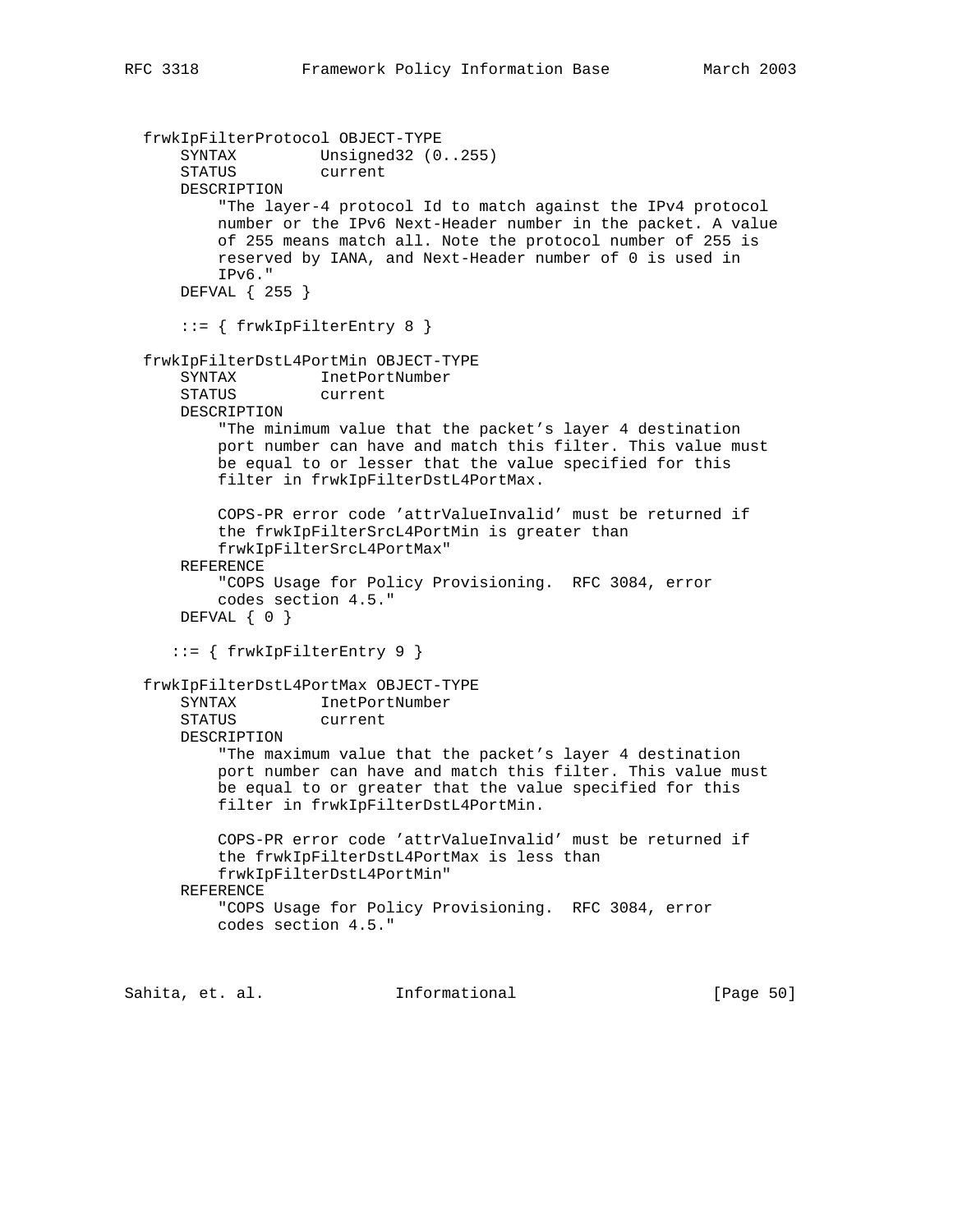```
  frwkIpFilterProtocol OBJECT-TYPE
      SYNTAX         Unsigned32 (0..255)
      STATUS         current
      DESCRIPTION
          "The layer-4 protocol Id to match against the IPv4 protocol
          number or the IPv6 Next-Header number in the packet. A value
          of 255 means match all. Note the protocol number of 255 is
          reserved by IANA, and Next-Header number of 0 is used in
          IPv6."
      DEFVAL { 255 }

      ::= { frwkIpFilterEntry 8 }

  frwkIpFilterDstL4PortMin OBJECT-TYPE
      SYNTAX         InetPortNumber
      STATUS         current
      DESCRIPTION
          "The minimum value that the packet's layer 4 destination
          port number can have and match this filter. This value must
          be equal to or lesser that the value specified for this
          filter in frwkIpFilterDstL4PortMax.

          COPS-PR error code 'attrValueInvalid' must be returned if
          the frwkIpFilterSrcL4PortMin is greater than
          frwkIpFilterSrcL4PortMax"
      REFERENCE
          "COPS Usage for Policy Provisioning.  RFC 3084, error
          codes section 4.5."
      DEFVAL { 0 }

     ::= { frwkIpFilterEntry 9 }

  frwkIpFilterDstL4PortMax OBJECT-TYPE
      SYNTAX         InetPortNumber
      STATUS         current
      DESCRIPTION
          "The maximum value that the packet's layer 4 destination
          port number can have and match this filter. This value must
          be equal to or greater that the value specified for this
          filter in frwkIpFilterDstL4PortMin.

          COPS-PR error code 'attrValueInvalid' must be returned if
          the frwkIpFilterDstL4PortMax is less than
          frwkIpFilterDstL4PortMin"
      REFERENCE
          "COPS Usage for Policy Provisioning.  RFC 3084, error
          codes section 4.5."
```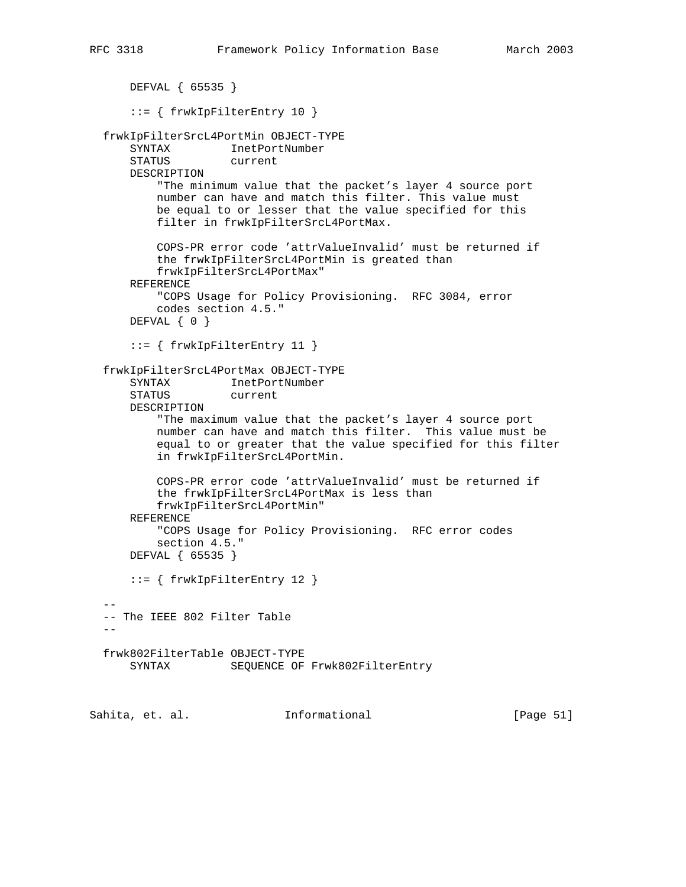```
      DEFVAL { 65535 }

      ::= { frwkIpFilterEntry 10 }

  frwkIpFilterSrcL4PortMin OBJECT-TYPE
      SYNTAX         InetPortNumber
      STATUS         current
      DESCRIPTION
          "The minimum value that the packet's layer 4 source port
          number can have and match this filter. This value must
          be equal to or lesser that the value specified for this
          filter in frwkIpFilterSrcL4PortMax.

          COPS-PR error code 'attrValueInvalid' must be returned if
          the frwkIpFilterSrcL4PortMin is greated than
          frwkIpFilterSrcL4PortMax"
      REFERENCE
          "COPS Usage for Policy Provisioning.  RFC 3084, error
          codes section 4.5."
      DEFVAL { 0 }

      ::= { frwkIpFilterEntry 11 }

  frwkIpFilterSrcL4PortMax OBJECT-TYPE
      SYNTAX         InetPortNumber
      STATUS         current
      DESCRIPTION
          "The maximum value that the packet's layer 4 source port
          number can have and match this filter.  This value must be
          equal to or greater that the value specified for this filter
          in frwkIpFilterSrcL4PortMin.

          COPS-PR error code 'attrValueInvalid' must be returned if
          the frwkIpFilterSrcL4PortMax is less than
          frwkIpFilterSrcL4PortMin"
      REFERENCE
          "COPS Usage for Policy Provisioning.  RFC error codes
          section 4.5."
      DEFVAL { 65535 }

      ::= { frwkIpFilterEntry 12 }

  --
  -- The IEEE 802 Filter Table
  --

  frwk802FilterTable OBJECT-TYPE
      SYNTAX         SEQUENCE OF Frwk802FilterEntry
```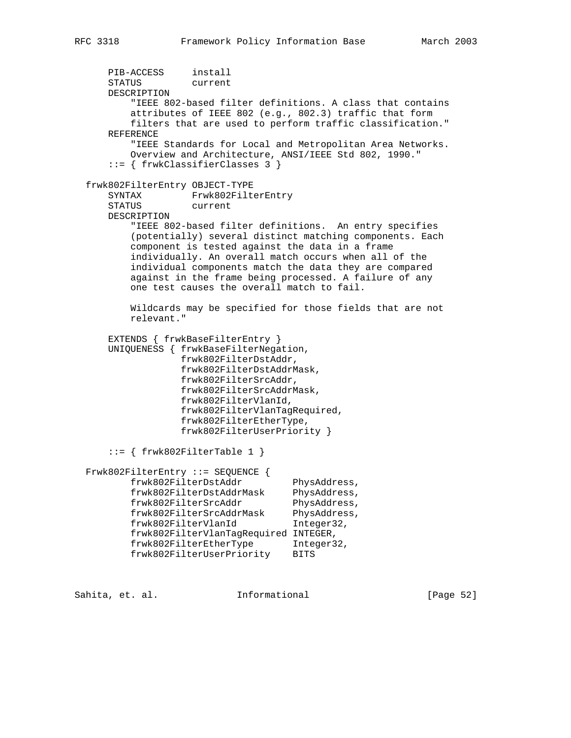```
      PIB-ACCESS     install
      STATUS         current
      DESCRIPTION
          "IEEE 802-based filter definitions. A class that contains
          attributes of IEEE 802 (e.g., 802.3) traffic that form
          filters that are used to perform traffic classification."
      REFERENCE
          "IEEE Standards for Local and Metropolitan Area Networks.
          Overview and Architecture, ANSI/IEEE Std 802, 1990."
      ::= { frwkClassifierClasses 3 }

  frwk802FilterEntry OBJECT-TYPE
      SYNTAX         Frwk802FilterEntry
      STATUS         current
      DESCRIPTION
          "IEEE 802-based filter definitions.  An entry specifies
          (potentially) several distinct matching components. Each
          component is tested against the data in a frame
          individually. An overall match occurs when all of the
          individual components match the data they are compared
          against in the frame being processed. A failure of any
          one test causes the overall match to fail.

          Wildcards may be specified for those fields that are not
          relevant."

      EXTENDS { frwkBaseFilterEntry }
      UNIQUENESS { frwkBaseFilterNegation,
                   frwk802FilterDstAddr,
                   frwk802FilterDstAddrMask,
                   frwk802FilterSrcAddr,
                   frwk802FilterSrcAddrMask,
                   frwk802FilterVlanId,
                   frwk802FilterVlanTagRequired,
                   frwk802FilterEtherType,
                   frwk802FilterUserPriority }

      ::= { frwk802FilterTable 1 }

  Frwk802FilterEntry ::= SEQUENCE {
          frwk802FilterDstAddr         PhysAddress,
          frwk802FilterDstAddrMask     PhysAddress,
          frwk802FilterSrcAddr         PhysAddress,
          frwk802FilterSrcAddrMask     PhysAddress,
          frwk802FilterVlanId          Integer32,
          frwk802FilterVlanTagRequired INTEGER,
          frwk802FilterEtherType       Integer32,
          frwk802FilterUserPriority    BITS
```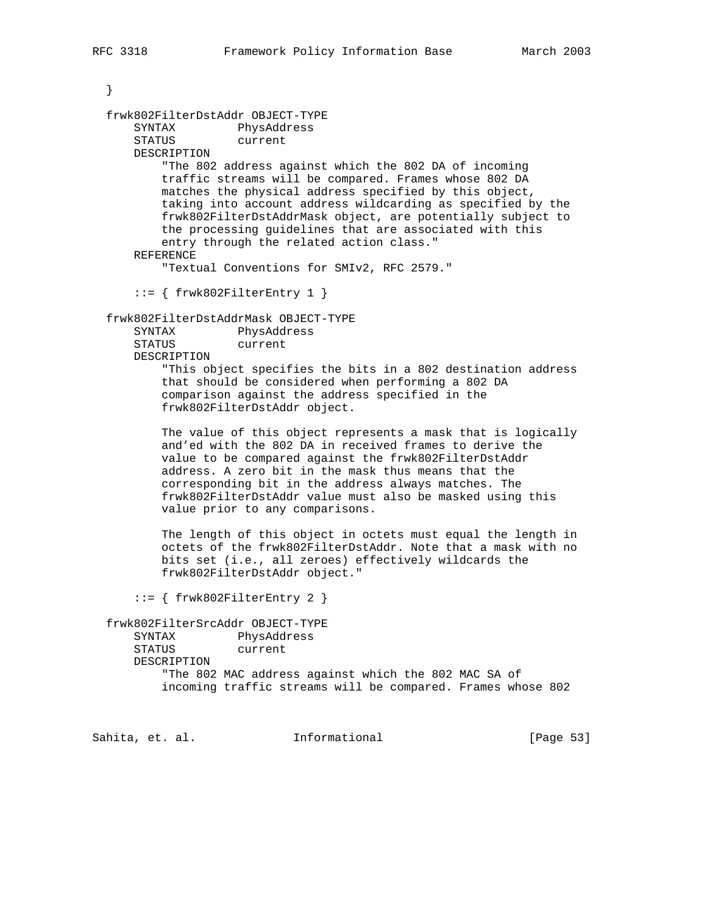```
   }

   frwk802FilterDstAddr OBJECT-TYPE
       SYNTAX         PhysAddress
       STATUS         current
       DESCRIPTION
           "The 802 address against which the 802 DA of incoming
           traffic streams will be compared. Frames whose 802 DA
           matches the physical address specified by this object,
           taking into account address wildcarding as specified by the
           frwk802FilterDstAddrMask object, are potentially subject to
           the processing guidelines that are associated with this
           entry through the related action class."
       REFERENCE
           "Textual Conventions for SMIv2, RFC 2579."

       ::= { frwk802FilterEntry 1 }

   frwk802FilterDstAddrMask OBJECT-TYPE
       SYNTAX         PhysAddress
       STATUS         current
       DESCRIPTION
           "This object specifies the bits in a 802 destination address
           that should be considered when performing a 802 DA
           comparison against the address specified in the
           frwk802FilterDstAddr object.

           The value of this object represents a mask that is logically
           and'ed with the 802 DA in received frames to derive the
           value to be compared against the frwk802FilterDstAddr
           address. A zero bit in the mask thus means that the
           corresponding bit in the address always matches. The
           frwk802FilterDstAddr value must also be masked using this
           value prior to any comparisons.

           The length of this object in octets must equal the length in
           octets of the frwk802FilterDstAddr. Note that a mask with no
           bits set (i.e., all zeroes) effectively wildcards the
           frwk802FilterDstAddr object."

       ::= { frwk802FilterEntry 2 }

   frwk802FilterSrcAddr OBJECT-TYPE
       SYNTAX         PhysAddress
       STATUS         current
       DESCRIPTION
           "The 802 MAC address against which the 802 MAC SA of
           incoming traffic streams will be compared. Frames whose 802
```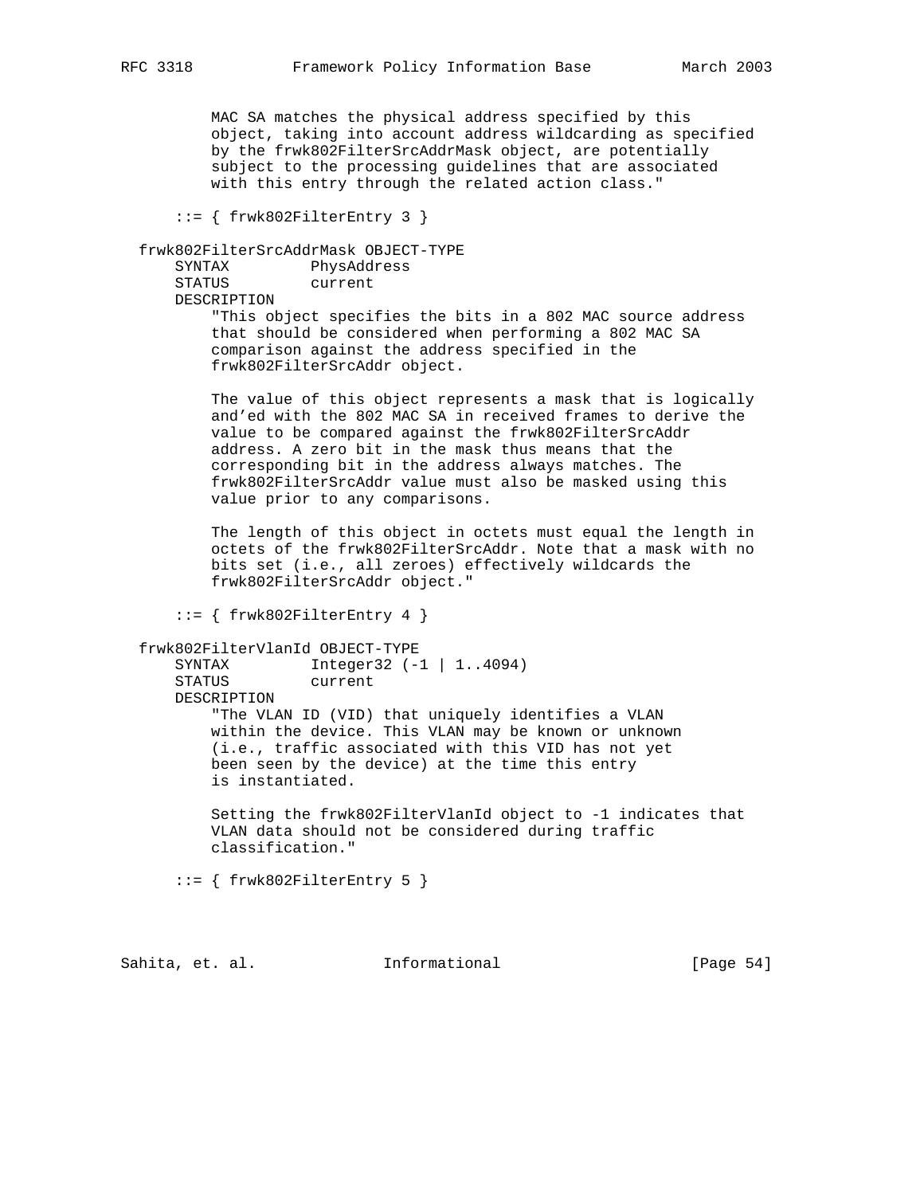```
        MAC SA matches the physical address specified by this
        object, taking into account address wildcarding as specified
        by the frwk802FilterSrcAddrMask object, are potentially
        subject to the processing guidelines that are associated
        with this entry through the related action class."

    ::= { frwk802FilterEntry 3 }

frwk802FilterSrcAddrMask OBJECT-TYPE
    SYNTAX         PhysAddress
    STATUS         current
    DESCRIPTION
        "This object specifies the bits in a 802 MAC source address
        that should be considered when performing a 802 MAC SA
        comparison against the address specified in the
        frwk802FilterSrcAddr object.

        The value of this object represents a mask that is logically
        and'ed with the 802 MAC SA in received frames to derive the
        value to be compared against the frwk802FilterSrcAddr
        address. A zero bit in the mask thus means that the
        corresponding bit in the address always matches. The
        frwk802FilterSrcAddr value must also be masked using this
        value prior to any comparisons.

        The length of this object in octets must equal the length in
        octets of the frwk802FilterSrcAddr. Note that a mask with no
        bits set (i.e., all zeroes) effectively wildcards the
        frwk802FilterSrcAddr object."

    ::= { frwk802FilterEntry 4 }

frwk802FilterVlanId OBJECT-TYPE
    SYNTAX         Integer32 (-1 | 1..4094)
    STATUS         current
    DESCRIPTION
        "The VLAN ID (VID) that uniquely identifies a VLAN
        within the device. This VLAN may be known or unknown
        (i.e., traffic associated with this VID has not yet
        been seen by the device) at the time this entry
        is instantiated.

        Setting the frwk802FilterVlanId object to -1 indicates that
        VLAN data should not be considered during traffic
        classification."

    ::= { frwk802FilterEntry 5 }
```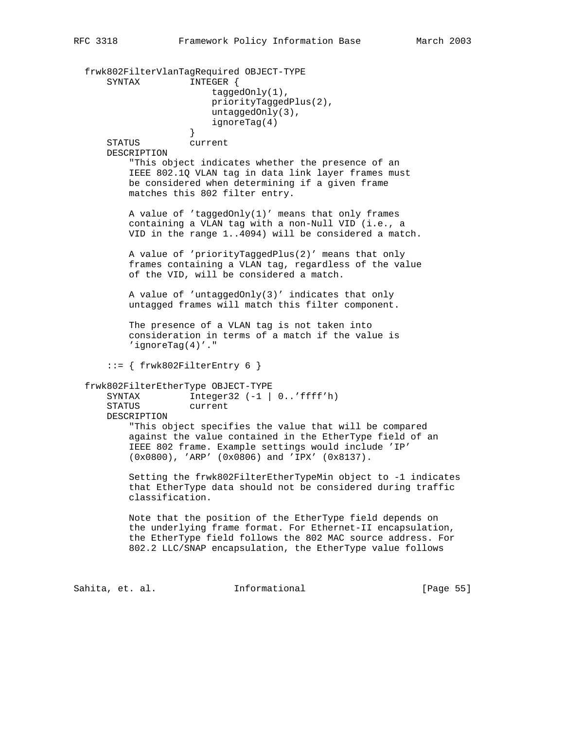```
  frwk802FilterVlanTagRequired OBJECT-TYPE
      SYNTAX         INTEGER {
                         taggedOnly(1),
                         priorityTaggedPlus(2),
                         untaggedOnly(3),
                         ignoreTag(4)
                     }
      STATUS         current
      DESCRIPTION
          "This object indicates whether the presence of an
          IEEE 802.1Q VLAN tag in data link layer frames must
          be considered when determining if a given frame
          matches this 802 filter entry.

          A value of 'taggedOnly(1)' means that only frames
          containing a VLAN tag with a non-Null VID (i.e., a
          VID in the range 1..4094) will be considered a match.

          A value of 'priorityTaggedPlus(2)' means that only
          frames containing a VLAN tag, regardless of the value
          of the VID, will be considered a match.

          A value of 'untaggedOnly(3)' indicates that only
          untagged frames will match this filter component.

          The presence of a VLAN tag is not taken into
          consideration in terms of a match if the value is
          'ignoreTag(4)'."

      ::= { frwk802FilterEntry 6 }

  frwk802FilterEtherType OBJECT-TYPE
      SYNTAX         Integer32 (-1 | 0..'ffff'h)
      STATUS         current
      DESCRIPTION
          "This object specifies the value that will be compared
          against the value contained in the EtherType field of an
          IEEE 802 frame. Example settings would include 'IP'
          (0x0800), 'ARP' (0x0806) and 'IPX' (0x8137).

          Setting the frwk802FilterEtherTypeMin object to -1 indicates
          that EtherType data should not be considered during traffic
          classification.

          Note that the position of the EtherType field depends on
          the underlying frame format. For Ethernet-II encapsulation,
          the EtherType field follows the 802 MAC source address. For
          802.2 LLC/SNAP encapsulation, the EtherType value follows
```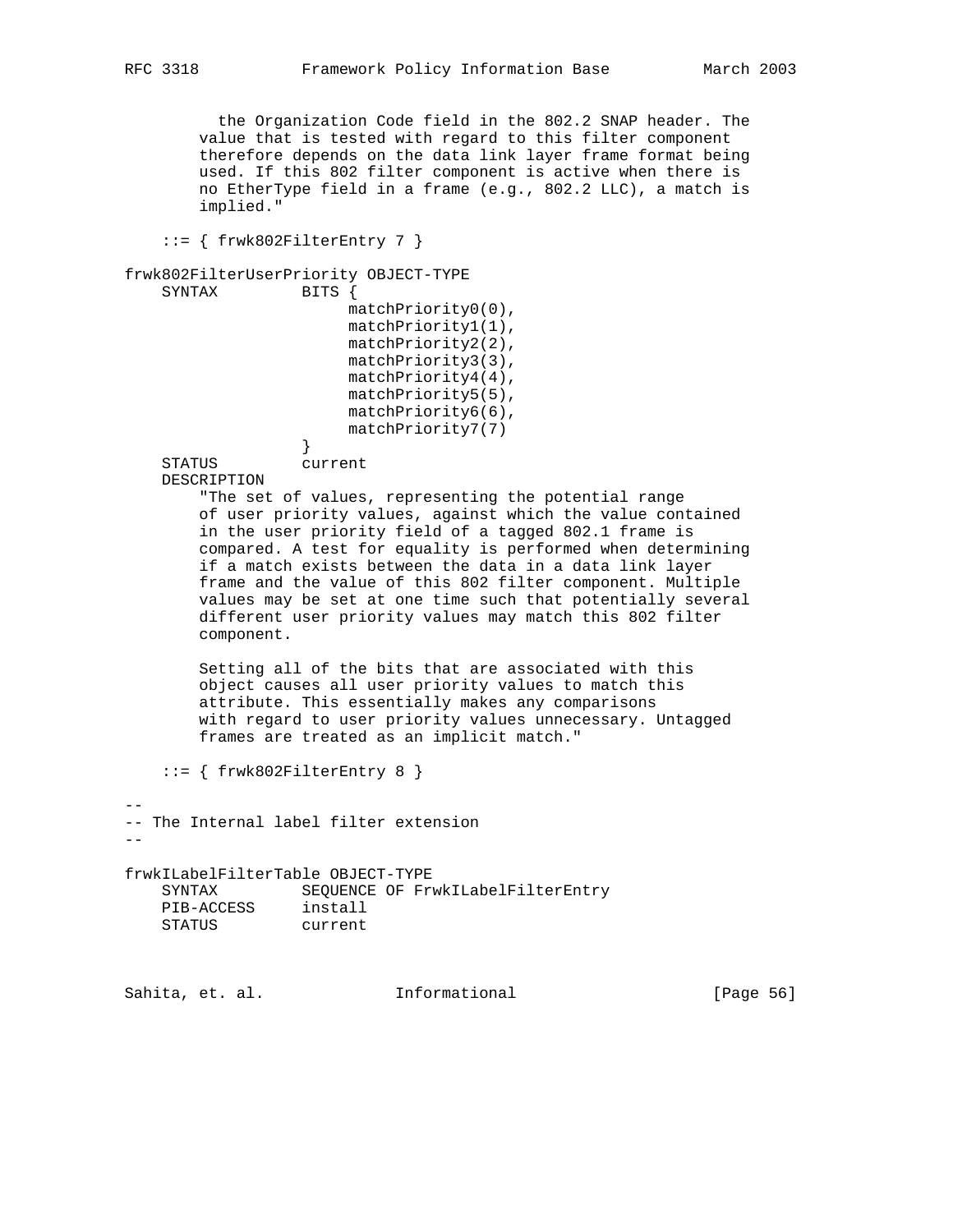```
          the Organization Code field in the 802.2 SNAP header. The
         value that is tested with regard to this filter component
         therefore depends on the data link layer frame format being
         used. If this 802 filter component is active when there is
         no EtherType field in a frame (e.g., 802.2 LLC), a match is
         implied."

     ::= { frwk802FilterEntry 7 }

 frwk802FilterUserPriority OBJECT-TYPE
     SYNTAX         BITS {
                         matchPriority0(0),
                         matchPriority1(1),
                         matchPriority2(2),
                         matchPriority3(3),
                         matchPriority4(4),
                         matchPriority5(5),
                         matchPriority6(6),
                         matchPriority7(7)
                    }
     STATUS         current
     DESCRIPTION
         "The set of values, representing the potential range
         of user priority values, against which the value contained
         in the user priority field of a tagged 802.1 frame is
         compared. A test for equality is performed when determining
         if a match exists between the data in a data link layer
         frame and the value of this 802 filter component. Multiple
         values may be set at one time such that potentially several
         different user priority values may match this 802 filter
         component.

         Setting all of the bits that are associated with this
         object causes all user priority values to match this
         attribute. This essentially makes any comparisons
         with regard to user priority values unnecessary. Untagged
         frames are treated as an implicit match."

     ::= { frwk802FilterEntry 8 }

 --
 -- The Internal label filter extension
 --

 frwkILabelFilterTable OBJECT-TYPE
     SYNTAX         SEQUENCE OF FrwkILabelFilterEntry
     PIB-ACCESS     install
     STATUS         current
```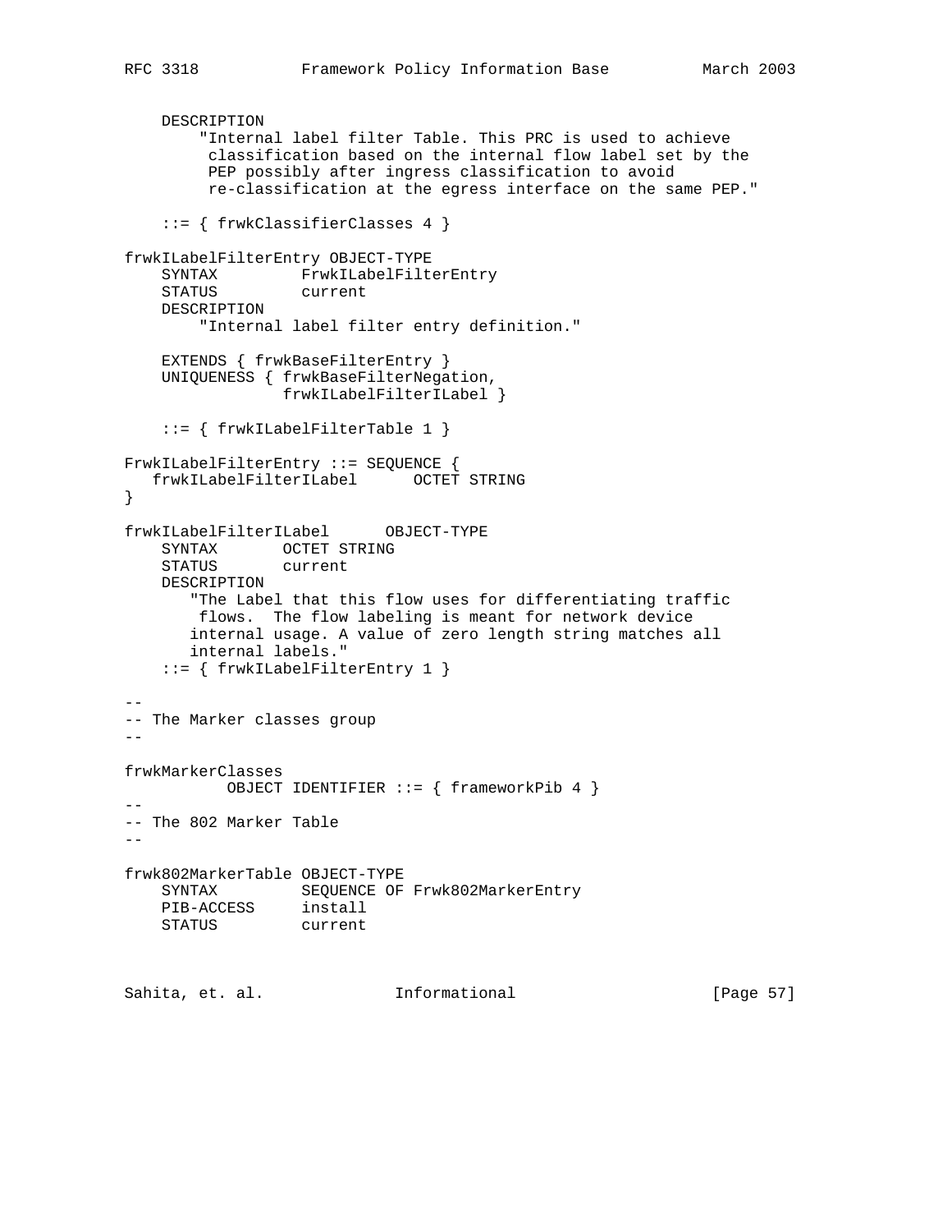```
    DESCRIPTION
        "Internal label filter Table. This PRC is used to achieve
         classification based on the internal flow label set by the
         PEP possibly after ingress classification to avoid
         re-classification at the egress interface on the same PEP."

    ::= { frwkClassifierClasses 4 }

frwkILabelFilterEntry OBJECT-TYPE
    SYNTAX         FrwkILabelFilterEntry
    STATUS         current
    DESCRIPTION
        "Internal label filter entry definition."

    EXTENDS { frwkBaseFilterEntry }
    UNIQUENESS { frwkBaseFilterNegation,
                 frwkILabelFilterILabel }

    ::= { frwkILabelFilterTable 1 }

FrwkILabelFilterEntry ::= SEQUENCE {
   frwkILabelFilterILabel      OCTET STRING
}

frwkILabelFilterILabel      OBJECT-TYPE
    SYNTAX       OCTET STRING
    STATUS       current
    DESCRIPTION
       "The Label that this flow uses for differentiating traffic
        flows.  The flow labeling is meant for network device
       internal usage. A value of zero length string matches all
       internal labels."
    ::= { frwkILabelFilterEntry 1 }

--
-- The Marker classes group
--

frwkMarkerClasses
           OBJECT IDENTIFIER ::= { frameworkPib 4 }
--
-- The 802 Marker Table
--

frwk802MarkerTable OBJECT-TYPE
    SYNTAX         SEQUENCE OF Frwk802MarkerEntry
    PIB-ACCESS     install
    STATUS         current
```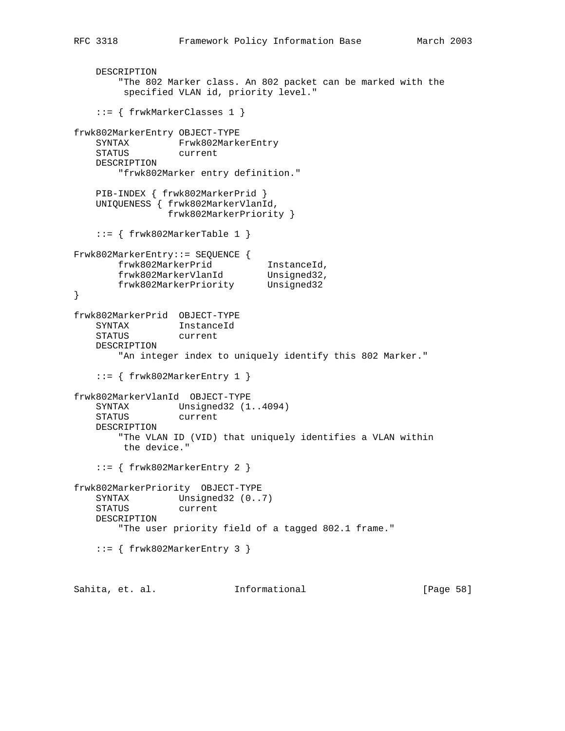```
    DESCRIPTION
        "The 802 Marker class. An 802 packet can be marked with the
         specified VLAN id, priority level."

    ::= { frwkMarkerClasses 1 }

frwk802MarkerEntry OBJECT-TYPE
    SYNTAX         Frwk802MarkerEntry
    STATUS         current
    DESCRIPTION
        "frwk802Marker entry definition."

    PIB-INDEX { frwk802MarkerPrid }
    UNIQUENESS { frwk802MarkerVlanId,
                 frwk802MarkerPriority }

    ::= { frwk802MarkerTable 1 }

Frwk802MarkerEntry::= SEQUENCE {
        frwk802MarkerPrid          InstanceId,
        frwk802MarkerVlanId        Unsigned32,
        frwk802MarkerPriority      Unsigned32
}

frwk802MarkerPrid  OBJECT-TYPE
    SYNTAX         InstanceId
    STATUS         current
    DESCRIPTION
        "An integer index to uniquely identify this 802 Marker."

    ::= { frwk802MarkerEntry 1 }

frwk802MarkerVlanId  OBJECT-TYPE
    SYNTAX         Unsigned32 (1..4094)
    STATUS         current
    DESCRIPTION
        "The VLAN ID (VID) that uniquely identifies a VLAN within
         the device."

    ::= { frwk802MarkerEntry 2 }

frwk802MarkerPriority  OBJECT-TYPE
    SYNTAX         Unsigned32 (0..7)
    STATUS         current
    DESCRIPTION
        "The user priority field of a tagged 802.1 frame."

    ::= { frwk802MarkerEntry 3 }
```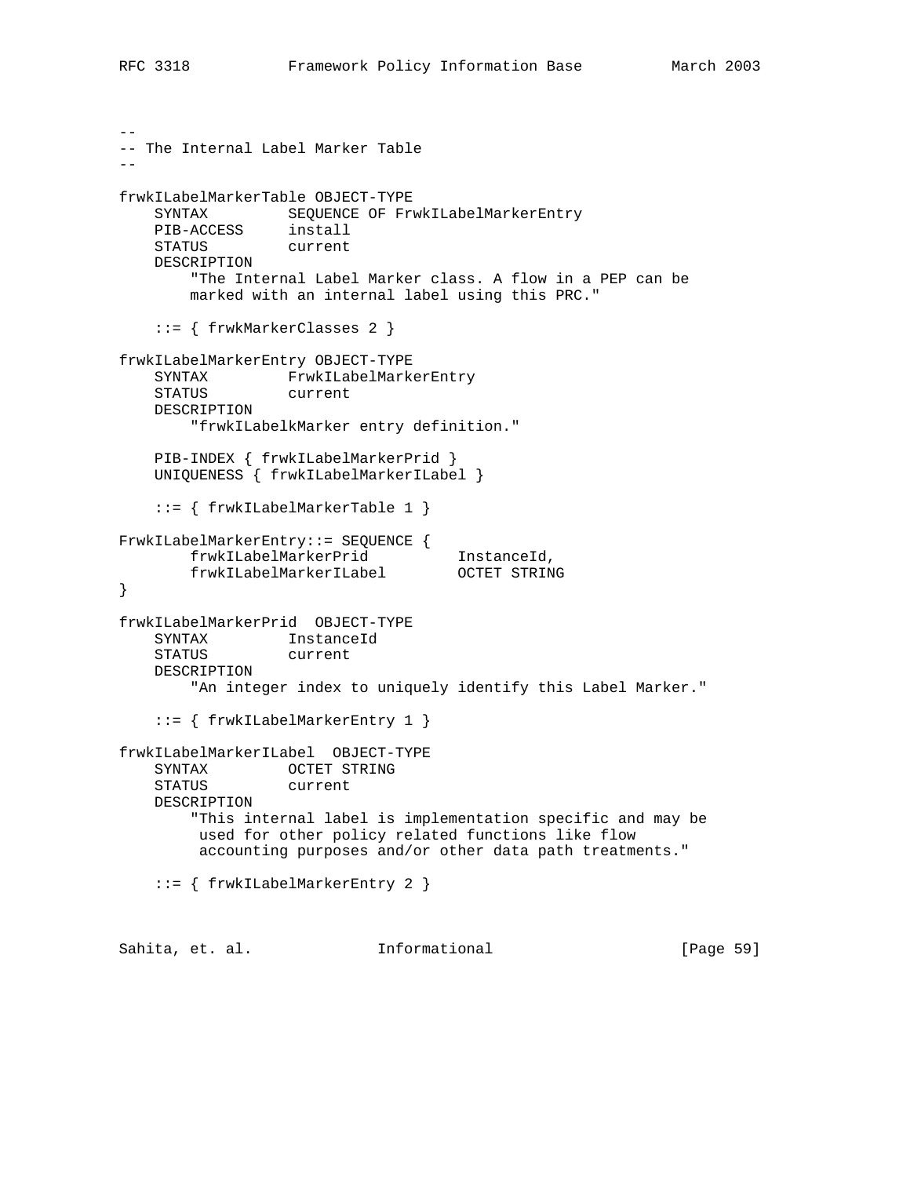```
--
-- The Internal Label Marker Table
--

frwkILabelMarkerTable OBJECT-TYPE
    SYNTAX         SEQUENCE OF FrwkILabelMarkerEntry
    PIB-ACCESS     install
    STATUS         current
    DESCRIPTION
        "The Internal Label Marker class. A flow in a PEP can be
        marked with an internal label using this PRC."

    ::= { frwkMarkerClasses 2 }

frwkILabelMarkerEntry OBJECT-TYPE
    SYNTAX         FrwkILabelMarkerEntry
    STATUS         current
    DESCRIPTION
        "frwkILabelkMarker entry definition."

    PIB-INDEX { frwkILabelMarkerPrid }
    UNIQUENESS { frwkILabelMarkerILabel }

    ::= { frwkILabelMarkerTable 1 }

FrwkILabelMarkerEntry::= SEQUENCE {
        frwkILabelMarkerPrid          InstanceId,
        frwkILabelMarkerILabel        OCTET STRING
}

frwkILabelMarkerPrid  OBJECT-TYPE
    SYNTAX         InstanceId
    STATUS         current
    DESCRIPTION
        "An integer index to uniquely identify this Label Marker."

    ::= { frwkILabelMarkerEntry 1 }

frwkILabelMarkerILabel  OBJECT-TYPE
    SYNTAX         OCTET STRING
    STATUS         current
    DESCRIPTION
        "This internal label is implementation specific and may be
         used for other policy related functions like flow
         accounting purposes and/or other data path treatments."

    ::= { frwkILabelMarkerEntry 2 }
```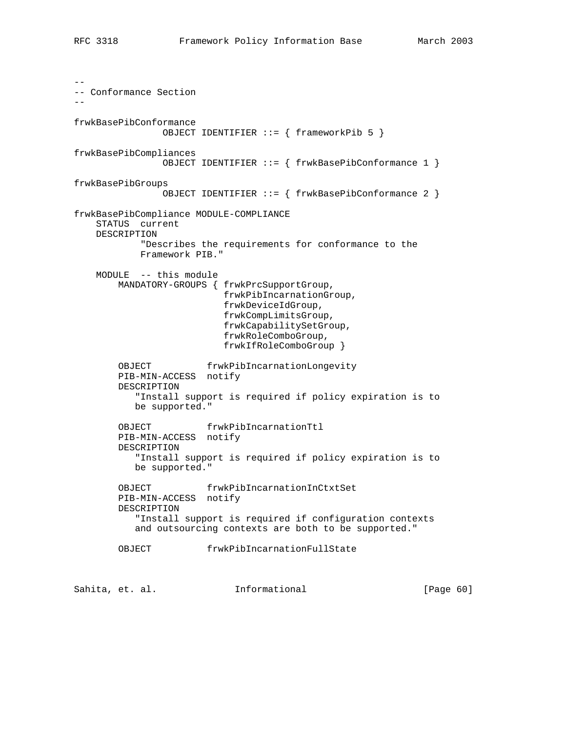```
--
-- Conformance Section
--

frwkBasePibConformance
                OBJECT IDENTIFIER ::= { frameworkPib 5 }

frwkBasePibCompliances
                OBJECT IDENTIFIER ::= { frwkBasePibConformance 1 }

frwkBasePibGroups
                OBJECT IDENTIFIER ::= { frwkBasePibConformance 2 }

frwkBasePibCompliance MODULE-COMPLIANCE
    STATUS  current
    DESCRIPTION
            "Describes the requirements for conformance to the
            Framework PIB."

    MODULE  -- this module
        MANDATORY-GROUPS { frwkPrcSupportGroup,
                           frwkPibIncarnationGroup,
                           frwkDeviceIdGroup,
                           frwkCompLimitsGroup,
                           frwkCapabilitySetGroup,
                           frwkRoleComboGroup,
                           frwkIfRoleComboGroup }

        OBJECT          frwkPibIncarnationLongevity
        PIB-MIN-ACCESS  notify
        DESCRIPTION
           "Install support is required if policy expiration is to
           be supported."

        OBJECT          frwkPibIncarnationTtl
        PIB-MIN-ACCESS  notify
        DESCRIPTION
           "Install support is required if policy expiration is to
           be supported."

        OBJECT          frwkPibIncarnationInCtxtSet
        PIB-MIN-ACCESS  notify
        DESCRIPTION
           "Install support is required if configuration contexts
           and outsourcing contexts are both to be supported."

        OBJECT          frwkPibIncarnationFullState
```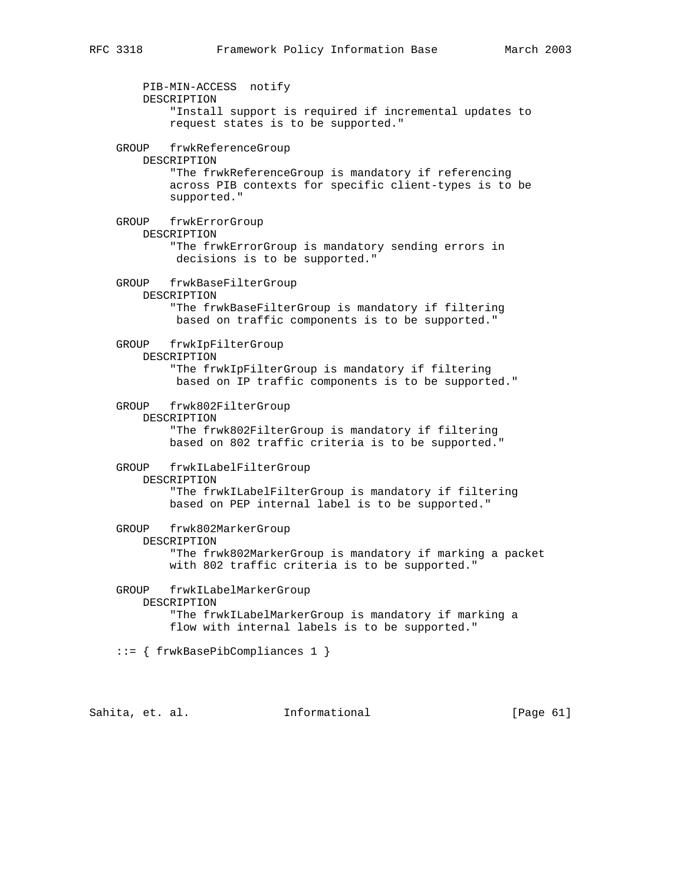```
        PIB-MIN-ACCESS  notify
        DESCRIPTION
            "Install support is required if incremental updates to
            request states is to be supported."

    GROUP   frwkReferenceGroup
        DESCRIPTION
            "The frwkReferenceGroup is mandatory if referencing
            across PIB contexts for specific client-types is to be
            supported."

    GROUP   frwkErrorGroup
        DESCRIPTION
            "The frwkErrorGroup is mandatory sending errors in
             decisions is to be supported."

    GROUP   frwkBaseFilterGroup
        DESCRIPTION
            "The frwkBaseFilterGroup is mandatory if filtering
             based on traffic components is to be supported."

    GROUP   frwkIpFilterGroup
        DESCRIPTION
            "The frwkIpFilterGroup is mandatory if filtering
             based on IP traffic components is to be supported."

    GROUP   frwk802FilterGroup
        DESCRIPTION
            "The frwk802FilterGroup is mandatory if filtering
            based on 802 traffic criteria is to be supported."

    GROUP   frwkILabelFilterGroup
        DESCRIPTION
            "The frwkILabelFilterGroup is mandatory if filtering
            based on PEP internal label is to be supported."

    GROUP   frwk802MarkerGroup
        DESCRIPTION
            "The frwk802MarkerGroup is mandatory if marking a packet
            with 802 traffic criteria is to be supported."

    GROUP   frwkILabelMarkerGroup
        DESCRIPTION
            "The frwkILabelMarkerGroup is mandatory if marking a
            flow with internal labels is to be supported."

    ::= { frwkBasePibCompliances 1 }
```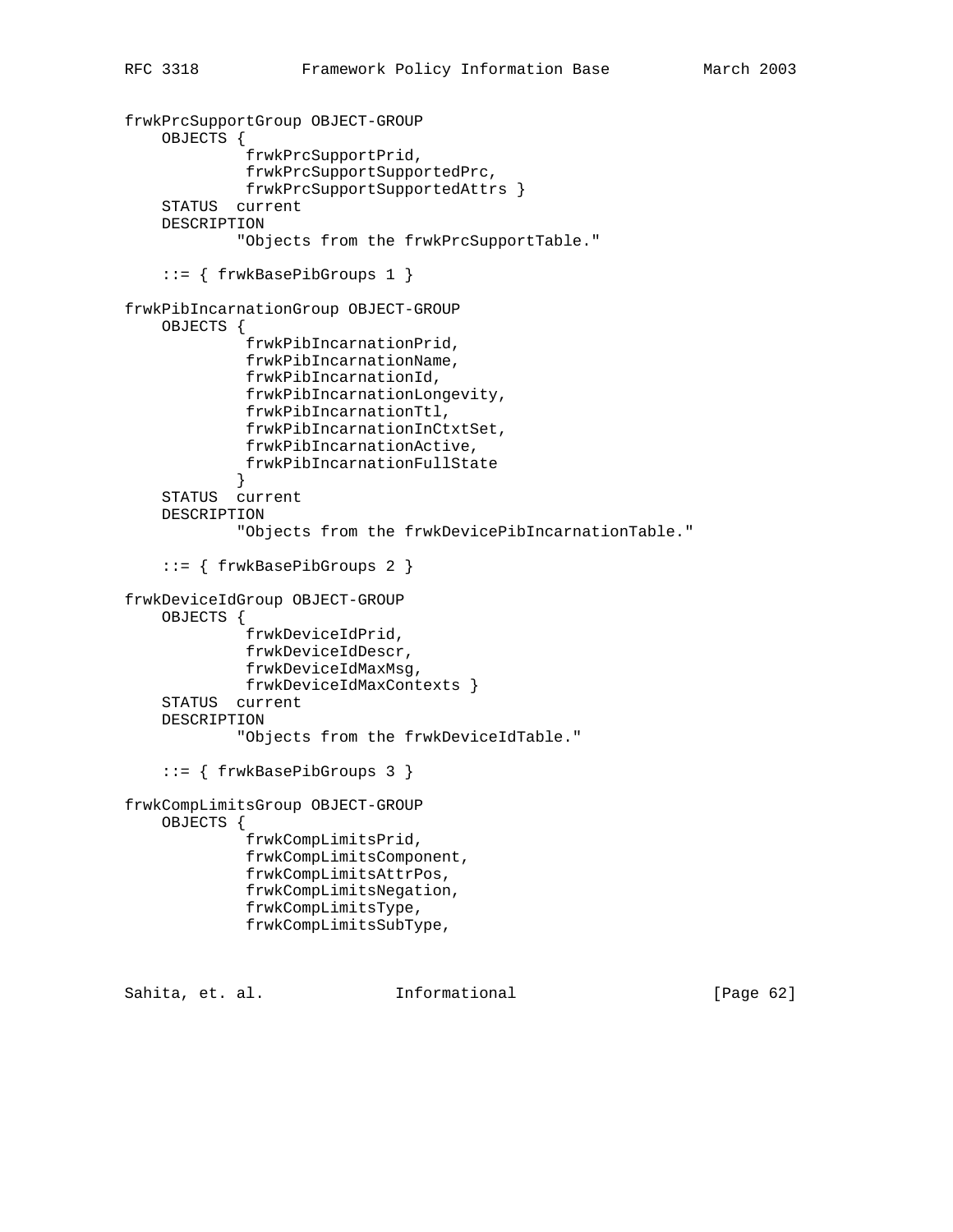```
frwkPrcSupportGroup OBJECT-GROUP
    OBJECTS {
             frwkPrcSupportPrid,
             frwkPrcSupportSupportedPrc,
             frwkPrcSupportSupportedAttrs }
    STATUS  current
    DESCRIPTION
            "Objects from the frwkPrcSupportTable."

    ::= { frwkBasePibGroups 1 }

frwkPibIncarnationGroup OBJECT-GROUP
    OBJECTS {
             frwkPibIncarnationPrid,
             frwkPibIncarnationName,
             frwkPibIncarnationId,
             frwkPibIncarnationLongevity,
             frwkPibIncarnationTtl,
             frwkPibIncarnationInCtxtSet,
             frwkPibIncarnationActive,
             frwkPibIncarnationFullState
            }
    STATUS  current
    DESCRIPTION
            "Objects from the frwkDevicePibIncarnationTable."

    ::= { frwkBasePibGroups 2 }

frwkDeviceIdGroup OBJECT-GROUP
    OBJECTS {
             frwkDeviceIdPrid,
             frwkDeviceIdDescr,
             frwkDeviceIdMaxMsg,
             frwkDeviceIdMaxContexts }
    STATUS  current
    DESCRIPTION
            "Objects from the frwkDeviceIdTable."

    ::= { frwkBasePibGroups 3 }

frwkCompLimitsGroup OBJECT-GROUP
    OBJECTS {
             frwkCompLimitsPrid,
             frwkCompLimitsComponent,
             frwkCompLimitsAttrPos,
             frwkCompLimitsNegation,
             frwkCompLimitsType,
             frwkCompLimitsSubType,
```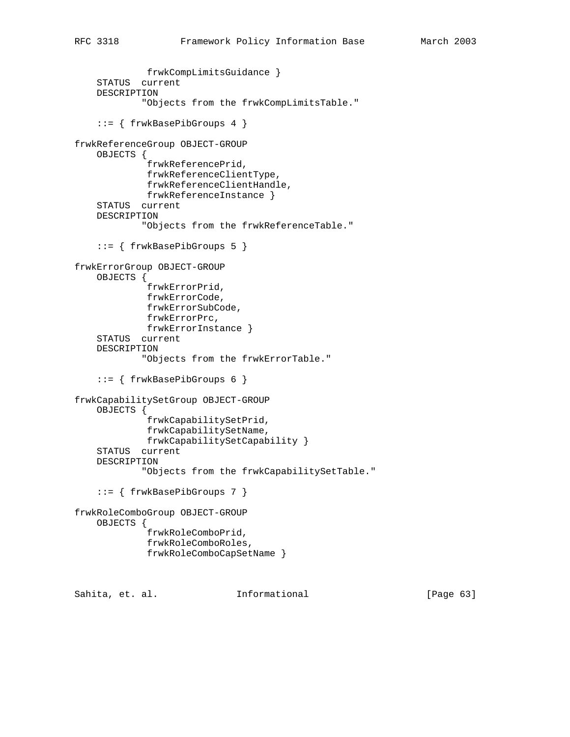```
             frwkCompLimitsGuidance }
    STATUS  current
    DESCRIPTION
            "Objects from the frwkCompLimitsTable."

    ::= { frwkBasePibGroups 4 }

frwkReferenceGroup OBJECT-GROUP
    OBJECTS {
             frwkReferencePrid,
             frwkReferenceClientType,
             frwkReferenceClientHandle,
             frwkReferenceInstance }
    STATUS  current
    DESCRIPTION
            "Objects from the frwkReferenceTable."

    ::= { frwkBasePibGroups 5 }

frwkErrorGroup OBJECT-GROUP
    OBJECTS {
             frwkErrorPrid,
             frwkErrorCode,
             frwkErrorSubCode,
             frwkErrorPrc,
             frwkErrorInstance }
    STATUS  current
    DESCRIPTION
            "Objects from the frwkErrorTable."

    ::= { frwkBasePibGroups 6 }

frwkCapabilitySetGroup OBJECT-GROUP
    OBJECTS {
             frwkCapabilitySetPrid,
             frwkCapabilitySetName,
             frwkCapabilitySetCapability }
    STATUS  current
    DESCRIPTION
            "Objects from the frwkCapabilitySetTable."

    ::= { frwkBasePibGroups 7 }

frwkRoleComboGroup OBJECT-GROUP
    OBJECTS {
             frwkRoleComboPrid,
             frwkRoleComboRoles,
             frwkRoleComboCapSetName }
```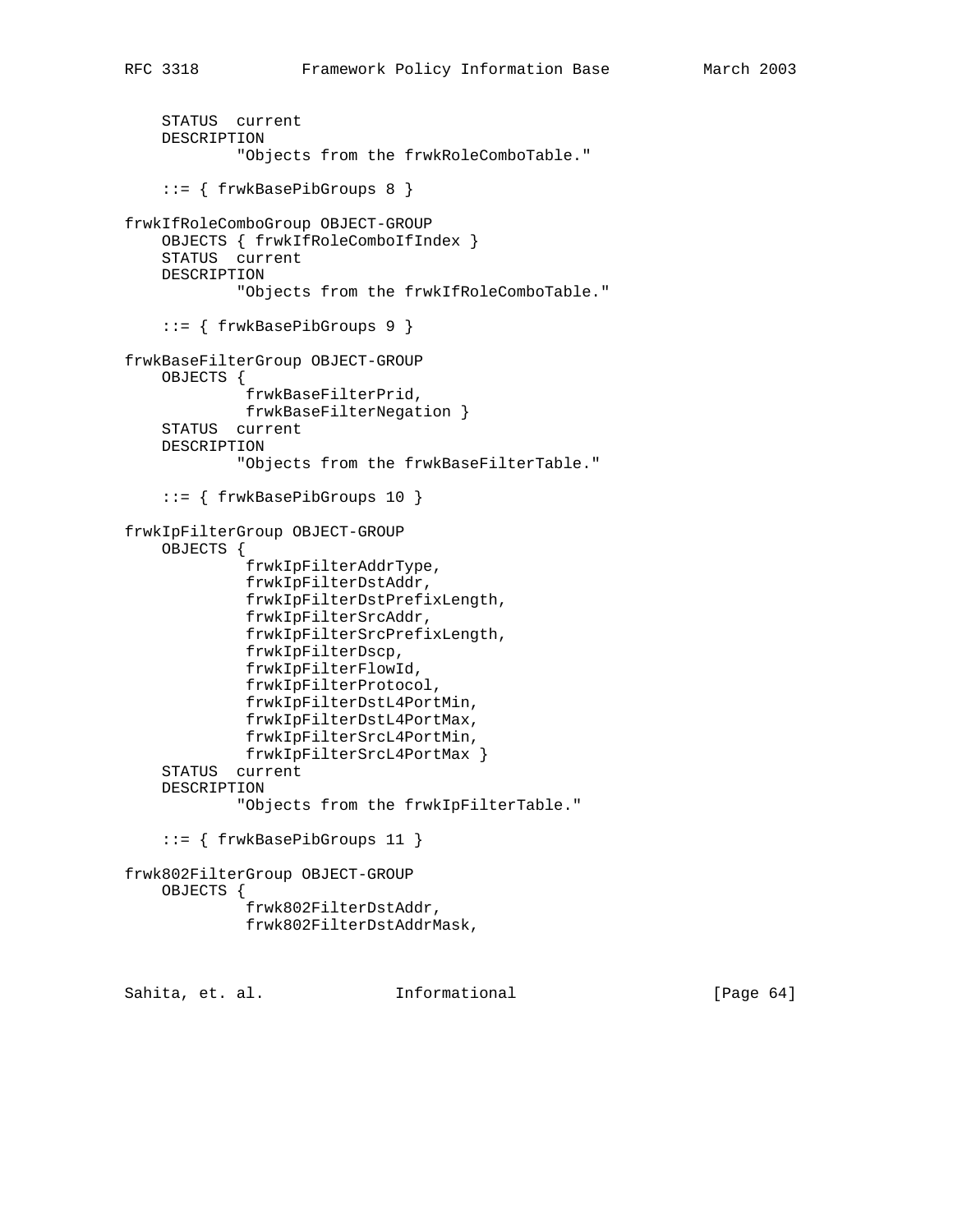```
    STATUS  current
    DESCRIPTION
            "Objects from the frwkRoleComboTable."

    ::= { frwkBasePibGroups 8 }

frwkIfRoleComboGroup OBJECT-GROUP
    OBJECTS { frwkIfRoleComboIfIndex }
    STATUS  current
    DESCRIPTION
            "Objects from the frwkIfRoleComboTable."

    ::= { frwkBasePibGroups 9 }

frwkBaseFilterGroup OBJECT-GROUP
    OBJECTS {
             frwkBaseFilterPrid,
             frwkBaseFilterNegation }
    STATUS  current
    DESCRIPTION
            "Objects from the frwkBaseFilterTable."

    ::= { frwkBasePibGroups 10 }

frwkIpFilterGroup OBJECT-GROUP
    OBJECTS {
             frwkIpFilterAddrType,
             frwkIpFilterDstAddr,
             frwkIpFilterDstPrefixLength,
             frwkIpFilterSrcAddr,
             frwkIpFilterSrcPrefixLength,
             frwkIpFilterDscp,
             frwkIpFilterFlowId,
             frwkIpFilterProtocol,
             frwkIpFilterDstL4PortMin,
             frwkIpFilterDstL4PortMax,
             frwkIpFilterSrcL4PortMin,
             frwkIpFilterSrcL4PortMax }
    STATUS  current
    DESCRIPTION
            "Objects from the frwkIpFilterTable."

    ::= { frwkBasePibGroups 11 }

frwk802FilterGroup OBJECT-GROUP
    OBJECTS {
             frwk802FilterDstAddr,
             frwk802FilterDstAddrMask,
```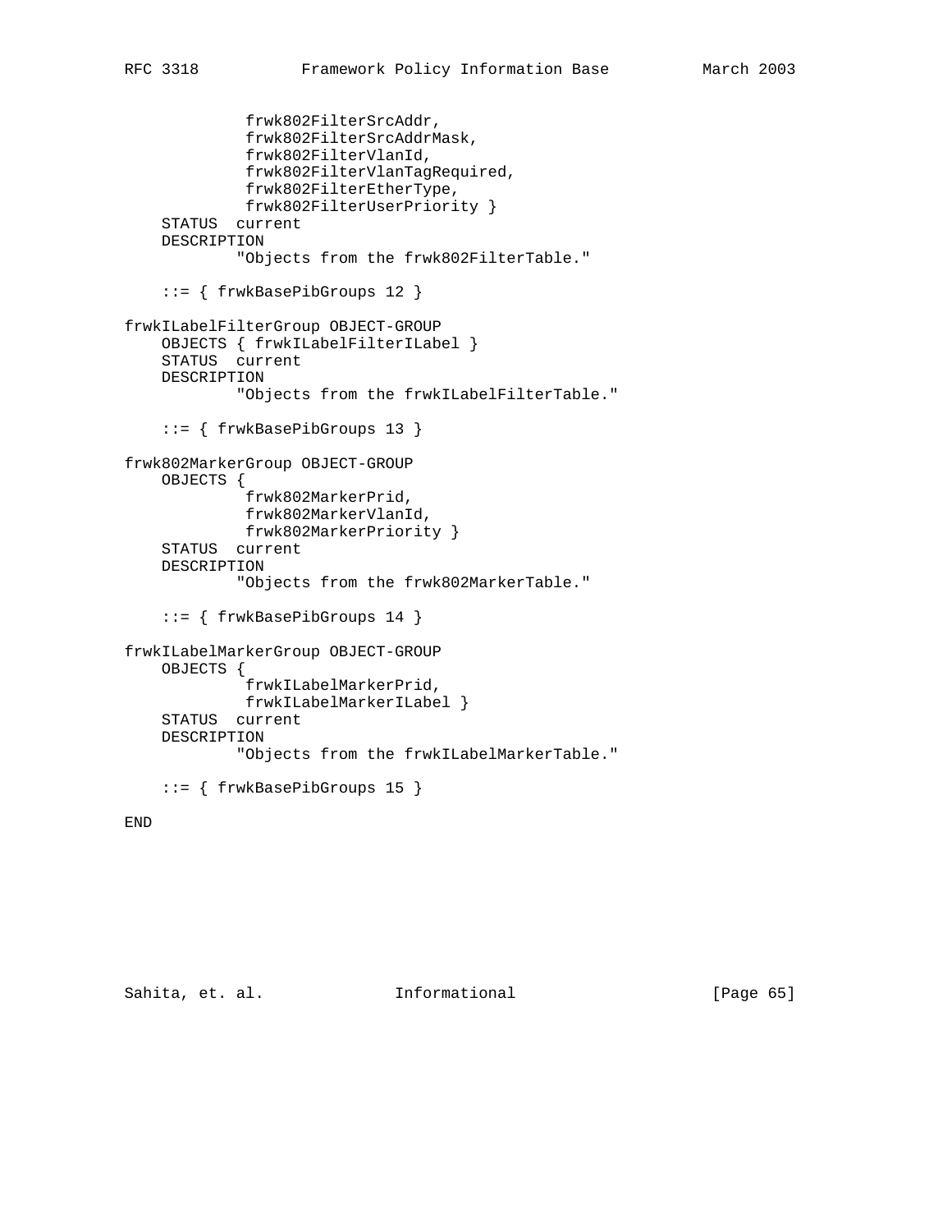```
             frwk802FilterSrcAddr,
             frwk802FilterSrcAddrMask,
             frwk802FilterVlanId,
             frwk802FilterVlanTagRequired,
             frwk802FilterEtherType,
             frwk802FilterUserPriority }
    STATUS  current
    DESCRIPTION
            "Objects from the frwk802FilterTable."

    ::= { frwkBasePibGroups 12 }

frwkILabelFilterGroup OBJECT-GROUP
    OBJECTS { frwkILabelFilterILabel }
    STATUS  current
    DESCRIPTION
            "Objects from the frwkILabelFilterTable."

    ::= { frwkBasePibGroups 13 }

frwk802MarkerGroup OBJECT-GROUP
    OBJECTS {
             frwk802MarkerPrid,
             frwk802MarkerVlanId,
             frwk802MarkerPriority }
    STATUS  current
    DESCRIPTION
            "Objects from the frwk802MarkerTable."

    ::= { frwkBasePibGroups 14 }

frwkILabelMarkerGroup OBJECT-GROUP
    OBJECTS {
             frwkILabelMarkerPrid,
             frwkILabelMarkerILabel }
    STATUS  current
    DESCRIPTION
            "Objects from the frwkILabelMarkerTable."

    ::= { frwkBasePibGroups 15 }

END
```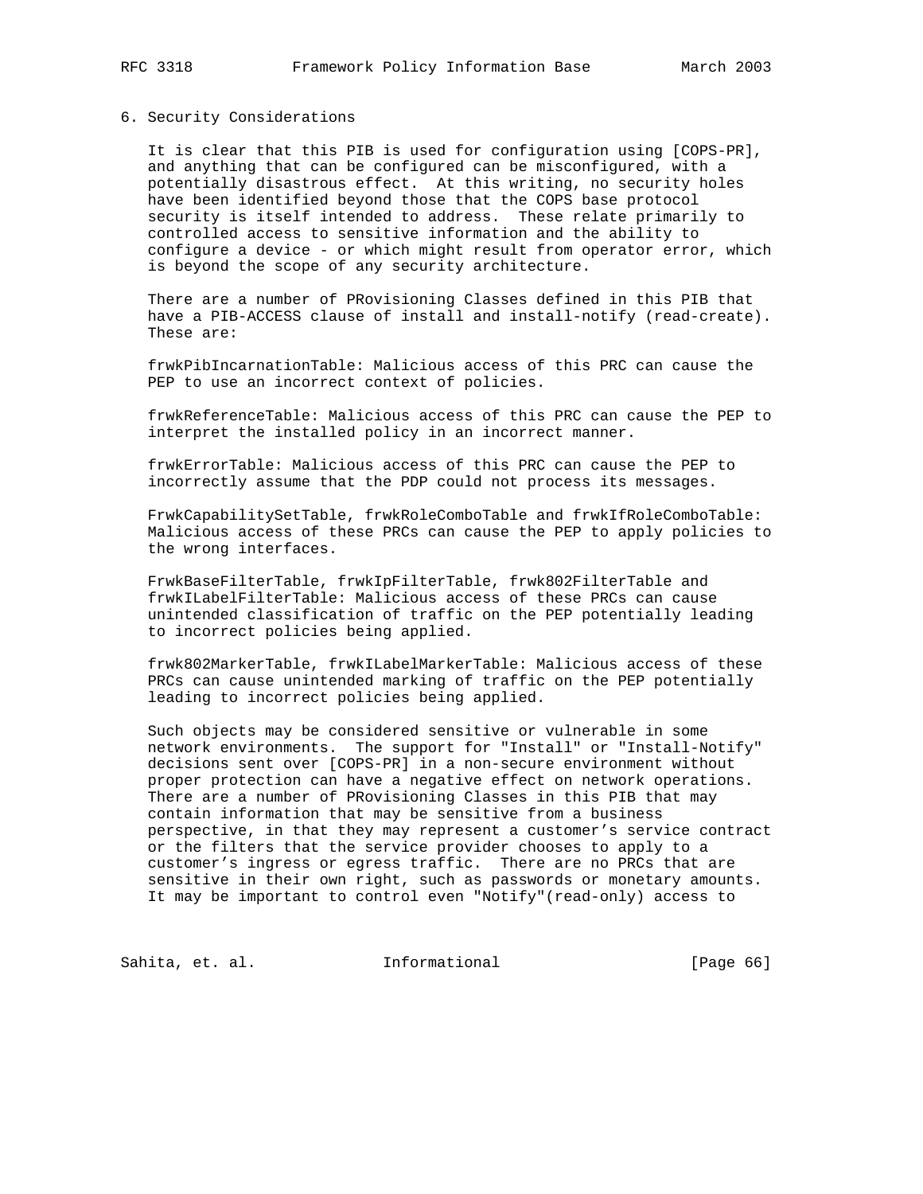## 6. Security Considerations

It is clear that this PIB is used for configuration using [COPS-PR], and anything that can be configured can be misconfigured, with a potentially disastrous effect. At this writing, no security holes have been identified beyond those that the COPS base protocol security is itself intended to address. These relate primarily to controlled access to sensitive information and the ability to configure a device - or which might result from operator error, which is beyond the scope of any security architecture.

There are a number of PRovisioning Classes defined in this PIB that have a PIB-ACCESS clause of install and install-notify (read-create). These are:

frwkPibIncarnationTable: Malicious access of this PRC can cause the PEP to use an incorrect context of policies.

frwkReferenceTable: Malicious access of this PRC can cause the PEP to interpret the installed policy in an incorrect manner.

frwkErrorTable: Malicious access of this PRC can cause the PEP to incorrectly assume that the PDP could not process its messages.

FrwkCapabilitySetTable, frwkRoleComboTable and frwkIfRoleComboTable: Malicious access of these PRCs can cause the PEP to apply policies to the wrong interfaces.

FrwkBaseFilterTable, frwkIpFilterTable, frwk802FilterTable and frwkILabelFilterTable: Malicious access of these PRCs can cause unintended classification of traffic on the PEP potentially leading to incorrect policies being applied.

frwk802MarkerTable, frwkILabelMarkerTable: Malicious access of these PRCs can cause unintended marking of traffic on the PEP potentially leading to incorrect policies being applied.

Such objects may be considered sensitive or vulnerable in some network environments. The support for "Install" or "Install-Notify" decisions sent over [COPS-PR] in a non-secure environment without proper protection can have a negative effect on network operations. There are a number of PRovisioning Classes in this PIB that may contain information that may be sensitive from a business perspective, in that they may represent a customer's service contract or the filters that the service provider chooses to apply to a customer's ingress or egress traffic. There are no PRCs that are sensitive in their own right, such as passwords or monetary amounts. It may be important to control even "Notify"(read-only) access to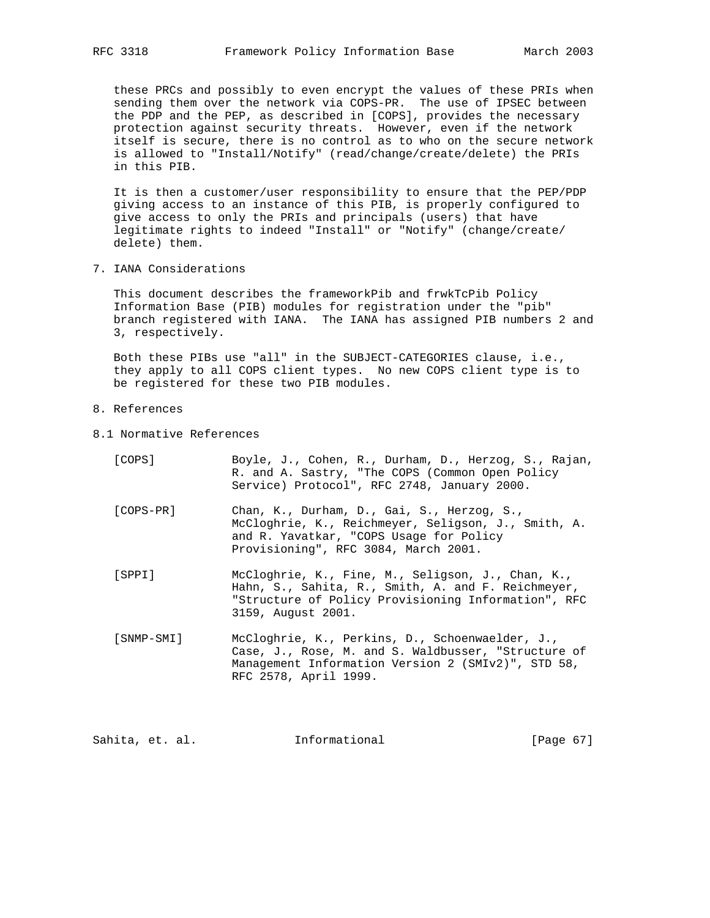these PRCs and possibly to even encrypt the values of these PRIs when sending them over the network via COPS-PR. The use of IPSEC between the PDP and the PEP, as described in [COPS], provides the necessary protection against security threats. However, even if the network itself is secure, there is no control as to who on the secure network is allowed to "Install/Notify" (read/change/create/delete) the PRIs in this PIB.

It is then a customer/user responsibility to ensure that the PEP/PDP giving access to an instance of this PIB, is properly configured to give access to only the PRIs and principals (users) that have legitimate rights to indeed "Install" or "Notify" (change/create/delete) them.

## 7. IANA Considerations

This document describes the frameworkPib and frwkTcPib Policy Information Base (PIB) modules for registration under the "pib" branch registered with IANA. The IANA has assigned PIB numbers 2 and 3, respectively.

Both these PIBs use "all" in the SUBJECT-CATEGORIES clause, i.e., they apply to all COPS client types. No new COPS client type is to be registered for these two PIB modules.

## 8. References

### 8.1 Normative References

[COPS] Boyle, J., Cohen, R., Durham, D., Herzog, S., Rajan, R. and A. Sastry, "The COPS (Common Open Policy Service) Protocol", RFC 2748, January 2000.

[COPS-PR] Chan, K., Durham, D., Gai, S., Herzog, S., McCloghrie, K., Reichmeyer, Seligson, J., Smith, A. and R. Yavatkar, "COPS Usage for Policy Provisioning", RFC 3084, March 2001.

[SPPI] McCloghrie, K., Fine, M., Seligson, J., Chan, K., Hahn, S., Sahita, R., Smith, A. and F. Reichmeyer, "Structure of Policy Provisioning Information", RFC 3159, August 2001.

[SNMP-SMI] McCloghrie, K., Perkins, D., Schoenwaelder, J., Case, J., Rose, M. and S. Waldbusser, "Structure of Management Information Version 2 (SMIv2)", STD 58, RFC 2578, April 1999.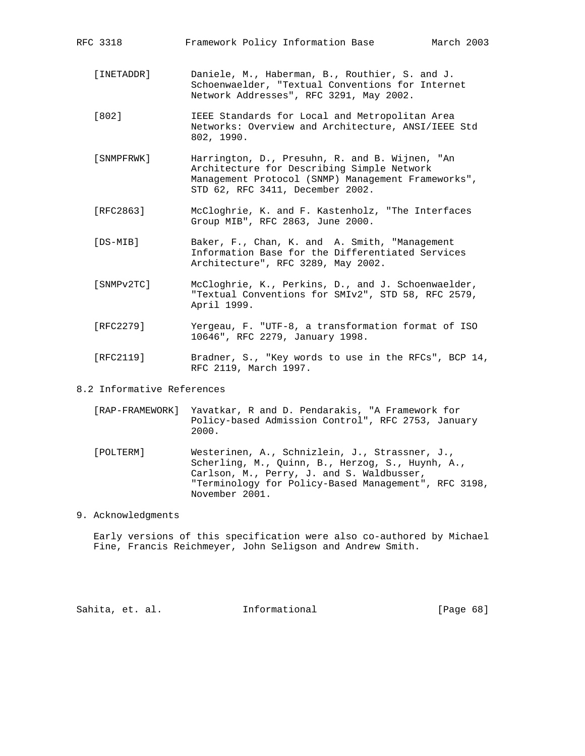[INETADDR] Daniele, M., Haberman, B., Routhier, S. and J. Schoenwaelder, "Textual Conventions for Internet Network Addresses", RFC 3291, May 2002.

[802] IEEE Standards for Local and Metropolitan Area Networks: Overview and Architecture, ANSI/IEEE Std 802, 1990.

[SNMPFRWK] Harrington, D., Presuhn, R. and B. Wijnen, "An Architecture for Describing Simple Network Management Protocol (SNMP) Management Frameworks", STD 62, RFC 3411, December 2002.

[RFC2863] McCloghrie, K. and F. Kastenholz, "The Interfaces Group MIB", RFC 2863, June 2000.

[DS-MIB] Baker, F., Chan, K. and A. Smith, "Management Information Base for the Differentiated Services Architecture", RFC 3289, May 2002.

[SNMPv2TC] McCloghrie, K., Perkins, D., and J. Schoenwaelder, "Textual Conventions for SMIv2", STD 58, RFC 2579, April 1999.

[RFC2279] Yergeau, F. "UTF-8, a transformation format of ISO 10646", RFC 2279, January 1998.

[RFC2119] Bradner, S., "Key words to use in the RFCs", BCP 14, RFC 2119, March 1997.

## 8.2 Informative References

[RAP-FRAMEWORK] Yavatkar, R and D. Pendarakis, "A Framework for Policy-based Admission Control", RFC 2753, January 2000.

[POLTERM] Westerinen, A., Schnizlein, J., Strassner, J., Scherling, M., Quinn, B., Herzog, S., Huynh, A., Carlson, M., Perry, J. and S. Waldbusser, "Terminology for Policy-Based Management", RFC 3198, November 2001.

## 9. Acknowledgments

Early versions of this specification were also co-authored by Michael Fine, Francis Reichmeyer, John Seligson and Andrew Smith.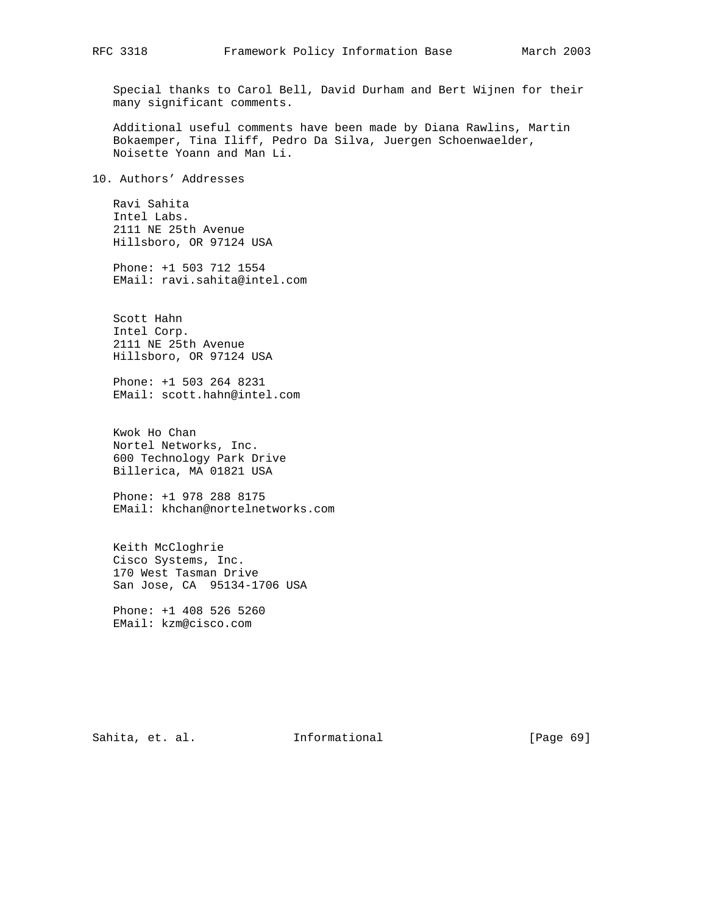Special thanks to Carol Bell, David Durham and Bert Wijnen for their many significant comments.

Additional useful comments have been made by Diana Rawlins, Martin Bokaemper, Tina Iliff, Pedro Da Silva, Juergen Schoenwaelder, Noisette Yoann and Man Li.

## 10. Authors' Addresses

Ravi Sahita
Intel Labs.
2111 NE 25th Avenue
Hillsboro, OR 97124 USA

Phone: +1 503 712 1554
EMail: ravi.sahita@intel.com

Scott Hahn
Intel Corp.
2111 NE 25th Avenue
Hillsboro, OR 97124 USA

Phone: +1 503 264 8231
EMail: scott.hahn@intel.com

Kwok Ho Chan
Nortel Networks, Inc.
600 Technology Park Drive
Billerica, MA 01821 USA

Phone: +1 978 288 8175
EMail: khchan@nortelnetworks.com

Keith McCloghrie
Cisco Systems, Inc.
170 West Tasman Drive
San Jose, CA  95134-1706 USA

Phone: +1 408 526 5260
EMail: kzm@cisco.com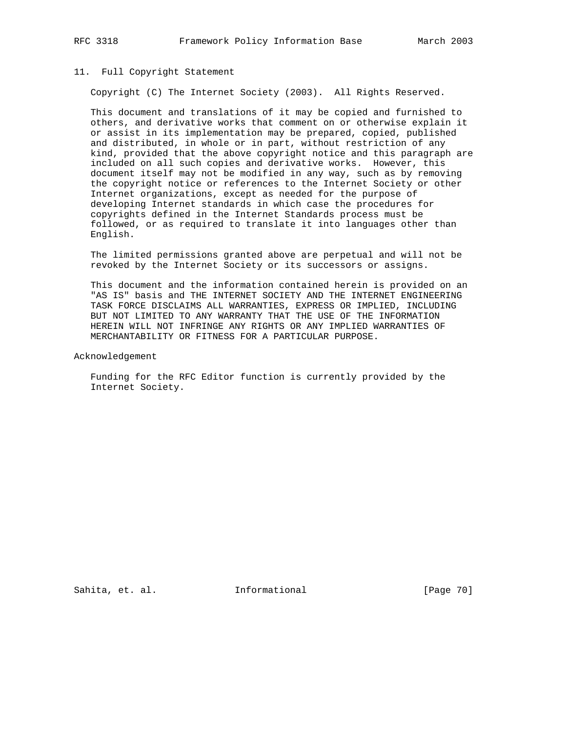## 11. Full Copyright Statement

Copyright (C) The Internet Society (2003). All Rights Reserved.

This document and translations of it may be copied and furnished to others, and derivative works that comment on or otherwise explain it or assist in its implementation may be prepared, copied, published and distributed, in whole or in part, without restriction of any kind, provided that the above copyright notice and this paragraph are included on all such copies and derivative works. However, this document itself may not be modified in any way, such as by removing the copyright notice or references to the Internet Society or other Internet organizations, except as needed for the purpose of developing Internet standards in which case the procedures for copyrights defined in the Internet Standards process must be followed, or as required to translate it into languages other than English.

The limited permissions granted above are perpetual and will not be revoked by the Internet Society or its successors or assigns.

This document and the information contained herein is provided on an "AS IS" basis and THE INTERNET SOCIETY AND THE INTERNET ENGINEERING TASK FORCE DISCLAIMS ALL WARRANTIES, EXPRESS OR IMPLIED, INCLUDING BUT NOT LIMITED TO ANY WARRANTY THAT THE USE OF THE INFORMATION HEREIN WILL NOT INFRINGE ANY RIGHTS OR ANY IMPLIED WARRANTIES OF MERCHANTABILITY OR FITNESS FOR A PARTICULAR PURPOSE.

## Acknowledgement

Funding for the RFC Editor function is currently provided by the Internet Society.